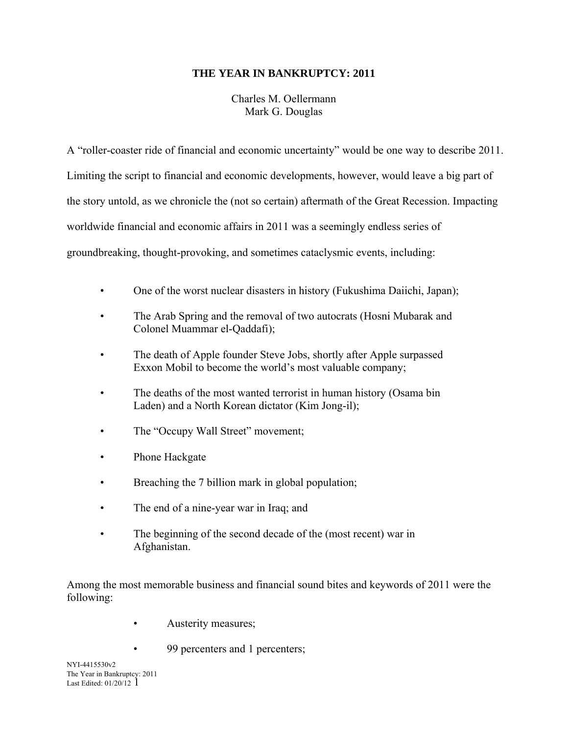# THE YEAR IN BANKRUPTCY: 2011

Charles M. Oellermann
Mark G. Douglas

A "roller-coaster ride of financial and economic uncertainty" would be one way to describe 2011. Limiting the script to financial and economic developments, however, would leave a big part of the story untold, as we chronicle the (not so certain) aftermath of the Great Recession. Impacting worldwide financial and economic affairs in 2011 was a seemingly endless series of groundbreaking, thought-provoking, and sometimes cataclysmic events, including:

- One of the worst nuclear disasters in history (Fukushima Daiichi, Japan);
- The Arab Spring and the removal of two autocrats (Hosni Mubarak and Colonel Muammar el-Qaddafi);
- The death of Apple founder Steve Jobs, shortly after Apple surpassed Exxon Mobil to become the world's most valuable company;
- The deaths of the most wanted terrorist in human history (Osama bin Laden) and a North Korean dictator (Kim Jong-il);
- The "Occupy Wall Street" movement;
- Phone Hackgate
- Breaching the 7 billion mark in global population;
- The end of a nine-year war in Iraq; and
- The beginning of the second decade of the (most recent) war in Afghanistan.

Among the most memorable business and financial sound bites and keywords of 2011 were the following:

- Austerity measures;
- 99 percenters and 1 percenters;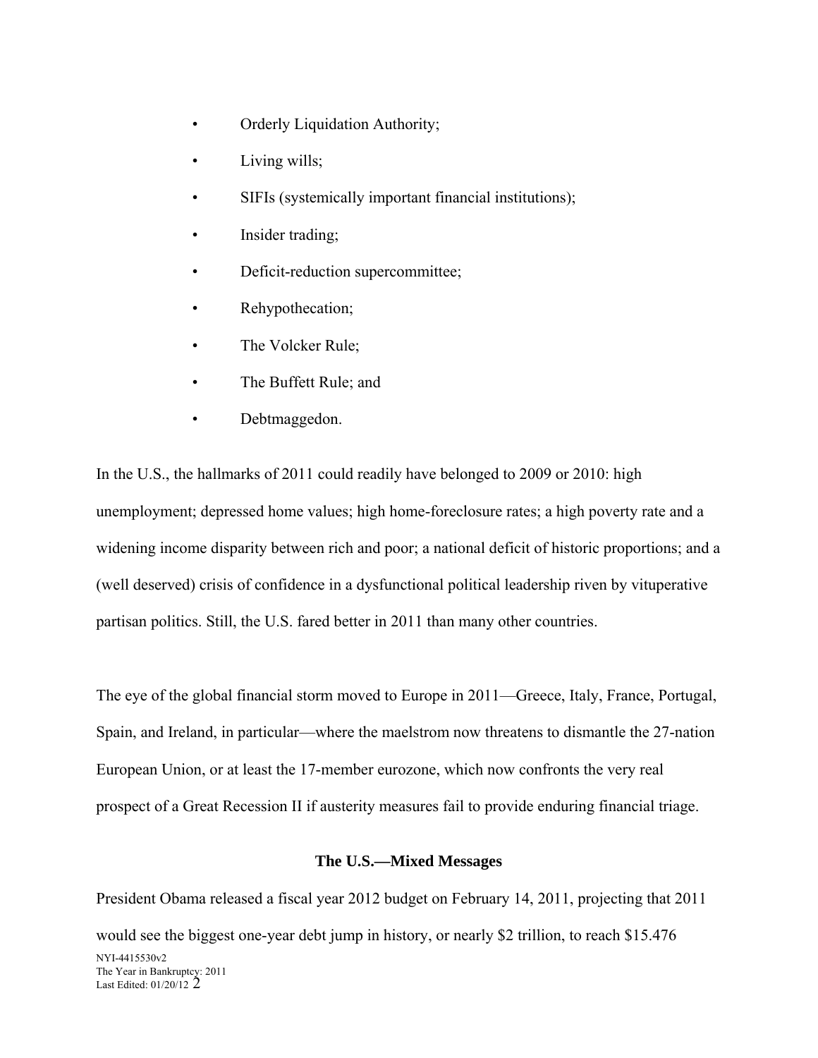- Orderly Liquidation Authority;
- Living wills;
- SIFIs (systemically important financial institutions);
- Insider trading;
- Deficit-reduction supercommittee;
- Rehypothecation;
- The Volcker Rule;
- The Buffett Rule; and
- Debtmaggedon.

In the U.S., the hallmarks of 2011 could readily have belonged to 2009 or 2010: high unemployment; depressed home values; high home-foreclosure rates; a high poverty rate and a widening income disparity between rich and poor; a national deficit of historic proportions; and a (well deserved) crisis of confidence in a dysfunctional political leadership riven by vituperative partisan politics. Still, the U.S. fared better in 2011 than many other countries.

The eye of the global financial storm moved to Europe in 2011—Greece, Italy, France, Portugal, Spain, and Ireland, in particular—where the maelstrom now threatens to dismantle the 27-nation European Union, or at least the 17-member eurozone, which now confronts the very real prospect of a Great Recession II if austerity measures fail to provide enduring financial triage.

## The U.S.—Mixed Messages

President Obama released a fiscal year 2012 budget on February 14, 2011, projecting that 2011 would see the biggest one-year debt jump in history, or nearly $2 trillion, to reach $15.476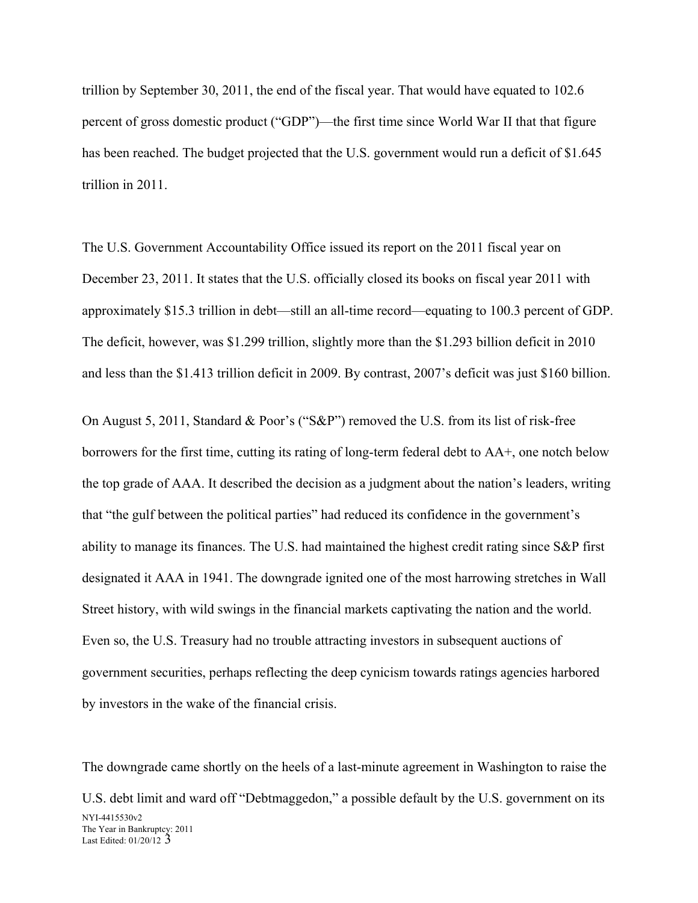trillion by September 30, 2011, the end of the fiscal year. That would have equated to 102.6 percent of gross domestic product ("GDP")—the first time since World War II that that figure has been reached. The budget projected that the U.S. government would run a deficit of $1.645 trillion in 2011.

The U.S. Government Accountability Office issued its report on the 2011 fiscal year on December 23, 2011. It states that the U.S. officially closed its books on fiscal year 2011 with approximately $15.3 trillion in debt—still an all-time record—equating to 100.3 percent of GDP. The deficit, however, was $1.299 trillion, slightly more than the $1.293 billion deficit in 2010 and less than the $1.413 trillion deficit in 2009. By contrast, 2007's deficit was just $160 billion.

On August 5, 2011, Standard & Poor's ("S&P") removed the U.S. from its list of risk-free borrowers for the first time, cutting its rating of long-term federal debt to AA+, one notch below the top grade of AAA. It described the decision as a judgment about the nation's leaders, writing that "the gulf between the political parties" had reduced its confidence in the government's ability to manage its finances. The U.S. had maintained the highest credit rating since S&P first designated it AAA in 1941. The downgrade ignited one of the most harrowing stretches in Wall Street history, with wild swings in the financial markets captivating the nation and the world. Even so, the U.S. Treasury had no trouble attracting investors in subsequent auctions of government securities, perhaps reflecting the deep cynicism towards ratings agencies harbored by investors in the wake of the financial crisis.

The downgrade came shortly on the heels of a last-minute agreement in Washington to raise the U.S. debt limit and ward off "Debtmaggedon," a possible default by the U.S. government on its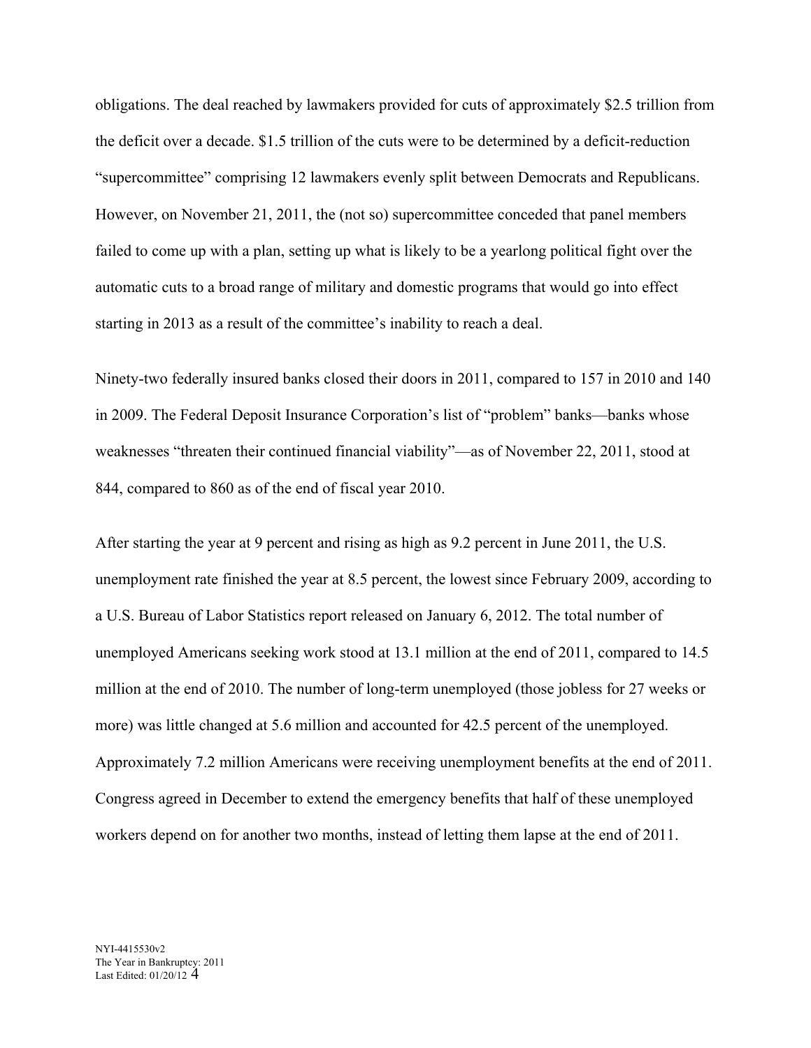obligations. The deal reached by lawmakers provided for cuts of approximately $2.5 trillion from the deficit over a decade. $1.5 trillion of the cuts were to be determined by a deficit-reduction "supercommittee" comprising 12 lawmakers evenly split between Democrats and Republicans. However, on November 21, 2011, the (not so) supercommittee conceded that panel members failed to come up with a plan, setting up what is likely to be a yearlong political fight over the automatic cuts to a broad range of military and domestic programs that would go into effect starting in 2013 as a result of the committee's inability to reach a deal.

Ninety-two federally insured banks closed their doors in 2011, compared to 157 in 2010 and 140 in 2009. The Federal Deposit Insurance Corporation's list of "problem" banks—banks whose weaknesses "threaten their continued financial viability"—as of November 22, 2011, stood at 844, compared to 860 as of the end of fiscal year 2010.

After starting the year at 9 percent and rising as high as 9.2 percent in June 2011, the U.S. unemployment rate finished the year at 8.5 percent, the lowest since February 2009, according to a U.S. Bureau of Labor Statistics report released on January 6, 2012. The total number of unemployed Americans seeking work stood at 13.1 million at the end of 2011, compared to 14.5 million at the end of 2010. The number of long-term unemployed (those jobless for 27 weeks or more) was little changed at 5.6 million and accounted for 42.5 percent of the unemployed. Approximately 7.2 million Americans were receiving unemployment benefits at the end of 2011. Congress agreed in December to extend the emergency benefits that half of these unemployed workers depend on for another two months, instead of letting them lapse at the end of 2011.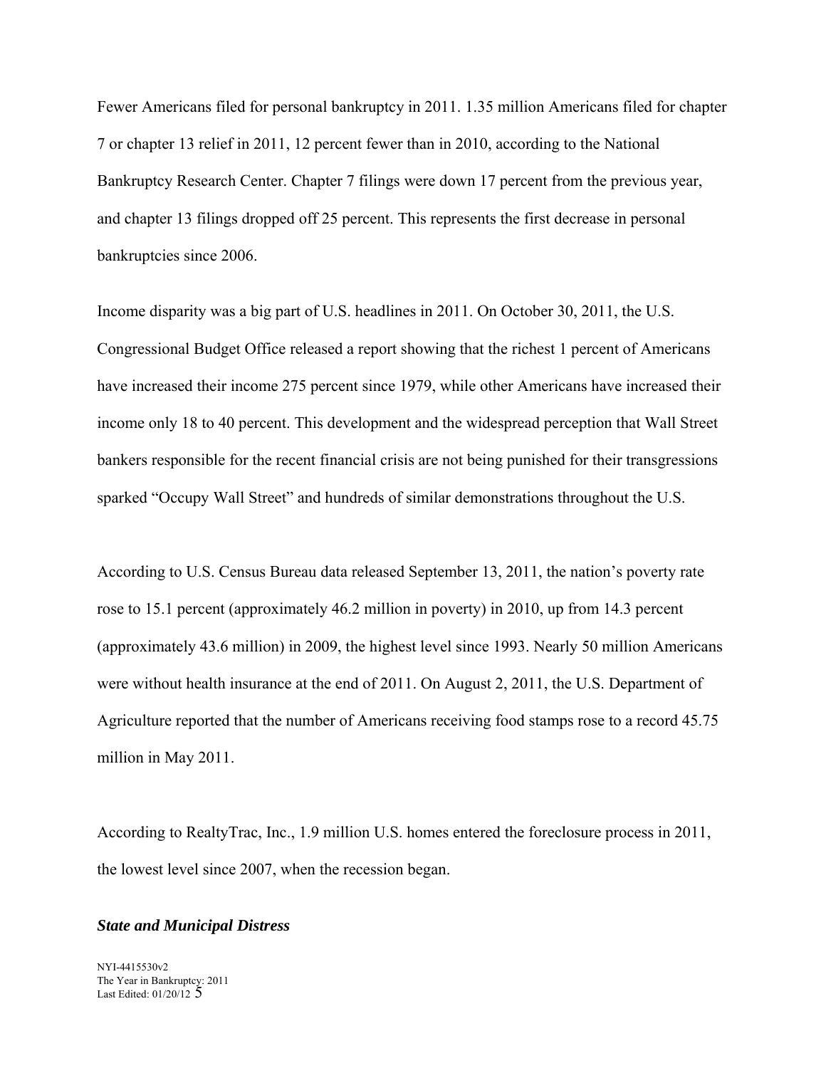Fewer Americans filed for personal bankruptcy in 2011. 1.35 million Americans filed for chapter 7 or chapter 13 relief in 2011, 12 percent fewer than in 2010, according to the National Bankruptcy Research Center. Chapter 7 filings were down 17 percent from the previous year, and chapter 13 filings dropped off 25 percent. This represents the first decrease in personal bankruptcies since 2006.

Income disparity was a big part of U.S. headlines in 2011. On October 30, 2011, the U.S. Congressional Budget Office released a report showing that the richest 1 percent of Americans have increased their income 275 percent since 1979, while other Americans have increased their income only 18 to 40 percent. This development and the widespread perception that Wall Street bankers responsible for the recent financial crisis are not being punished for their transgressions sparked "Occupy Wall Street" and hundreds of similar demonstrations throughout the U.S.

According to U.S. Census Bureau data released September 13, 2011, the nation's poverty rate rose to 15.1 percent (approximately 46.2 million in poverty) in 2010, up from 14.3 percent (approximately 43.6 million) in 2009, the highest level since 1993. Nearly 50 million Americans were without health insurance at the end of 2011. On August 2, 2011, the U.S. Department of Agriculture reported that the number of Americans receiving food stamps rose to a record 45.75 million in May 2011.

According to RealtyTrac, Inc., 1.9 million U.S. homes entered the foreclosure process in 2011, the lowest level since 2007, when the recession began.

### *State and Municipal Distress*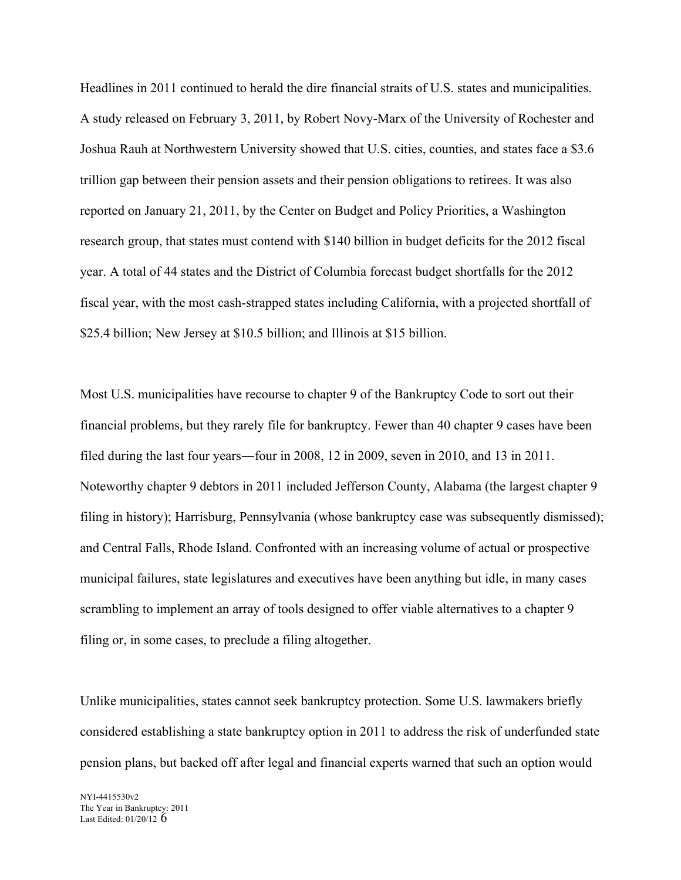Headlines in 2011 continued to herald the dire financial straits of U.S. states and municipalities. A study released on February 3, 2011, by Robert Novy-Marx of the University of Rochester and Joshua Rauh at Northwestern University showed that U.S. cities, counties, and states face a $3.6 trillion gap between their pension assets and their pension obligations to retirees. It was also reported on January 21, 2011, by the Center on Budget and Policy Priorities, a Washington research group, that states must contend with $140 billion in budget deficits for the 2012 fiscal year. A total of 44 states and the District of Columbia forecast budget shortfalls for the 2012 fiscal year, with the most cash-strapped states including California, with a projected shortfall of $25.4 billion; New Jersey at $10.5 billion; and Illinois at $15 billion.

Most U.S. municipalities have recourse to chapter 9 of the Bankruptcy Code to sort out their financial problems, but they rarely file for bankruptcy. Fewer than 40 chapter 9 cases have been filed during the last four years—four in 2008, 12 in 2009, seven in 2010, and 13 in 2011. Noteworthy chapter 9 debtors in 2011 included Jefferson County, Alabama (the largest chapter 9 filing in history); Harrisburg, Pennsylvania (whose bankruptcy case was subsequently dismissed); and Central Falls, Rhode Island. Confronted with an increasing volume of actual or prospective municipal failures, state legislatures and executives have been anything but idle, in many cases scrambling to implement an array of tools designed to offer viable alternatives to a chapter 9 filing or, in some cases, to preclude a filing altogether.

Unlike municipalities, states cannot seek bankruptcy protection. Some U.S. lawmakers briefly considered establishing a state bankruptcy option in 2011 to address the risk of underfunded state pension plans, but backed off after legal and financial experts warned that such an option would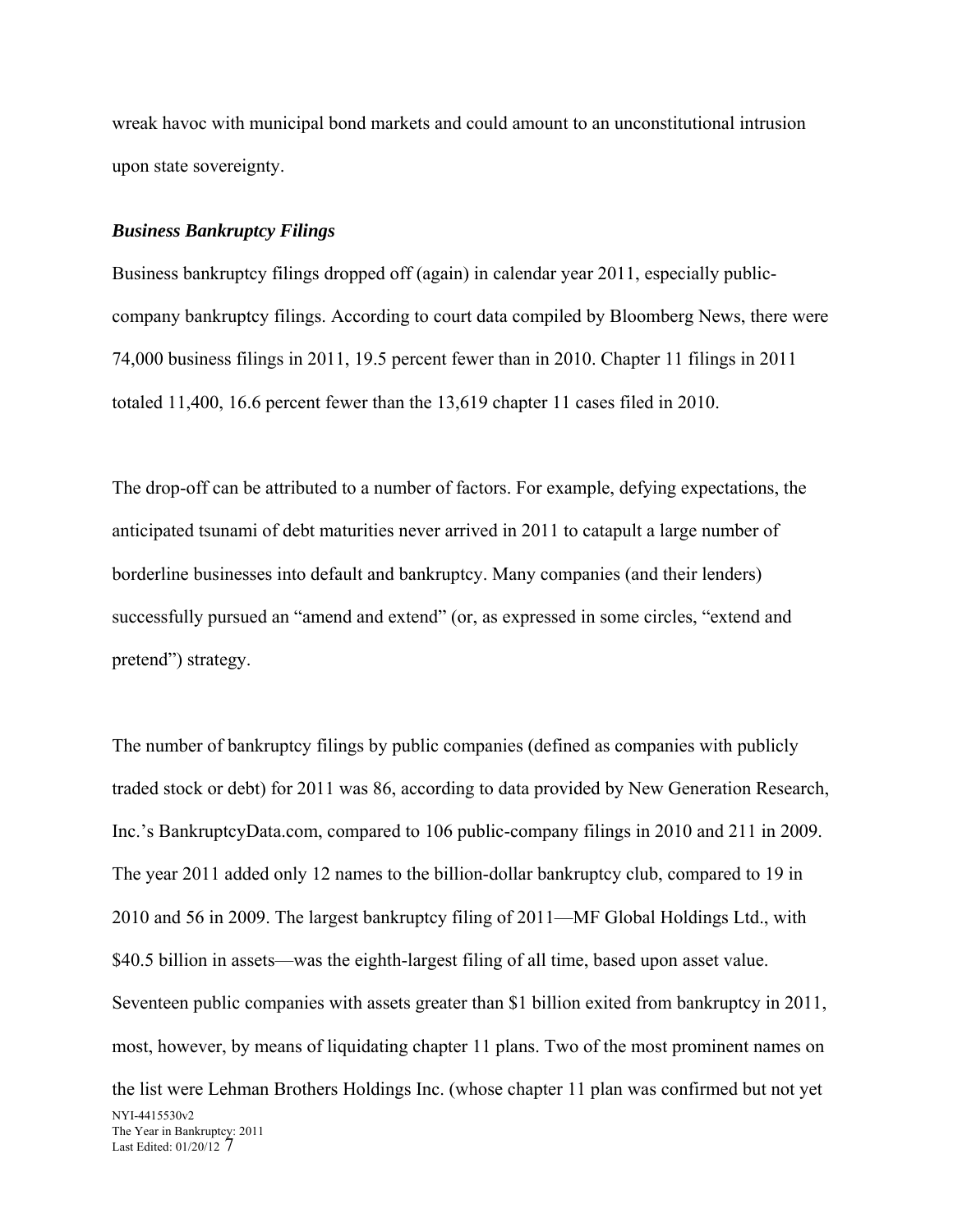wreak havoc with municipal bond markets and could amount to an unconstitutional intrusion upon state sovereignty.

***Business Bankruptcy Filings***

Business bankruptcy filings dropped off (again) in calendar year 2011, especially public-company bankruptcy filings. According to court data compiled by Bloomberg News, there were 74,000 business filings in 2011, 19.5 percent fewer than in 2010. Chapter 11 filings in 2011 totaled 11,400, 16.6 percent fewer than the 13,619 chapter 11 cases filed in 2010.

The drop-off can be attributed to a number of factors. For example, defying expectations, the anticipated tsunami of debt maturities never arrived in 2011 to catapult a large number of borderline businesses into default and bankruptcy. Many companies (and their lenders) successfully pursued an "amend and extend" (or, as expressed in some circles, "extend and pretend") strategy.

The number of bankruptcy filings by public companies (defined as companies with publicly traded stock or debt) for 2011 was 86, according to data provided by New Generation Research, Inc.'s BankruptcyData.com, compared to 106 public-company filings in 2010 and 211 in 2009. The year 2011 added only 12 names to the billion-dollar bankruptcy club, compared to 19 in 2010 and 56 in 2009. The largest bankruptcy filing of 2011—MF Global Holdings Ltd., with $40.5 billion in assets—was the eighth-largest filing of all time, based upon asset value. Seventeen public companies with assets greater than $1 billion exited from bankruptcy in 2011, most, however, by means of liquidating chapter 11 plans. Two of the most prominent names on the list were Lehman Brothers Holdings Inc. (whose chapter 11 plan was confirmed but not yet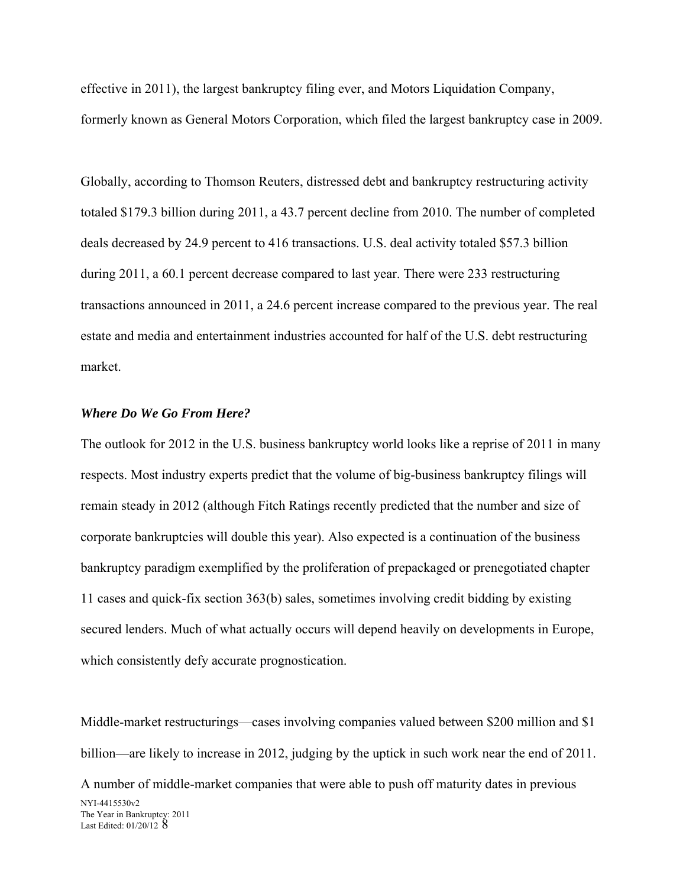effective in 2011), the largest bankruptcy filing ever, and Motors Liquidation Company, formerly known as General Motors Corporation, which filed the largest bankruptcy case in 2009.

Globally, according to Thomson Reuters, distressed debt and bankruptcy restructuring activity totaled $179.3 billion during 2011, a 43.7 percent decline from 2010. The number of completed deals decreased by 24.9 percent to 416 transactions. U.S. deal activity totaled $57.3 billion during 2011, a 60.1 percent decrease compared to last year. There were 233 restructuring transactions announced in 2011, a 24.6 percent increase compared to the previous year. The real estate and media and entertainment industries accounted for half of the U.S. debt restructuring market.

***Where Do We Go From Here?***

The outlook for 2012 in the U.S. business bankruptcy world looks like a reprise of 2011 in many respects. Most industry experts predict that the volume of big-business bankruptcy filings will remain steady in 2012 (although Fitch Ratings recently predicted that the number and size of corporate bankruptcies will double this year). Also expected is a continuation of the business bankruptcy paradigm exemplified by the proliferation of prepackaged or prenegotiated chapter 11 cases and quick-fix section 363(b) sales, sometimes involving credit bidding by existing secured lenders. Much of what actually occurs will depend heavily on developments in Europe, which consistently defy accurate prognostication.

Middle-market restructurings—cases involving companies valued between $200 million and $1 billion—are likely to increase in 2012, judging by the uptick in such work near the end of 2011. A number of middle-market companies that were able to push off maturity dates in previous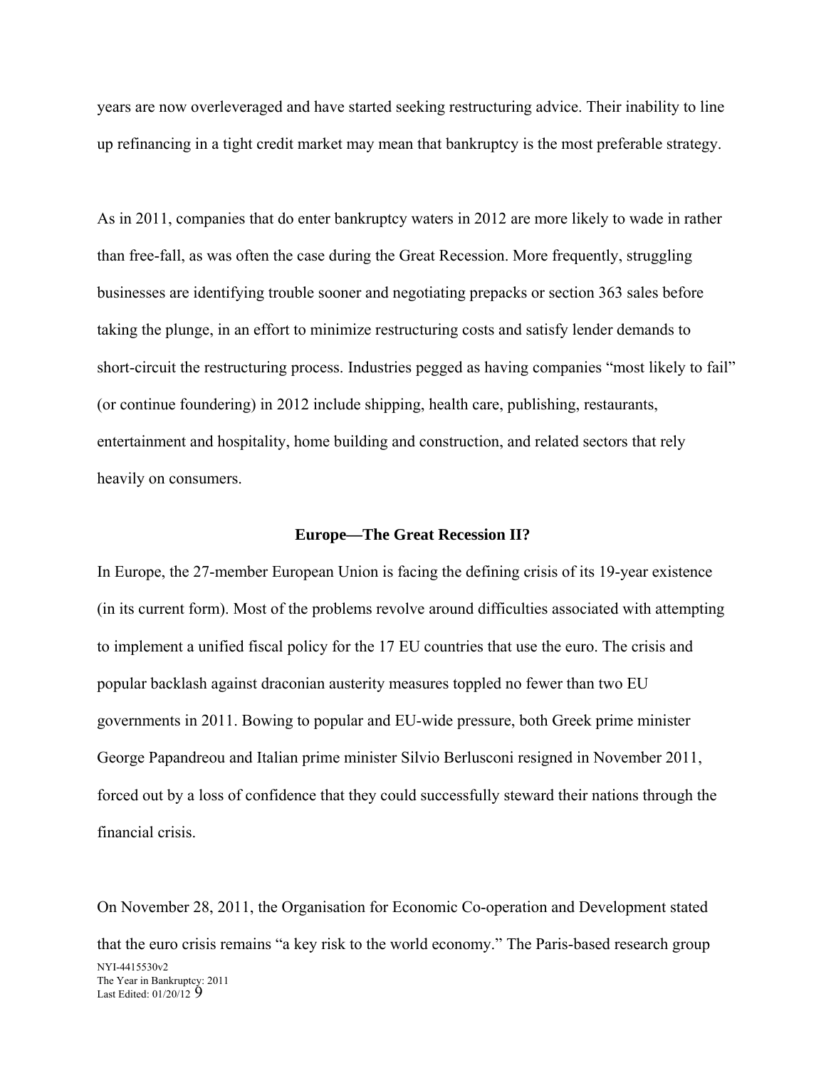years are now overleveraged and have started seeking restructuring advice. Their inability to line up refinancing in a tight credit market may mean that bankruptcy is the most preferable strategy.

As in 2011, companies that do enter bankruptcy waters in 2012 are more likely to wade in rather than free-fall, as was often the case during the Great Recession. More frequently, struggling businesses are identifying trouble sooner and negotiating prepacks or section 363 sales before taking the plunge, in an effort to minimize restructuring costs and satisfy lender demands to short-circuit the restructuring process. Industries pegged as having companies "most likely to fail" (or continue foundering) in 2012 include shipping, health care, publishing, restaurants, entertainment and hospitality, home building and construction, and related sectors that rely heavily on consumers.

## Europe—The Great Recession II?

In Europe, the 27-member European Union is facing the defining crisis of its 19-year existence (in its current form). Most of the problems revolve around difficulties associated with attempting to implement a unified fiscal policy for the 17 EU countries that use the euro. The crisis and popular backlash against draconian austerity measures toppled no fewer than two EU governments in 2011. Bowing to popular and EU-wide pressure, both Greek prime minister George Papandreou and Italian prime minister Silvio Berlusconi resigned in November 2011, forced out by a loss of confidence that they could successfully steward their nations through the financial crisis.

On November 28, 2011, the Organisation for Economic Co-operation and Development stated that the euro crisis remains "a key risk to the world economy." The Paris-based research group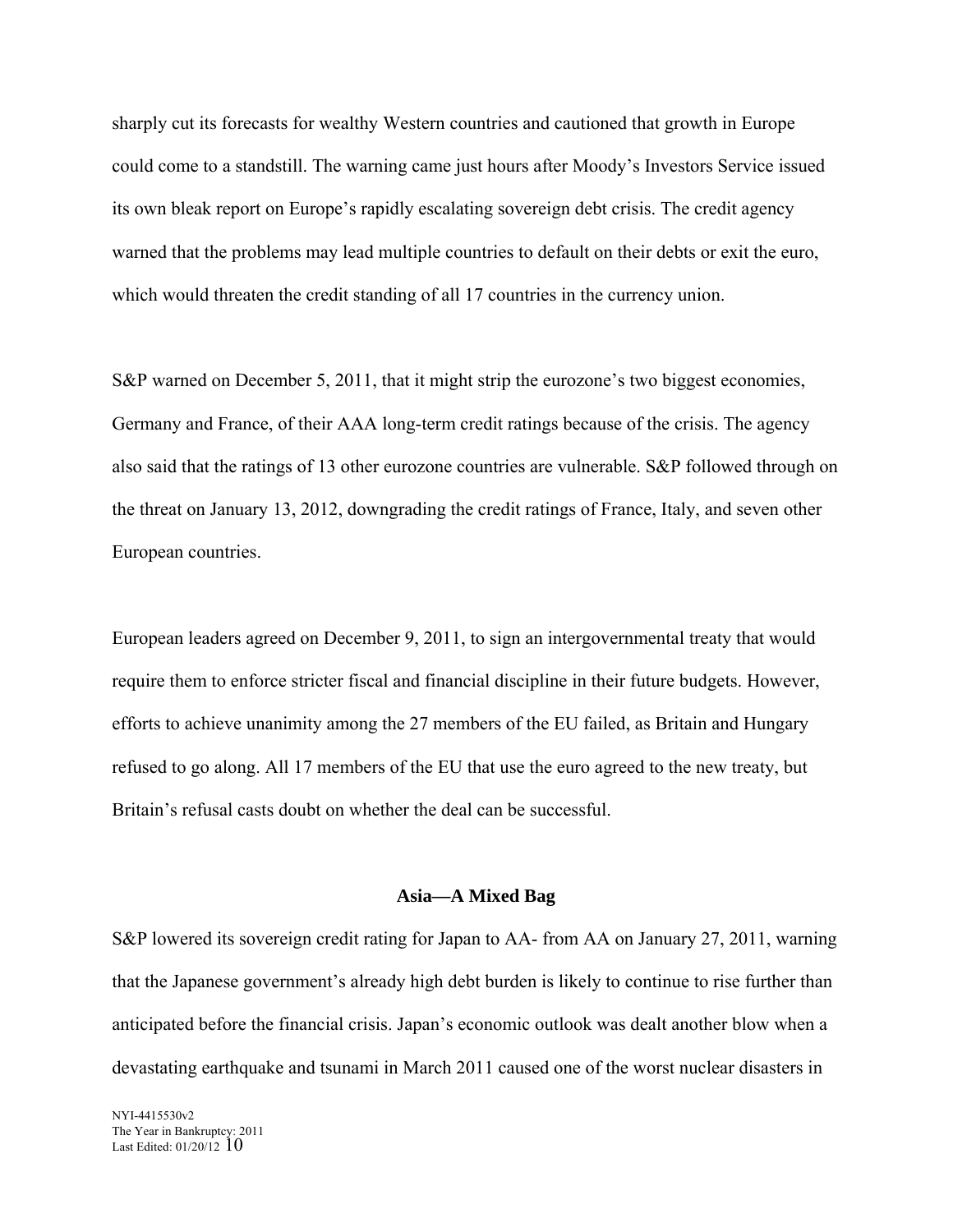sharply cut its forecasts for wealthy Western countries and cautioned that growth in Europe could come to a standstill. The warning came just hours after Moody's Investors Service issued its own bleak report on Europe's rapidly escalating sovereign debt crisis. The credit agency warned that the problems may lead multiple countries to default on their debts or exit the euro, which would threaten the credit standing of all 17 countries in the currency union.

S&P warned on December 5, 2011, that it might strip the eurozone's two biggest economies, Germany and France, of their AAA long-term credit ratings because of the crisis. The agency also said that the ratings of 13 other eurozone countries are vulnerable. S&P followed through on the threat on January 13, 2012, downgrading the credit ratings of France, Italy, and seven other European countries.

European leaders agreed on December 9, 2011, to sign an intergovernmental treaty that would require them to enforce stricter fiscal and financial discipline in their future budgets. However, efforts to achieve unanimity among the 27 members of the EU failed, as Britain and Hungary refused to go along. All 17 members of the EU that use the euro agreed to the new treaty, but Britain's refusal casts doubt on whether the deal can be successful.

## Asia—A Mixed Bag

S&P lowered its sovereign credit rating for Japan to AA- from AA on January 27, 2011, warning that the Japanese government's already high debt burden is likely to continue to rise further than anticipated before the financial crisis. Japan's economic outlook was dealt another blow when a devastating earthquake and tsunami in March 2011 caused one of the worst nuclear disasters in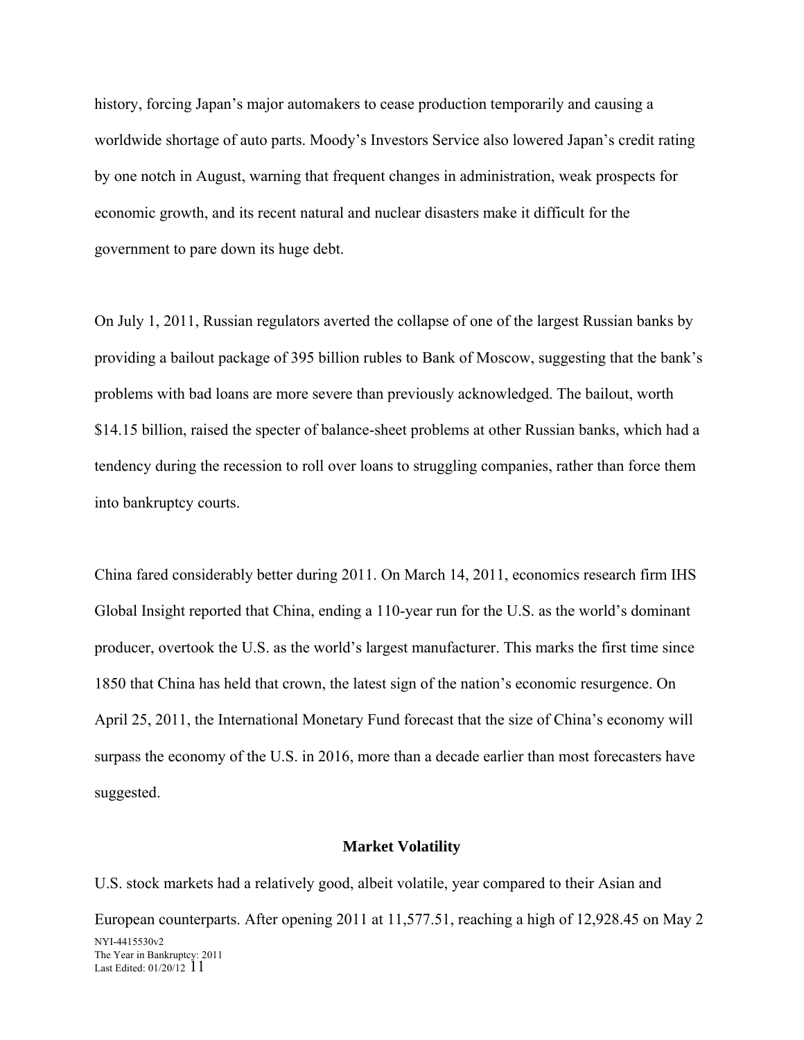history, forcing Japan's major automakers to cease production temporarily and causing a worldwide shortage of auto parts. Moody's Investors Service also lowered Japan's credit rating by one notch in August, warning that frequent changes in administration, weak prospects for economic growth, and its recent natural and nuclear disasters make it difficult for the government to pare down its huge debt.

On July 1, 2011, Russian regulators averted the collapse of one of the largest Russian banks by providing a bailout package of 395 billion rubles to Bank of Moscow, suggesting that the bank's problems with bad loans are more severe than previously acknowledged. The bailout, worth $14.15 billion, raised the specter of balance-sheet problems at other Russian banks, which had a tendency during the recession to roll over loans to struggling companies, rather than force them into bankruptcy courts.

China fared considerably better during 2011. On March 14, 2011, economics research firm IHS Global Insight reported that China, ending a 110-year run for the U.S. as the world's dominant producer, overtook the U.S. as the world's largest manufacturer. This marks the first time since 1850 that China has held that crown, the latest sign of the nation's economic resurgence. On April 25, 2011, the International Monetary Fund forecast that the size of China's economy will surpass the economy of the U.S. in 2016, more than a decade earlier than most forecasters have suggested.

## Market Volatility

U.S. stock markets had a relatively good, albeit volatile, year compared to their Asian and European counterparts. After opening 2011 at 11,577.51, reaching a high of 12,928.45 on May 2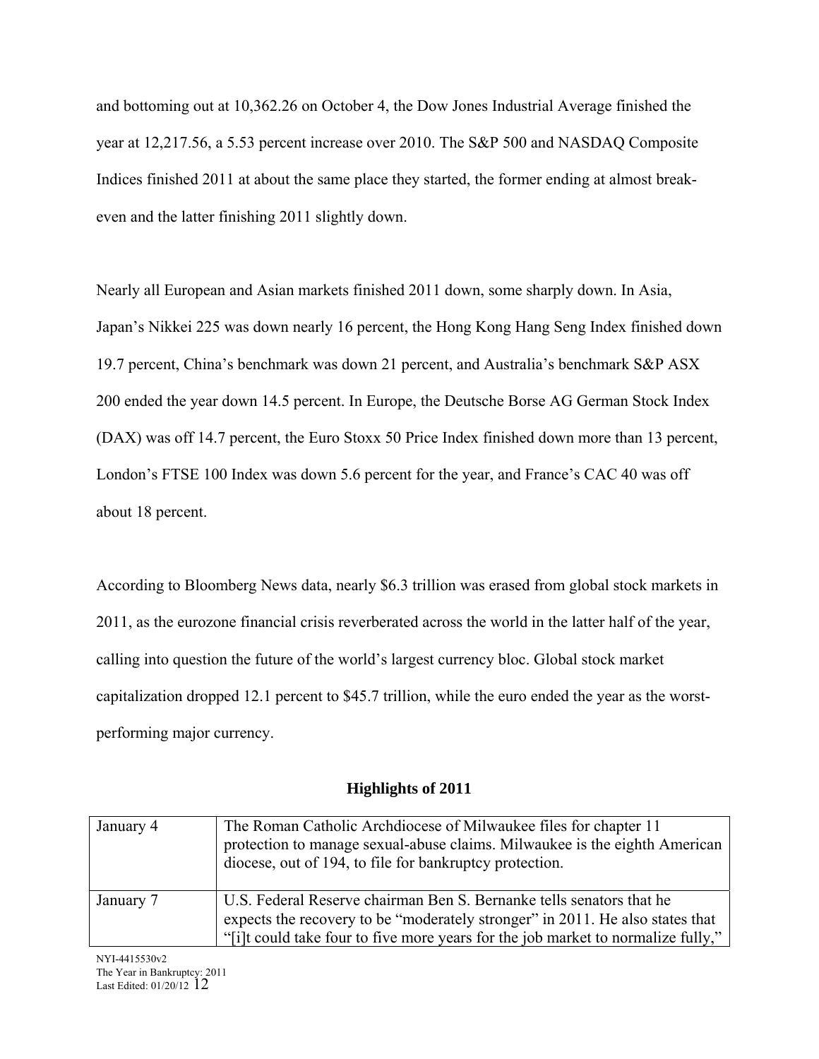and bottoming out at 10,362.26 on October 4, the Dow Jones Industrial Average finished the year at 12,217.56, a 5.53 percent increase over 2010. The S&P 500 and NASDAQ Composite Indices finished 2011 at about the same place they started, the former ending at almost break-even and the latter finishing 2011 slightly down.

Nearly all European and Asian markets finished 2011 down, some sharply down. In Asia, Japan's Nikkei 225 was down nearly 16 percent, the Hong Kong Hang Seng Index finished down 19.7 percent, China's benchmark was down 21 percent, and Australia's benchmark S&P ASX 200 ended the year down 14.5 percent. In Europe, the Deutsche Borse AG German Stock Index (DAX) was off 14.7 percent, the Euro Stoxx 50 Price Index finished down more than 13 percent, London's FTSE 100 Index was down 5.6 percent for the year, and France's CAC 40 was off about 18 percent.

According to Bloomberg News data, nearly $6.3 trillion was erased from global stock markets in 2011, as the eurozone financial crisis reverberated across the world in the latter half of the year, calling into question the future of the world's largest currency bloc. Global stock market capitalization dropped 12.1 percent to $45.7 trillion, while the euro ended the year as the worst-performing major currency.

## Highlights of 2011

| | |
|---|---|
| January 4 | The Roman Catholic Archdiocese of Milwaukee files for chapter 11 protection to manage sexual-abuse claims. Milwaukee is the eighth American diocese, out of 194, to file for bankruptcy protection. |
| January 7 | U.S. Federal Reserve chairman Ben S. Bernanke tells senators that he expects the recovery to be "moderately stronger" in 2011. He also states that "[i]t could take four to five more years for the job market to normalize fully," |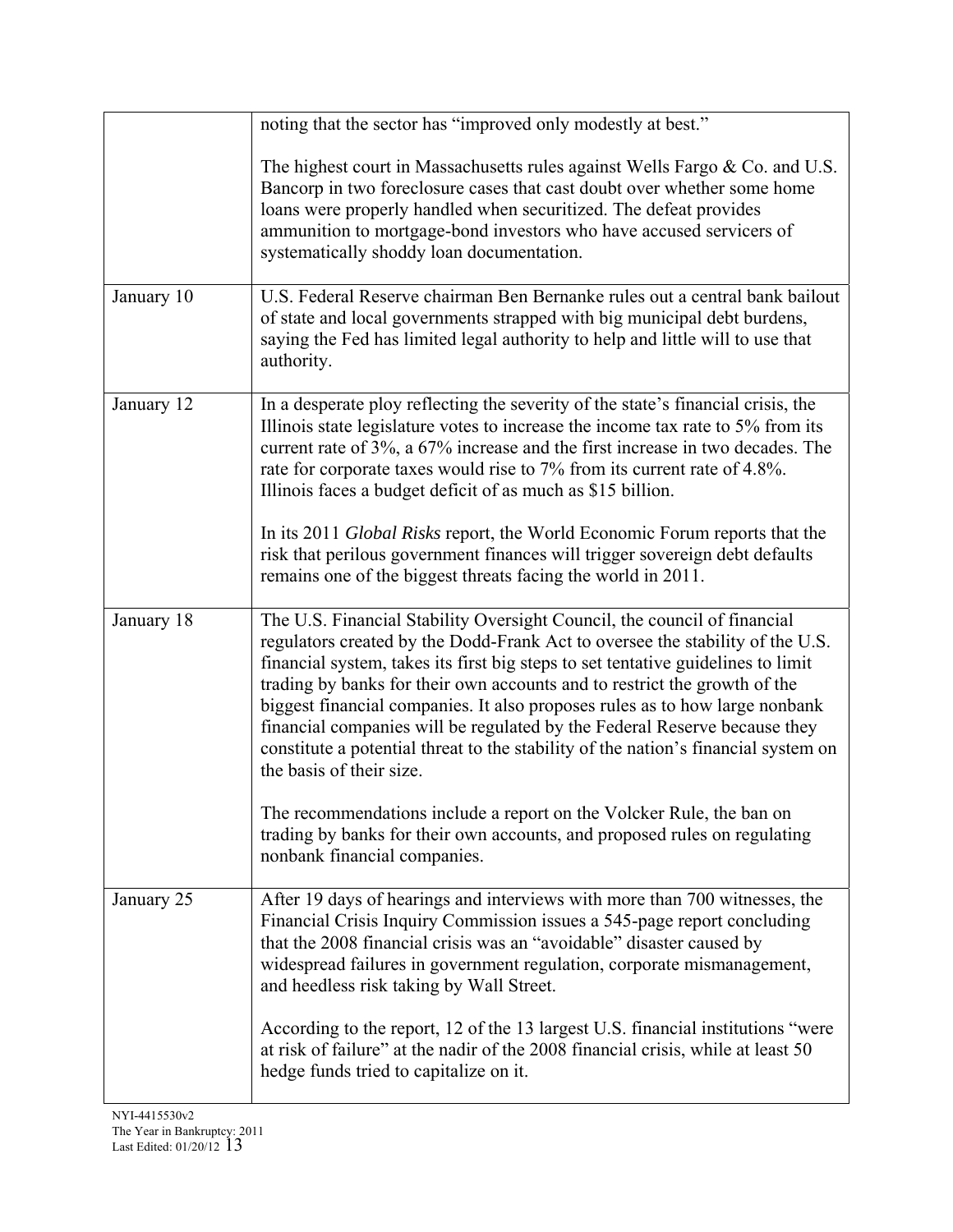| | |
|---|---|
| | noting that the sector has "improved only modestly at best."<br><br>The highest court in Massachusetts rules against Wells Fargo & Co. and U.S. Bancorp in two foreclosure cases that cast doubt over whether some home loans were properly handled when securitized. The defeat provides ammunition to mortgage-bond investors who have accused servicers of systematically shoddy loan documentation. |
| January 10 | U.S. Federal Reserve chairman Ben Bernanke rules out a central bank bailout of state and local governments strapped with big municipal debt burdens, saying the Fed has limited legal authority to help and little will to use that authority. |
| January 12 | In a desperate ploy reflecting the severity of the state's financial crisis, the Illinois state legislature votes to increase the income tax rate to 5% from its current rate of 3%, a 67% increase and the first increase in two decades. The rate for corporate taxes would rise to 7% from its current rate of 4.8%. Illinois faces a budget deficit of as much as $15 billion.<br><br>In its 2011 *Global Risks* report, the World Economic Forum reports that the risk that perilous government finances will trigger sovereign debt defaults remains one of the biggest threats facing the world in 2011. |
| January 18 | The U.S. Financial Stability Oversight Council, the council of financial regulators created by the Dodd-Frank Act to oversee the stability of the U.S. financial system, takes its first big steps to set tentative guidelines to limit trading by banks for their own accounts and to restrict the growth of the biggest financial companies. It also proposes rules as to how large nonbank financial companies will be regulated by the Federal Reserve because they constitute a potential threat to the stability of the nation's financial system on the basis of their size.<br><br>The recommendations include a report on the Volcker Rule, the ban on trading by banks for their own accounts, and proposed rules on regulating nonbank financial companies. |
| January 25 | After 19 days of hearings and interviews with more than 700 witnesses, the Financial Crisis Inquiry Commission issues a 545-page report concluding that the 2008 financial crisis was an "avoidable" disaster caused by widespread failures in government regulation, corporate mismanagement, and heedless risk taking by Wall Street.<br><br>According to the report, 12 of the 13 largest U.S. financial institutions "were at risk of failure" at the nadir of the 2008 financial crisis, while at least 50 hedge funds tried to capitalize on it. |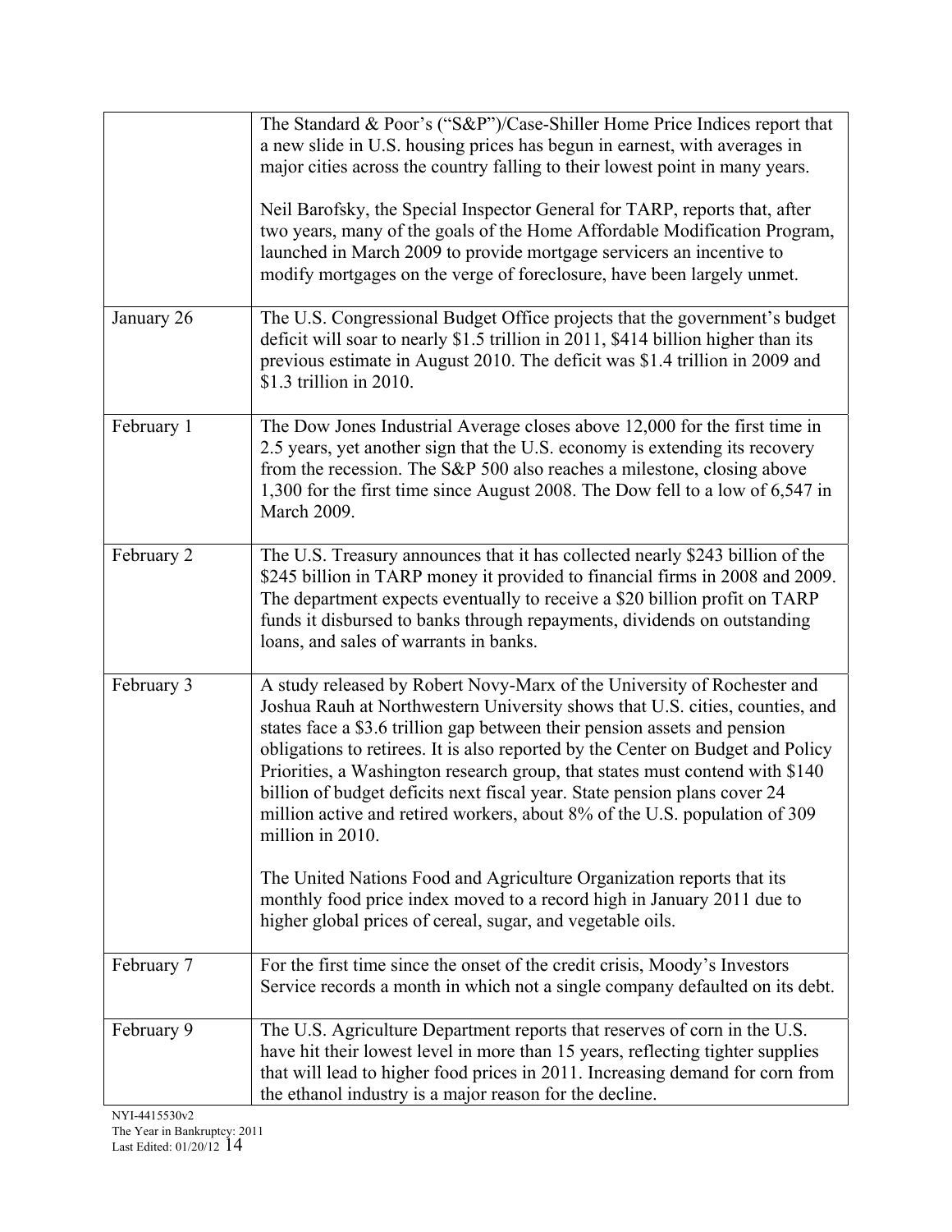| | |
|---|---|
| | The Standard & Poor's ("S&P")/Case-Shiller Home Price Indices report that a new slide in U.S. housing prices has begun in earnest, with averages in major cities across the country falling to their lowest point in many years.<br><br>Neil Barofsky, the Special Inspector General for TARP, reports that, after two years, many of the goals of the Home Affordable Modification Program, launched in March 2009 to provide mortgage servicers an incentive to modify mortgages on the verge of foreclosure, have been largely unmet. |
| January 26 | The U.S. Congressional Budget Office projects that the government's budget deficit will soar to nearly $1.5 trillion in 2011, $414 billion higher than its previous estimate in August 2010. The deficit was $1.4 trillion in 2009 and $1.3 trillion in 2010. |
| February 1 | The Dow Jones Industrial Average closes above 12,000 for the first time in 2.5 years, yet another sign that the U.S. economy is extending its recovery from the recession. The S&P 500 also reaches a milestone, closing above 1,300 for the first time since August 2008. The Dow fell to a low of 6,547 in March 2009. |
| February 2 | The U.S. Treasury announces that it has collected nearly $243 billion of the $245 billion in TARP money it provided to financial firms in 2008 and 2009. The department expects eventually to receive a $20 billion profit on TARP funds it disbursed to banks through repayments, dividends on outstanding loans, and sales of warrants in banks. |
| February 3 | A study released by Robert Novy-Marx of the University of Rochester and Joshua Rauh at Northwestern University shows that U.S. cities, counties, and states face a $3.6 trillion gap between their pension assets and pension obligations to retirees. It is also reported by the Center on Budget and Policy Priorities, a Washington research group, that states must contend with $140 billion of budget deficits next fiscal year. State pension plans cover 24 million active and retired workers, about 8% of the U.S. population of 309 million in 2010.<br><br>The United Nations Food and Agriculture Organization reports that its monthly food price index moved to a record high in January 2011 due to higher global prices of cereal, sugar, and vegetable oils. |
| February 7 | For the first time since the onset of the credit crisis, Moody's Investors Service records a month in which not a single company defaulted on its debt. |
| February 9 | The U.S. Agriculture Department reports that reserves of corn in the U.S. have hit their lowest level in more than 15 years, reflecting tighter supplies that will lead to higher food prices in 2011. Increasing demand for corn from the ethanol industry is a major reason for the decline. |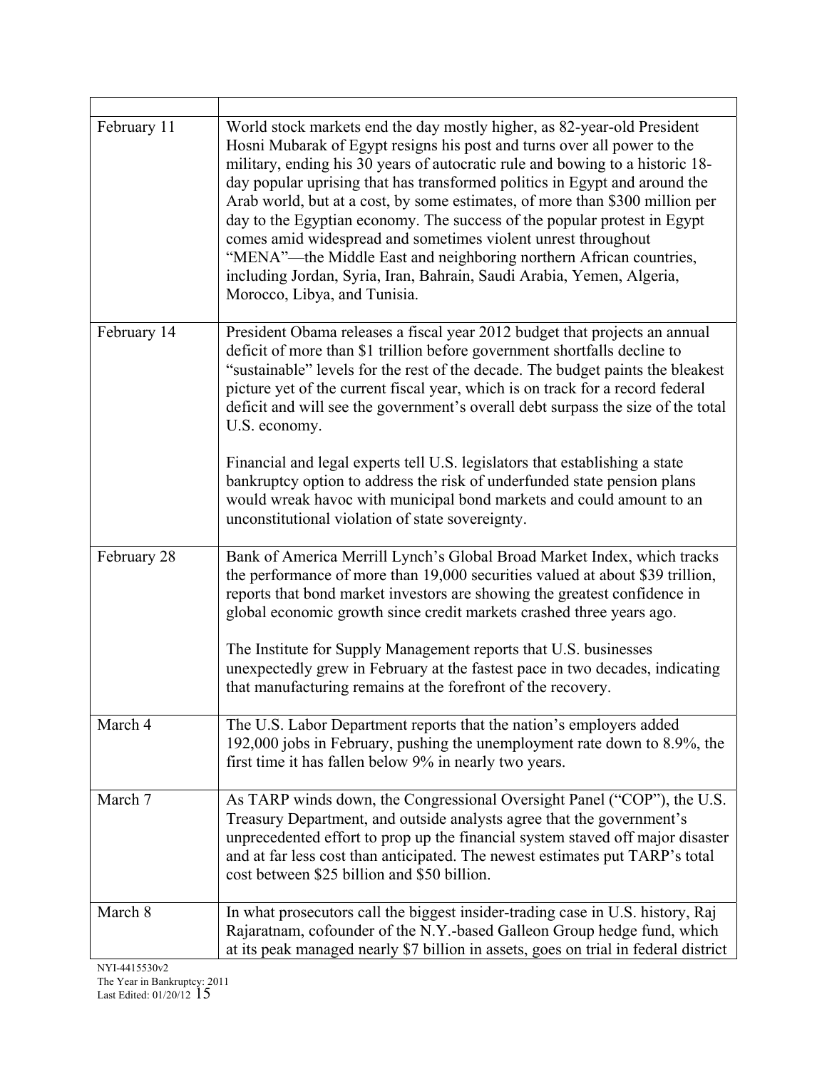| | |
|---|---|
| February 11 | World stock markets end the day mostly higher, as 82-year-old President Hosni Mubarak of Egypt resigns his post and turns over all power to the military, ending his 30 years of autocratic rule and bowing to a historic 18-day popular uprising that has transformed politics in Egypt and around the Arab world, but at a cost, by some estimates, of more than \$300 million per day to the Egyptian economy. The success of the popular protest in Egypt comes amid widespread and sometimes violent unrest throughout "MENA"—the Middle East and neighboring northern African countries, including Jordan, Syria, Iran, Bahrain, Saudi Arabia, Yemen, Algeria, Morocco, Libya, and Tunisia. |
| February 14 | President Obama releases a fiscal year 2012 budget that projects an annual deficit of more than \$1 trillion before government shortfalls decline to "sustainable" levels for the rest of the decade. The budget paints the bleakest picture yet of the current fiscal year, which is on track for a record federal deficit and will see the government's overall debt surpass the size of the total U.S. economy.<br><br>Financial and legal experts tell U.S. legislators that establishing a state bankruptcy option to address the risk of underfunded state pension plans would wreak havoc with municipal bond markets and could amount to an unconstitutional violation of state sovereignty. |
| February 28 | Bank of America Merrill Lynch's Global Broad Market Index, which tracks the performance of more than 19,000 securities valued at about \$39 trillion, reports that bond market investors are showing the greatest confidence in global economic growth since credit markets crashed three years ago.<br><br>The Institute for Supply Management reports that U.S. businesses unexpectedly grew in February at the fastest pace in two decades, indicating that manufacturing remains at the forefront of the recovery. |
| March 4 | The U.S. Labor Department reports that the nation's employers added 192,000 jobs in February, pushing the unemployment rate down to 8.9%, the first time it has fallen below 9% in nearly two years. |
| March 7 | As TARP winds down, the Congressional Oversight Panel ("COP"), the U.S. Treasury Department, and outside analysts agree that the government's unprecedented effort to prop up the financial system staved off major disaster and at far less cost than anticipated. The newest estimates put TARP's total cost between \$25 billion and \$50 billion. |
| March 8 | In what prosecutors call the biggest insider-trading case in U.S. history, Raj Rajaratnam, cofounder of the N.Y.-based Galleon Group hedge fund, which at its peak managed nearly \$7 billion in assets, goes on trial in federal district |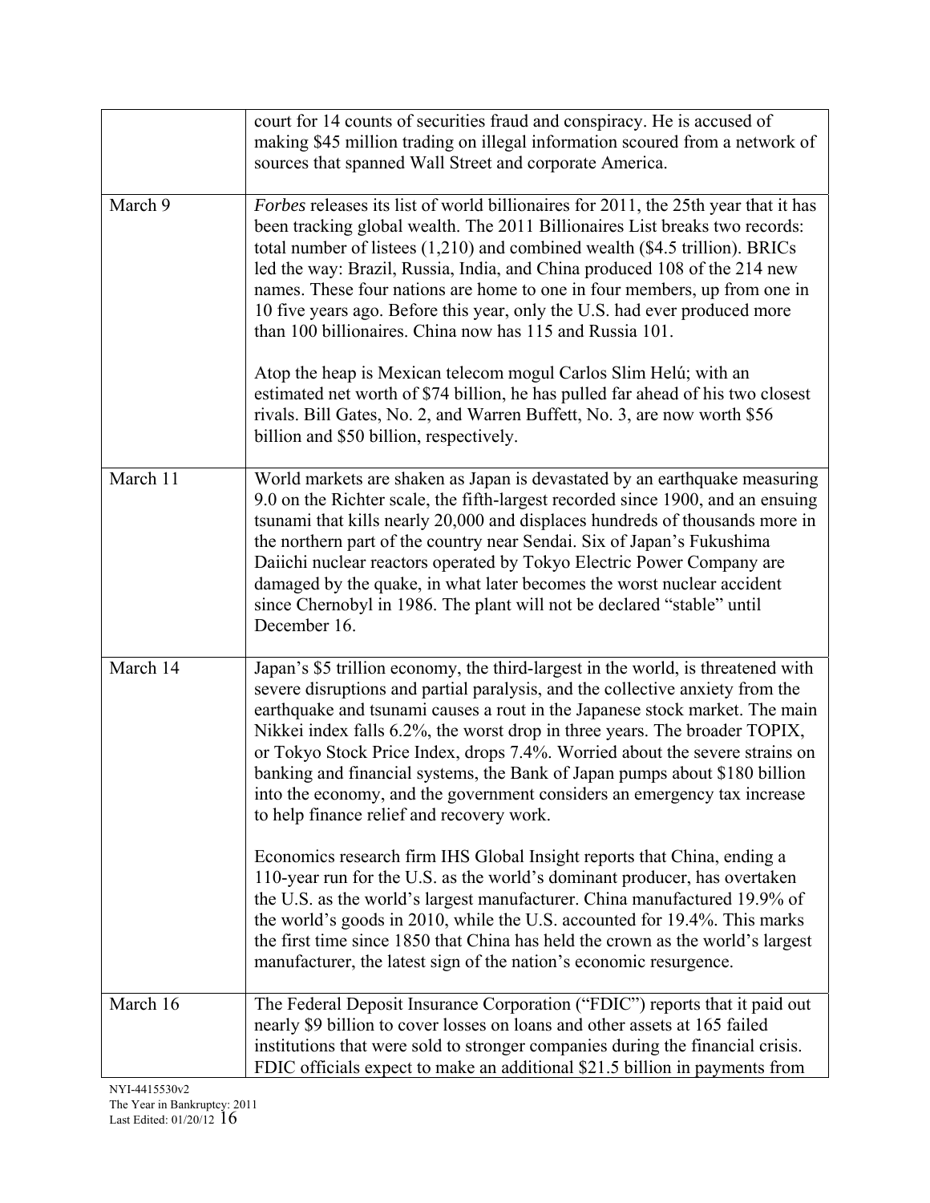| | |
|---|---|
| | court for 14 counts of securities fraud and conspiracy. He is accused of making $45 million trading on illegal information scoured from a network of sources that spanned Wall Street and corporate America. |
| March 9 | *Forbes* releases its list of world billionaires for 2011, the 25th year that it has been tracking global wealth. The 2011 Billionaires List breaks two records: total number of listees (1,210) and combined wealth ($4.5 trillion). BRICs led the way: Brazil, Russia, India, and China produced 108 of the 214 new names. These four nations are home to one in four members, up from one in 10 five years ago. Before this year, only the U.S. had ever produced more than 100 billionaires. China now has 115 and Russia 101.<br><br>Atop the heap is Mexican telecom mogul Carlos Slim Helú; with an estimated net worth of $74 billion, he has pulled far ahead of his two closest rivals. Bill Gates, No. 2, and Warren Buffett, No. 3, are now worth $56 billion and $50 billion, respectively. |
| March 11 | World markets are shaken as Japan is devastated by an earthquake measuring 9.0 on the Richter scale, the fifth-largest recorded since 1900, and an ensuing tsunami that kills nearly 20,000 and displaces hundreds of thousands more in the northern part of the country near Sendai. Six of Japan's Fukushima Daiichi nuclear reactors operated by Tokyo Electric Power Company are damaged by the quake, in what later becomes the worst nuclear accident since Chernobyl in 1986. The plant will not be declared "stable" until December 16. |
| March 14 | Japan's $5 trillion economy, the third-largest in the world, is threatened with severe disruptions and partial paralysis, and the collective anxiety from the earthquake and tsunami causes a rout in the Japanese stock market. The main Nikkei index falls 6.2%, the worst drop in three years. The broader TOPIX, or Tokyo Stock Price Index, drops 7.4%. Worried about the severe strains on banking and financial systems, the Bank of Japan pumps about $180 billion into the economy, and the government considers an emergency tax increase to help finance relief and recovery work.<br><br>Economics research firm IHS Global Insight reports that China, ending a 110-year run for the U.S. as the world's dominant producer, has overtaken the U.S. as the world's largest manufacturer. China manufactured 19.9% of the world's goods in 2010, while the U.S. accounted for 19.4%. This marks the first time since 1850 that China has held the crown as the world's largest manufacturer, the latest sign of the nation's economic resurgence. |
| March 16 | The Federal Deposit Insurance Corporation ("FDIC") reports that it paid out nearly $9 billion to cover losses on loans and other assets at 165 failed institutions that were sold to stronger companies during the financial crisis. FDIC officials expect to make an additional $21.5 billion in payments from |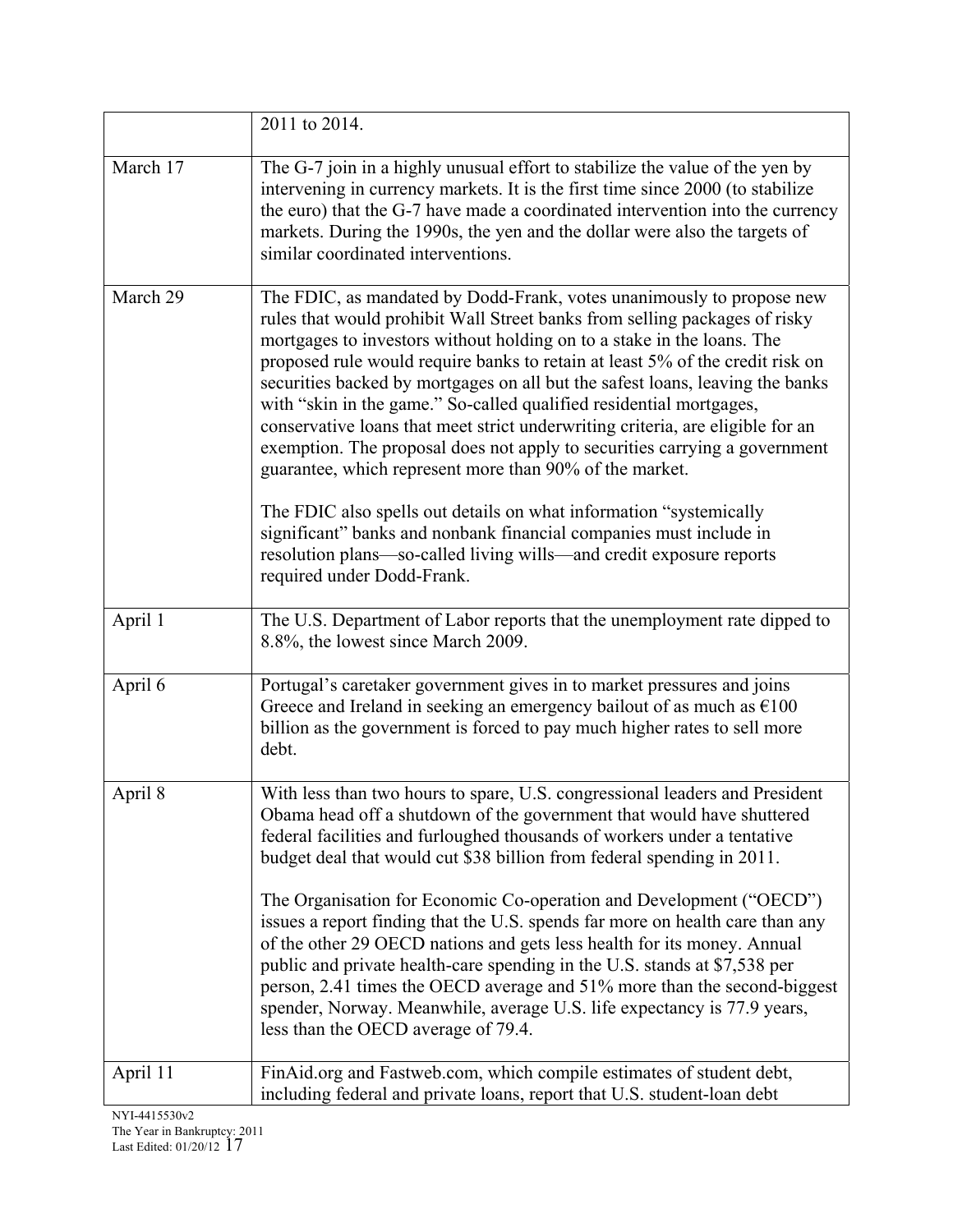| | |
|---|---|
| | 2011 to 2014. |
| March 17 | The G-7 join in a highly unusual effort to stabilize the value of the yen by intervening in currency markets. It is the first time since 2000 (to stabilize the euro) that the G-7 have made a coordinated intervention into the currency markets. During the 1990s, the yen and the dollar were also the targets of similar coordinated interventions. |
| March 29 | The FDIC, as mandated by Dodd-Frank, votes unanimously to propose new rules that would prohibit Wall Street banks from selling packages of risky mortgages to investors without holding on to a stake in the loans. The proposed rule would require banks to retain at least 5% of the credit risk on securities backed by mortgages on all but the safest loans, leaving the banks with "skin in the game." So-called qualified residential mortgages, conservative loans that meet strict underwriting criteria, are eligible for an exemption. The proposal does not apply to securities carrying a government guarantee, which represent more than 90% of the market.<br><br>The FDIC also spells out details on what information "systemically significant" banks and nonbank financial companies must include in resolution plans—so-called living wills—and credit exposure reports required under Dodd-Frank. |
| April 1 | The U.S. Department of Labor reports that the unemployment rate dipped to 8.8%, the lowest since March 2009. |
| April 6 | Portugal's caretaker government gives in to market pressures and joins Greece and Ireland in seeking an emergency bailout of as much as €100 billion as the government is forced to pay much higher rates to sell more debt. |
| April 8 | With less than two hours to spare, U.S. congressional leaders and President Obama head off a shutdown of the government that would have shuttered federal facilities and furloughed thousands of workers under a tentative budget deal that would cut $38 billion from federal spending in 2011.<br><br>The Organisation for Economic Co-operation and Development ("OECD") issues a report finding that the U.S. spends far more on health care than any of the other 29 OECD nations and gets less health for its money. Annual public and private health-care spending in the U.S. stands at $7,538 per person, 2.41 times the OECD average and 51% more than the second-biggest spender, Norway. Meanwhile, average U.S. life expectancy is 77.9 years, less than the OECD average of 79.4. |
| April 11 | FinAid.org and Fastweb.com, which compile estimates of student debt, including federal and private loans, report that U.S. student-loan debt |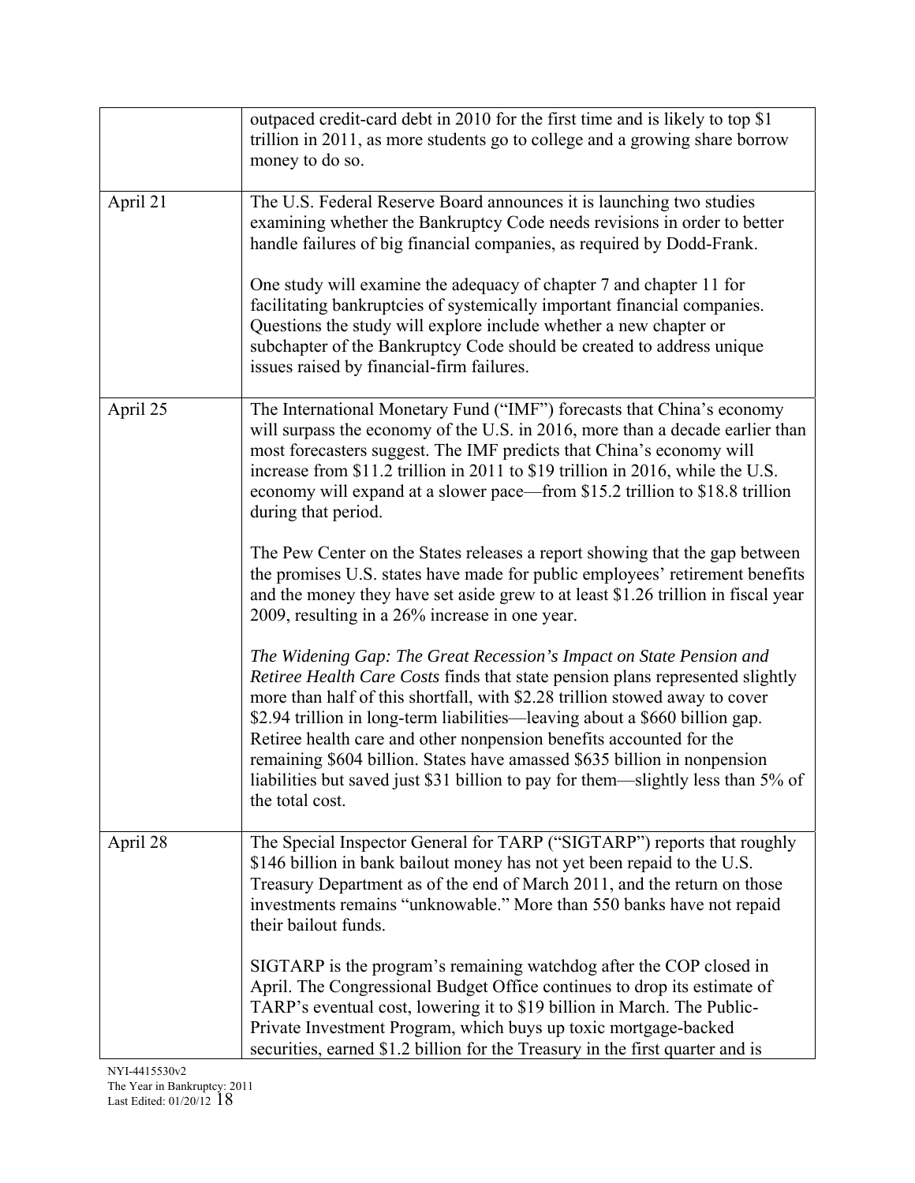| | |
|---|---|
| | outpaced credit-card debt in 2010 for the first time and is likely to top $1 trillion in 2011, as more students go to college and a growing share borrow money to do so. |
| April 21 | The U.S. Federal Reserve Board announces it is launching two studies examining whether the Bankruptcy Code needs revisions in order to better handle failures of big financial companies, as required by Dodd-Frank.<br><br>One study will examine the adequacy of chapter 7 and chapter 11 for facilitating bankruptcies of systemically important financial companies. Questions the study will explore include whether a new chapter or subchapter of the Bankruptcy Code should be created to address unique issues raised by financial-firm failures. |
| April 25 | The International Monetary Fund ("IMF") forecasts that China's economy will surpass the economy of the U.S. in 2016, more than a decade earlier than most forecasters suggest. The IMF predicts that China's economy will increase from $11.2 trillion in 2011 to $19 trillion in 2016, while the U.S. economy will expand at a slower pace—from $15.2 trillion to $18.8 trillion during that period.<br><br>The Pew Center on the States releases a report showing that the gap between the promises U.S. states have made for public employees' retirement benefits and the money they have set aside grew to at least $1.26 trillion in fiscal year 2009, resulting in a 26% increase in one year.<br><br>*The Widening Gap: The Great Recession's Impact on State Pension and Retiree Health Care Costs* finds that state pension plans represented slightly more than half of this shortfall, with $2.28 trillion stowed away to cover $2.94 trillion in long-term liabilities—leaving about a $660 billion gap. Retiree health care and other nonpension benefits accounted for the remaining $604 billion. States have amassed $635 billion in nonpension liabilities but saved just $31 billion to pay for them—slightly less than 5% of the total cost. |
| April 28 | The Special Inspector General for TARP ("SIGTARP") reports that roughly $146 billion in bank bailout money has not yet been repaid to the U.S. Treasury Department as of the end of March 2011, and the return on those investments remains "unknowable." More than 550 banks have not repaid their bailout funds.<br><br>SIGTARP is the program's remaining watchdog after the COP closed in April. The Congressional Budget Office continues to drop its estimate of TARP's eventual cost, lowering it to $19 billion in March. The Public-Private Investment Program, which buys up toxic mortgage-backed securities, earned $1.2 billion for the Treasury in the first quarter and is |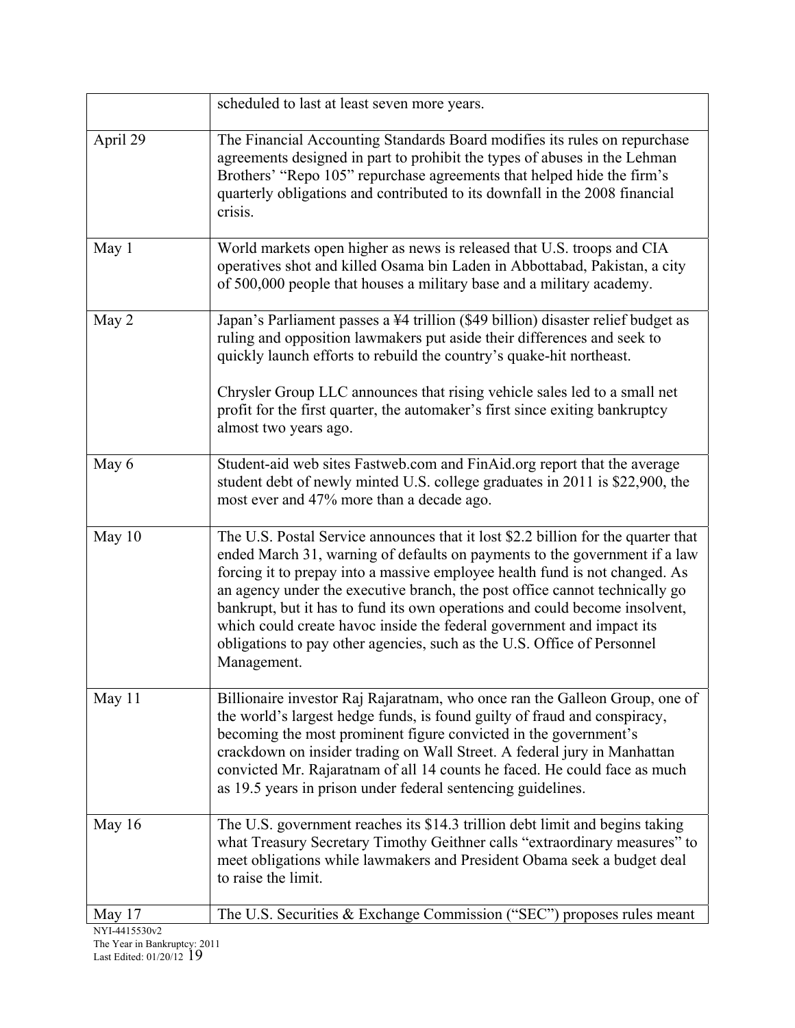| | |
|---|---|
| | scheduled to last at least seven more years. |
| April 29 | The Financial Accounting Standards Board modifies its rules on repurchase agreements designed in part to prohibit the types of abuses in the Lehman Brothers' "Repo 105" repurchase agreements that helped hide the firm's quarterly obligations and contributed to its downfall in the 2008 financial crisis. |
| May 1 | World markets open higher as news is released that U.S. troops and CIA operatives shot and killed Osama bin Laden in Abbottabad, Pakistan, a city of 500,000 people that houses a military base and a military academy. |
| May 2 | Japan's Parliament passes a ¥4 trillion ($49 billion) disaster relief budget as ruling and opposition lawmakers put aside their differences and seek to quickly launch efforts to rebuild the country's quake-hit northeast.<br><br>Chrysler Group LLC announces that rising vehicle sales led to a small net profit for the first quarter, the automaker's first since exiting bankruptcy almost two years ago. |
| May 6 | Student-aid web sites Fastweb.com and FinAid.org report that the average student debt of newly minted U.S. college graduates in 2011 is $22,900, the most ever and 47% more than a decade ago. |
| May 10 | The U.S. Postal Service announces that it lost $2.2 billion for the quarter that ended March 31, warning of defaults on payments to the government if a law forcing it to prepay into a massive employee health fund is not changed. As an agency under the executive branch, the post office cannot technically go bankrupt, but it has to fund its own operations and could become insolvent, which could create havoc inside the federal government and impact its obligations to pay other agencies, such as the U.S. Office of Personnel Management. |
| May 11 | Billionaire investor Raj Rajaratnam, who once ran the Galleon Group, one of the world's largest hedge funds, is found guilty of fraud and conspiracy, becoming the most prominent figure convicted in the government's crackdown on insider trading on Wall Street. A federal jury in Manhattan convicted Mr. Rajaratnam of all 14 counts he faced. He could face as much as 19.5 years in prison under federal sentencing guidelines. |
| May 16 | The U.S. government reaches its $14.3 trillion debt limit and begins taking what Treasury Secretary Timothy Geithner calls "extraordinary measures" to meet obligations while lawmakers and President Obama seek a budget deal to raise the limit. |
| May 17 | The U.S. Securities & Exchange Commission ("SEC") proposes rules meant |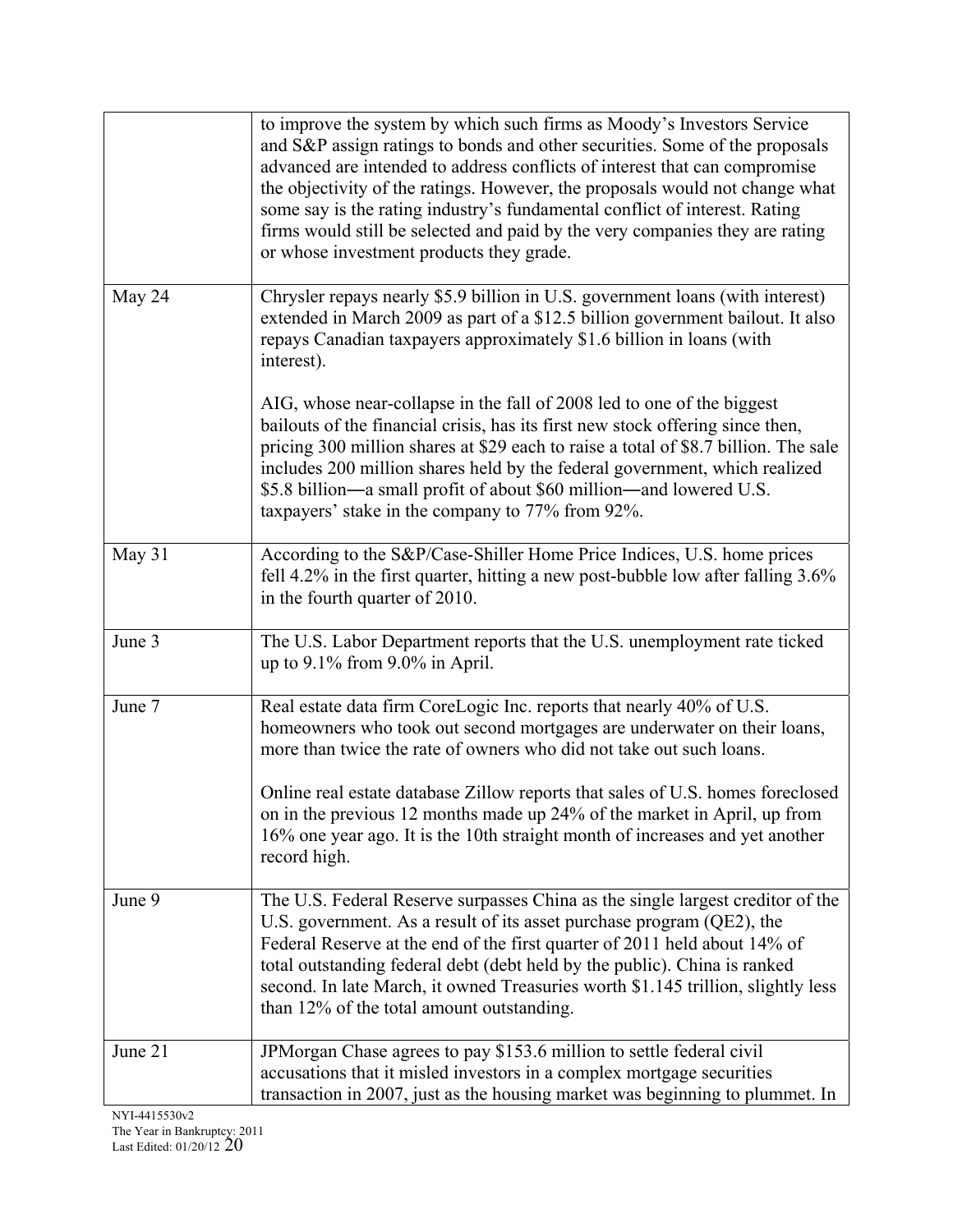|  |  |
| --- | --- |
|  | to improve the system by which such firms as Moody's Investors Service and S&P assign ratings to bonds and other securities. Some of the proposals advanced are intended to address conflicts of interest that can compromise the objectivity of the ratings. However, the proposals would not change what some say is the rating industry's fundamental conflict of interest. Rating firms would still be selected and paid by the very companies they are rating or whose investment products they grade. |
| May 24 | Chrysler repays nearly $5.9 billion in U.S. government loans (with interest) extended in March 2009 as part of a $12.5 billion government bailout. It also repays Canadian taxpayers approximately $1.6 billion in loans (with interest).<br><br>AIG, whose near-collapse in the fall of 2008 led to one of the biggest bailouts of the financial crisis, has its first new stock offering since then, pricing 300 million shares at $29 each to raise a total of $8.7 billion. The sale includes 200 million shares held by the federal government, which realized $5.8 billion—a small profit of about $60 million—and lowered U.S. taxpayers' stake in the company to 77% from 92%. |
| May 31 | According to the S&P/Case-Shiller Home Price Indices, U.S. home prices fell 4.2% in the first quarter, hitting a new post-bubble low after falling 3.6% in the fourth quarter of 2010. |
| June 3 | The U.S. Labor Department reports that the U.S. unemployment rate ticked up to 9.1% from 9.0% in April. |
| June 7 | Real estate data firm CoreLogic Inc. reports that nearly 40% of U.S. homeowners who took out second mortgages are underwater on their loans, more than twice the rate of owners who did not take out such loans.<br><br>Online real estate database Zillow reports that sales of U.S. homes foreclosed on in the previous 12 months made up 24% of the market in April, up from 16% one year ago. It is the 10th straight month of increases and yet another record high. |
| June 9 | The U.S. Federal Reserve surpasses China as the single largest creditor of the U.S. government. As a result of its asset purchase program (QE2), the Federal Reserve at the end of the first quarter of 2011 held about 14% of total outstanding federal debt (debt held by the public). China is ranked second. In late March, it owned Treasuries worth $1.145 trillion, slightly less than 12% of the total amount outstanding. |
| June 21 | JPMorgan Chase agrees to pay $153.6 million to settle federal civil accusations that it misled investors in a complex mortgage securities transaction in 2007, just as the housing market was beginning to plummet. In |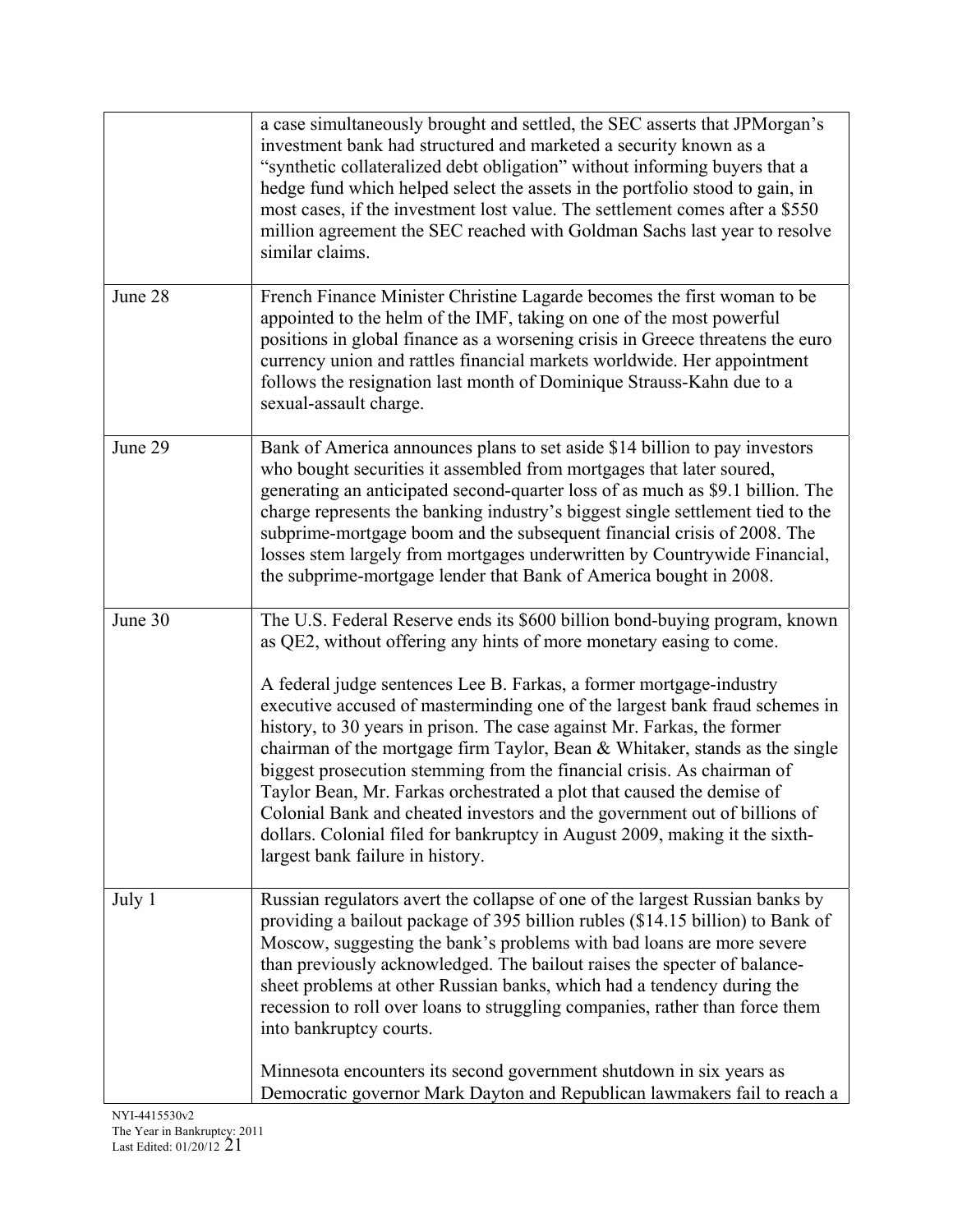| | |
|---|---|
| | a case simultaneously brought and settled, the SEC asserts that JPMorgan's investment bank had structured and marketed a security known as a "synthetic collateralized debt obligation" without informing buyers that a hedge fund which helped select the assets in the portfolio stood to gain, in most cases, if the investment lost value. The settlement comes after a $550 million agreement the SEC reached with Goldman Sachs last year to resolve similar claims. |
| June 28 | French Finance Minister Christine Lagarde becomes the first woman to be appointed to the helm of the IMF, taking on one of the most powerful positions in global finance as a worsening crisis in Greece threatens the euro currency union and rattles financial markets worldwide. Her appointment follows the resignation last month of Dominique Strauss-Kahn due to a sexual-assault charge. |
| June 29 | Bank of America announces plans to set aside $14 billion to pay investors who bought securities it assembled from mortgages that later soured, generating an anticipated second-quarter loss of as much as $9.1 billion. The charge represents the banking industry's biggest single settlement tied to the subprime-mortgage boom and the subsequent financial crisis of 2008. The losses stem largely from mortgages underwritten by Countrywide Financial, the subprime-mortgage lender that Bank of America bought in 2008. |
| June 30 | The U.S. Federal Reserve ends its $600 billion bond-buying program, known as QE2, without offering any hints of more monetary easing to come.<br><br>A federal judge sentences Lee B. Farkas, a former mortgage-industry executive accused of masterminding one of the largest bank fraud schemes in history, to 30 years in prison. The case against Mr. Farkas, the former chairman of the mortgage firm Taylor, Bean & Whitaker, stands as the single biggest prosecution stemming from the financial crisis. As chairman of Taylor Bean, Mr. Farkas orchestrated a plot that caused the demise of Colonial Bank and cheated investors and the government out of billions of dollars. Colonial filed for bankruptcy in August 2009, making it the sixth-largest bank failure in history. |
| July 1 | Russian regulators avert the collapse of one of the largest Russian banks by providing a bailout package of 395 billion rubles ($14.15 billion) to Bank of Moscow, suggesting the bank's problems with bad loans are more severe than previously acknowledged. The bailout raises the specter of balance-sheet problems at other Russian banks, which had a tendency during the recession to roll over loans to struggling companies, rather than force them into bankruptcy courts.<br><br>Minnesota encounters its second government shutdown in six years as Democratic governor Mark Dayton and Republican lawmakers fail to reach a |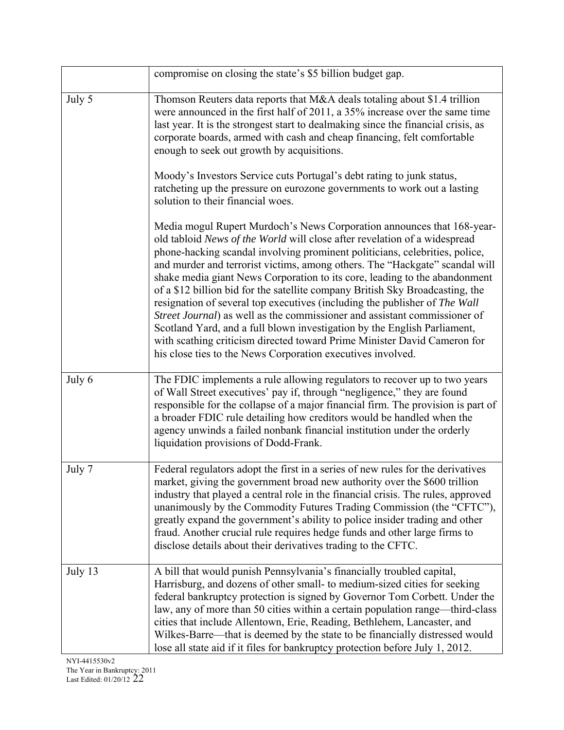| | |
|---|---|
| | compromise on closing the state's $5 billion budget gap. |
| July 5 | Thomson Reuters data reports that M&A deals totaling about $1.4 trillion were announced in the first half of 2011, a 35% increase over the same time last year. It is the strongest start to dealmaking since the financial crisis, as corporate boards, armed with cash and cheap financing, felt comfortable enough to seek out growth by acquisitions.<br><br>Moody's Investors Service cuts Portugal's debt rating to junk status, ratcheting up the pressure on eurozone governments to work out a lasting solution to their financial woes.<br><br>Media mogul Rupert Murdoch's News Corporation announces that 168-year-old tabloid *News of the World* will close after revelation of a widespread phone-hacking scandal involving prominent politicians, celebrities, police, and murder and terrorist victims, among others. The "Hackgate" scandal will shake media giant News Corporation to its core, leading to the abandonment of a $12 billion bid for the satellite company British Sky Broadcasting, the resignation of several top executives (including the publisher of *The Wall Street Journal*) as well as the commissioner and assistant commissioner of Scotland Yard, and a full blown investigation by the English Parliament, with scathing criticism directed toward Prime Minister David Cameron for his close ties to the News Corporation executives involved. |
| July 6 | The FDIC implements a rule allowing regulators to recover up to two years of Wall Street executives' pay if, through "negligence," they are found responsible for the collapse of a major financial firm. The provision is part of a broader FDIC rule detailing how creditors would be handled when the agency unwinds a failed nonbank financial institution under the orderly liquidation provisions of Dodd-Frank. |
| July 7 | Federal regulators adopt the first in a series of new rules for the derivatives market, giving the government broad new authority over the $600 trillion industry that played a central role in the financial crisis. The rules, approved unanimously by the Commodity Futures Trading Commission (the "CFTC"), greatly expand the government's ability to police insider trading and other fraud. Another crucial rule requires hedge funds and other large firms to disclose details about their derivatives trading to the CFTC. |
| July 13 | A bill that would punish Pennsylvania's financially troubled capital, Harrisburg, and dozens of other small- to medium-sized cities for seeking federal bankruptcy protection is signed by Governor Tom Corbett. Under the law, any of more than 50 cities within a certain population range—third-class cities that include Allentown, Erie, Reading, Bethlehem, Lancaster, and Wilkes-Barre—that is deemed by the state to be financially distressed would lose all state aid if it files for bankruptcy protection before July 1, 2012. |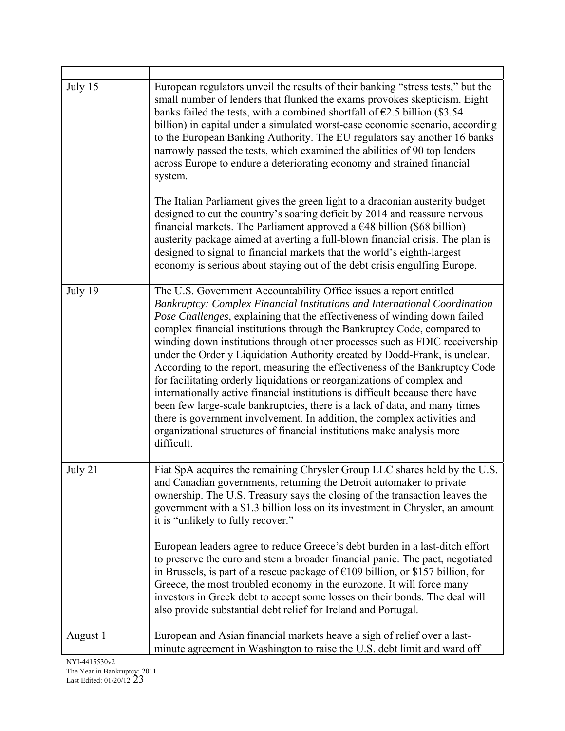| | |
|---|---|
| July 15 | European regulators unveil the results of their banking "stress tests," but the small number of lenders that flunked the exams provokes skepticism. Eight banks failed the tests, with a combined shortfall of €2.5 billion ($3.54 billion) in capital under a simulated worst-case economic scenario, according to the European Banking Authority. The EU regulators say another 16 banks narrowly passed the tests, which examined the abilities of 90 top lenders across Europe to endure a deteriorating economy and strained financial system.<br><br>The Italian Parliament gives the green light to a draconian austerity budget designed to cut the country's soaring deficit by 2014 and reassure nervous financial markets. The Parliament approved a €48 billion ($68 billion) austerity package aimed at averting a full-blown financial crisis. The plan is designed to signal to financial markets that the world's eighth-largest economy is serious about staying out of the debt crisis engulfing Europe. |
| July 19 | The U.S. Government Accountability Office issues a report entitled *Bankruptcy: Complex Financial Institutions and International Coordination Pose Challenges*, explaining that the effectiveness of winding down failed complex financial institutions through the Bankruptcy Code, compared to winding down institutions through other processes such as FDIC receivership under the Orderly Liquidation Authority created by Dodd-Frank, is unclear. According to the report, measuring the effectiveness of the Bankruptcy Code for facilitating orderly liquidations or reorganizations of complex and internationally active financial institutions is difficult because there have been few large-scale bankruptcies, there is a lack of data, and many times there is government involvement. In addition, the complex activities and organizational structures of financial institutions make analysis more difficult. |
| July 21 | Fiat SpA acquires the remaining Chrysler Group LLC shares held by the U.S. and Canadian governments, returning the Detroit automaker to private ownership. The U.S. Treasury says the closing of the transaction leaves the government with a $1.3 billion loss on its investment in Chrysler, an amount it is "unlikely to fully recover."<br><br>European leaders agree to reduce Greece's debt burden in a last-ditch effort to preserve the euro and stem a broader financial panic. The pact, negotiated in Brussels, is part of a rescue package of €109 billion, or $157 billion, for Greece, the most troubled economy in the eurozone. It will force many investors in Greek debt to accept some losses on their bonds. The deal will also provide substantial debt relief for Ireland and Portugal. |
| August 1 | European and Asian financial markets heave a sigh of relief over a last-minute agreement in Washington to raise the U.S. debt limit and ward off |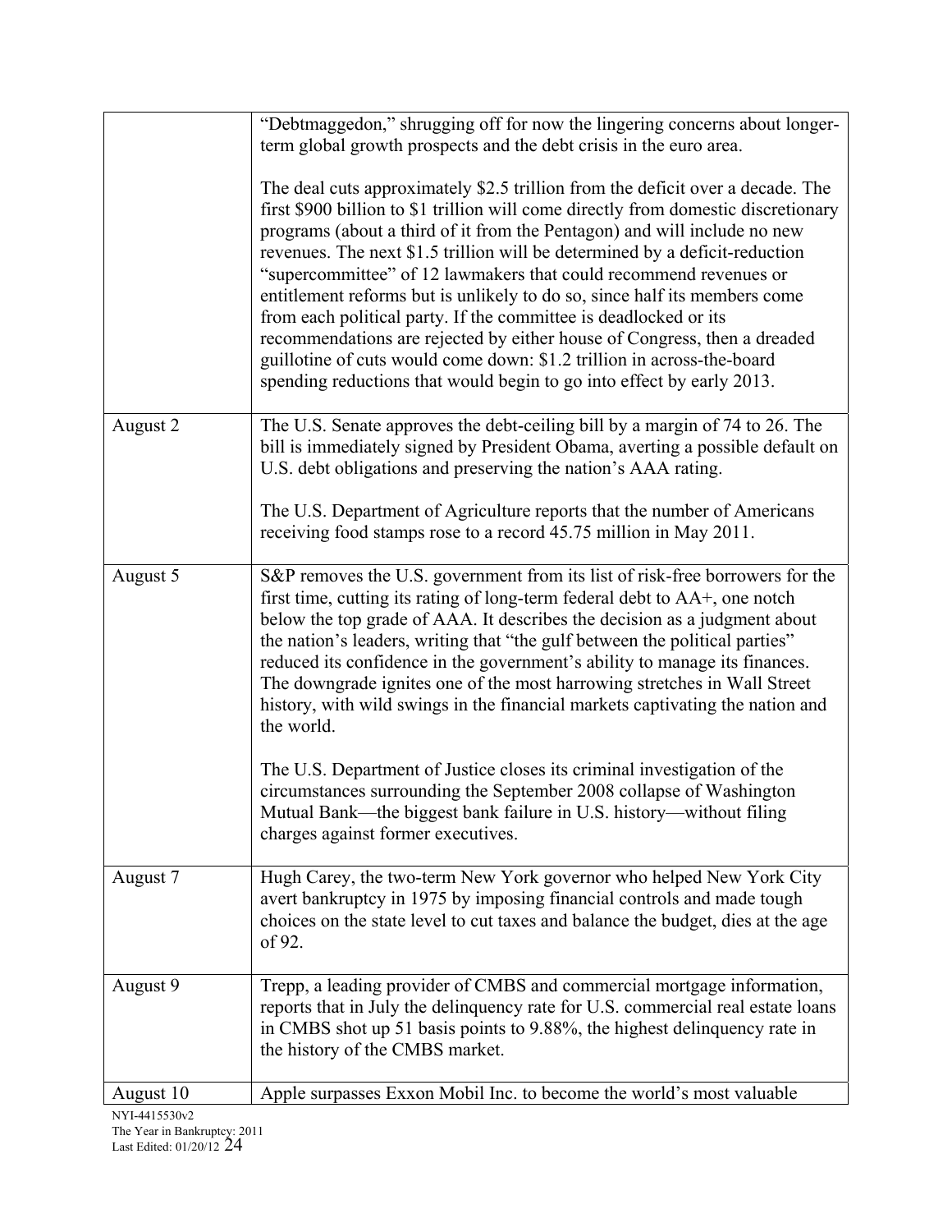| | |
|---|---|
| | "Debtmaggedon," shrugging off for now the lingering concerns about longer-term global growth prospects and the debt crisis in the euro area.<br><br>The deal cuts approximately $2.5 trillion from the deficit over a decade. The first $900 billion to $1 trillion will come directly from domestic discretionary programs (about a third of it from the Pentagon) and will include no new revenues. The next $1.5 trillion will be determined by a deficit-reduction "supercommittee" of 12 lawmakers that could recommend revenues or entitlement reforms but is unlikely to do so, since half its members come from each political party. If the committee is deadlocked or its recommendations are rejected by either house of Congress, then a dreaded guillotine of cuts would come down: $1.2 trillion in across-the-board spending reductions that would begin to go into effect by early 2013. |
| August 2 | The U.S. Senate approves the debt-ceiling bill by a margin of 74 to 26. The bill is immediately signed by President Obama, averting a possible default on U.S. debt obligations and preserving the nation's AAA rating.<br><br>The U.S. Department of Agriculture reports that the number of Americans receiving food stamps rose to a record 45.75 million in May 2011. |
| August 5 | S&P removes the U.S. government from its list of risk-free borrowers for the first time, cutting its rating of long-term federal debt to AA+, one notch below the top grade of AAA. It describes the decision as a judgment about the nation's leaders, writing that "the gulf between the political parties" reduced its confidence in the government's ability to manage its finances. The downgrade ignites one of the most harrowing stretches in Wall Street history, with wild swings in the financial markets captivating the nation and the world.<br><br>The U.S. Department of Justice closes its criminal investigation of the circumstances surrounding the September 2008 collapse of Washington Mutual Bank—the biggest bank failure in U.S. history—without filing charges against former executives. |
| August 7 | Hugh Carey, the two-term New York governor who helped New York City avert bankruptcy in 1975 by imposing financial controls and made tough choices on the state level to cut taxes and balance the budget, dies at the age of 92. |
| August 9 | Trepp, a leading provider of CMBS and commercial mortgage information, reports that in July the delinquency rate for U.S. commercial real estate loans in CMBS shot up 51 basis points to 9.88%, the highest delinquency rate in the history of the CMBS market. |
| August 10 | Apple surpasses Exxon Mobil Inc. to become the world's most valuable |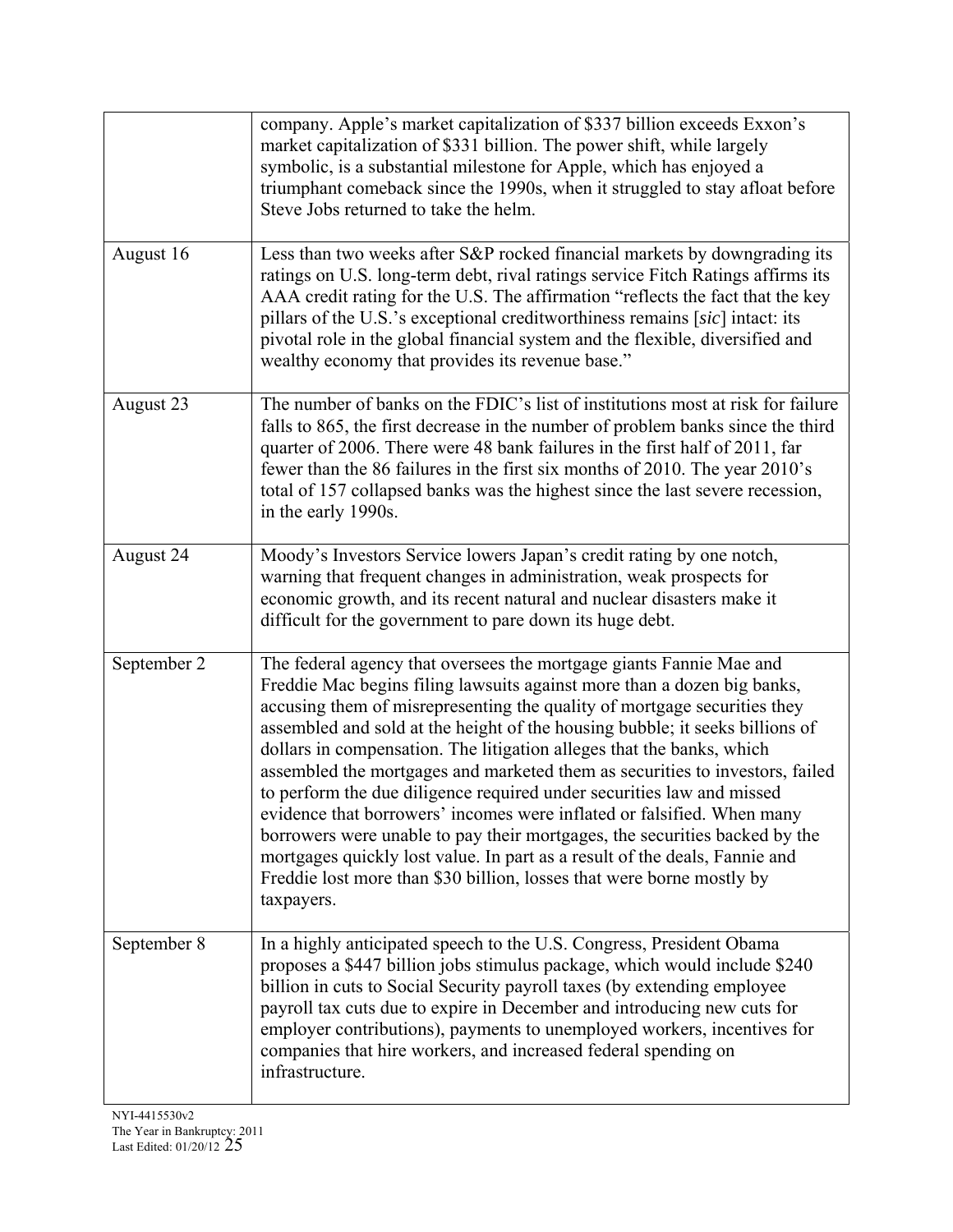| | |
|---|---|
| | company. Apple's market capitalization of \$337 billion exceeds Exxon's market capitalization of \$331 billion. The power shift, while largely symbolic, is a substantial milestone for Apple, which has enjoyed a triumphant comeback since the 1990s, when it struggled to stay afloat before Steve Jobs returned to take the helm. |
| August 16 | Less than two weeks after S&P rocked financial markets by downgrading its ratings on U.S. long-term debt, rival ratings service Fitch Ratings affirms its AAA credit rating for the U.S. The affirmation "reflects the fact that the key pillars of the U.S.'s exceptional creditworthiness remains [*sic*] intact: its pivotal role in the global financial system and the flexible, diversified and wealthy economy that provides its revenue base." |
| August 23 | The number of banks on the FDIC's list of institutions most at risk for failure falls to 865, the first decrease in the number of problem banks since the third quarter of 2006. There were 48 bank failures in the first half of 2011, far fewer than the 86 failures in the first six months of 2010. The year 2010's total of 157 collapsed banks was the highest since the last severe recession, in the early 1990s. |
| August 24 | Moody's Investors Service lowers Japan's credit rating by one notch, warning that frequent changes in administration, weak prospects for economic growth, and its recent natural and nuclear disasters make it difficult for the government to pare down its huge debt. |
| September 2 | The federal agency that oversees the mortgage giants Fannie Mae and Freddie Mac begins filing lawsuits against more than a dozen big banks, accusing them of misrepresenting the quality of mortgage securities they assembled and sold at the height of the housing bubble; it seeks billions of dollars in compensation. The litigation alleges that the banks, which assembled the mortgages and marketed them as securities to investors, failed to perform the due diligence required under securities law and missed evidence that borrowers' incomes were inflated or falsified. When many borrowers were unable to pay their mortgages, the securities backed by the mortgages quickly lost value. In part as a result of the deals, Fannie and Freddie lost more than \$30 billion, losses that were borne mostly by taxpayers. |
| September 8 | In a highly anticipated speech to the U.S. Congress, President Obama proposes a \$447 billion jobs stimulus package, which would include \$240 billion in cuts to Social Security payroll taxes (by extending employee payroll tax cuts due to expire in December and introducing new cuts for employer contributions), payments to unemployed workers, incentives for companies that hire workers, and increased federal spending on infrastructure. |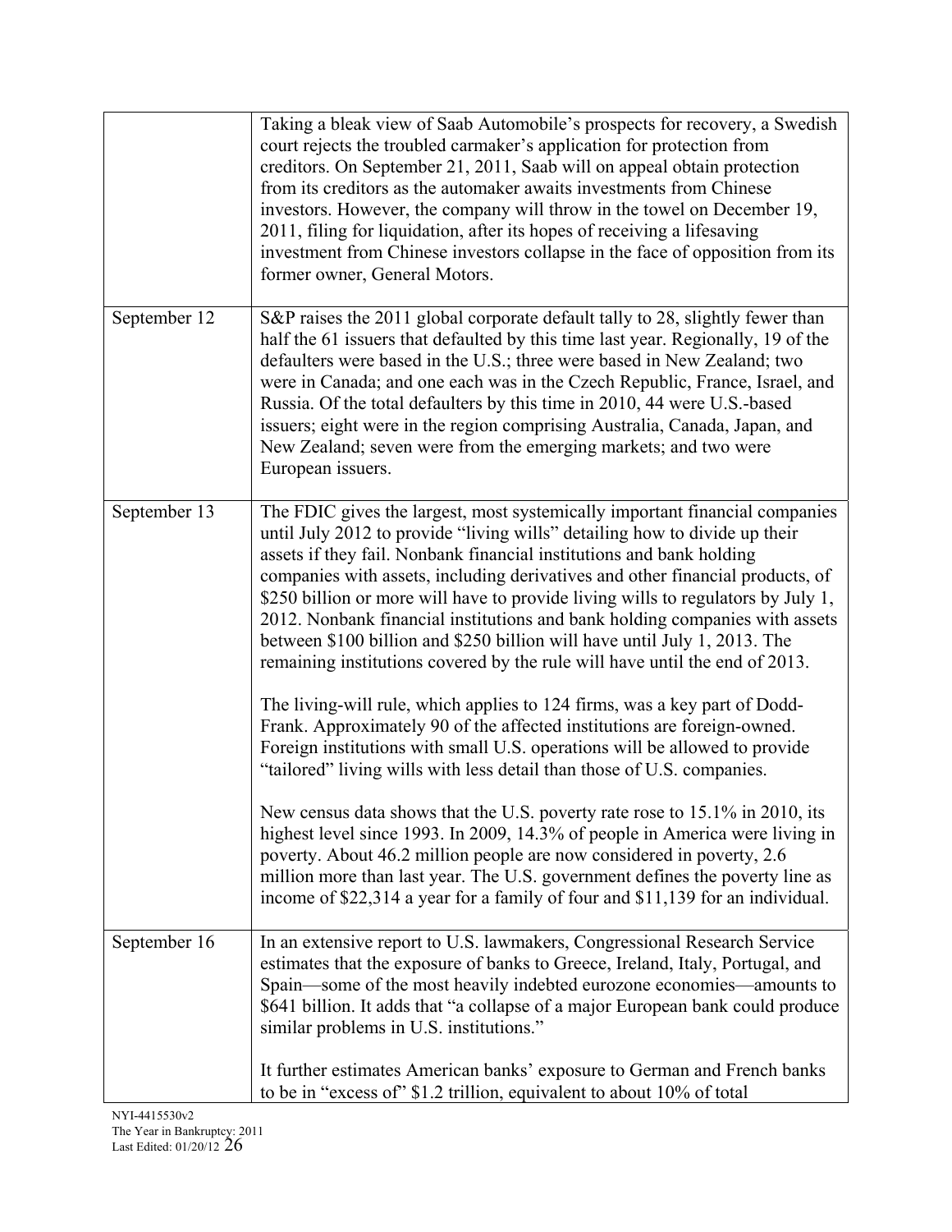| | |
|---|---|
| | Taking a bleak view of Saab Automobile's prospects for recovery, a Swedish court rejects the troubled carmaker's application for protection from creditors. On September 21, 2011, Saab will on appeal obtain protection from its creditors as the automaker awaits investments from Chinese investors. However, the company will throw in the towel on December 19, 2011, filing for liquidation, after its hopes of receiving a lifesaving investment from Chinese investors collapse in the face of opposition from its former owner, General Motors. |
| September 12 | S&P raises the 2011 global corporate default tally to 28, slightly fewer than half the 61 issuers that defaulted by this time last year. Regionally, 19 of the defaulters were based in the U.S.; three were based in New Zealand; two were in Canada; and one each was in the Czech Republic, France, Israel, and Russia. Of the total defaulters by this time in 2010, 44 were U.S.-based issuers; eight were in the region comprising Australia, Canada, Japan, and New Zealand; seven were from the emerging markets; and two were European issuers. |
| September 13 | The FDIC gives the largest, most systemically important financial companies until July 2012 to provide "living wills" detailing how to divide up their assets if they fail. Nonbank financial institutions and bank holding companies with assets, including derivatives and other financial products, of $250 billion or more will have to provide living wills to regulators by July 1, 2012. Nonbank financial institutions and bank holding companies with assets between $100 billion and $250 billion will have until July 1, 2013. The remaining institutions covered by the rule will have until the end of 2013.<br><br>The living-will rule, which applies to 124 firms, was a key part of Dodd-Frank. Approximately 90 of the affected institutions are foreign-owned. Foreign institutions with small U.S. operations will be allowed to provide "tailored" living wills with less detail than those of U.S. companies.<br><br>New census data shows that the U.S. poverty rate rose to 15.1% in 2010, its highest level since 1993. In 2009, 14.3% of people in America were living in poverty. About 46.2 million people are now considered in poverty, 2.6 million more than last year. The U.S. government defines the poverty line as income of $22,314 a year for a family of four and $11,139 for an individual. |
| September 16 | In an extensive report to U.S. lawmakers, Congressional Research Service estimates that the exposure of banks to Greece, Ireland, Italy, Portugal, and Spain—some of the most heavily indebted eurozone economies—amounts to $641 billion. It adds that "a collapse of a major European bank could produce similar problems in U.S. institutions."<br><br>It further estimates American banks' exposure to German and French banks to be in "excess of" $1.2 trillion, equivalent to about 10% of total |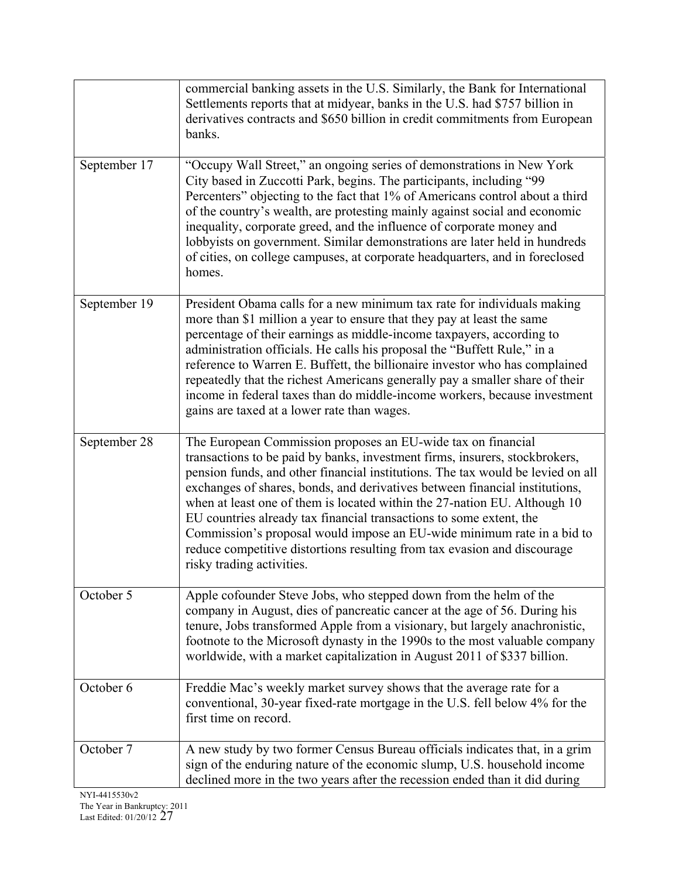| | |
|---|---|
| | commercial banking assets in the U.S. Similarly, the Bank for International Settlements reports that at midyear, banks in the U.S. had $757 billion in derivatives contracts and $650 billion in credit commitments from European banks. |
| September 17 | "Occupy Wall Street," an ongoing series of demonstrations in New York City based in Zuccotti Park, begins. The participants, including "99 Percenters" objecting to the fact that 1% of Americans control about a third of the country's wealth, are protesting mainly against social and economic inequality, corporate greed, and the influence of corporate money and lobbyists on government. Similar demonstrations are later held in hundreds of cities, on college campuses, at corporate headquarters, and in foreclosed homes. |
| September 19 | President Obama calls for a new minimum tax rate for individuals making more than $1 million a year to ensure that they pay at least the same percentage of their earnings as middle-income taxpayers, according to administration officials. He calls his proposal the "Buffett Rule," in a reference to Warren E. Buffett, the billionaire investor who has complained repeatedly that the richest Americans generally pay a smaller share of their income in federal taxes than do middle-income workers, because investment gains are taxed at a lower rate than wages. |
| September 28 | The European Commission proposes an EU-wide tax on financial transactions to be paid by banks, investment firms, insurers, stockbrokers, pension funds, and other financial institutions. The tax would be levied on all exchanges of shares, bonds, and derivatives between financial institutions, when at least one of them is located within the 27-nation EU. Although 10 EU countries already tax financial transactions to some extent, the Commission's proposal would impose an EU-wide minimum rate in a bid to reduce competitive distortions resulting from tax evasion and discourage risky trading activities. |
| October 5 | Apple cofounder Steve Jobs, who stepped down from the helm of the company in August, dies of pancreatic cancer at the age of 56. During his tenure, Jobs transformed Apple from a visionary, but largely anachronistic, footnote to the Microsoft dynasty in the 1990s to the most valuable company worldwide, with a market capitalization in August 2011 of $337 billion. |
| October 6 | Freddie Mac's weekly market survey shows that the average rate for a conventional, 30-year fixed-rate mortgage in the U.S. fell below 4% for the first time on record. |
| October 7 | A new study by two former Census Bureau officials indicates that, in a grim sign of the enduring nature of the economic slump, U.S. household income declined more in the two years after the recession ended than it did during |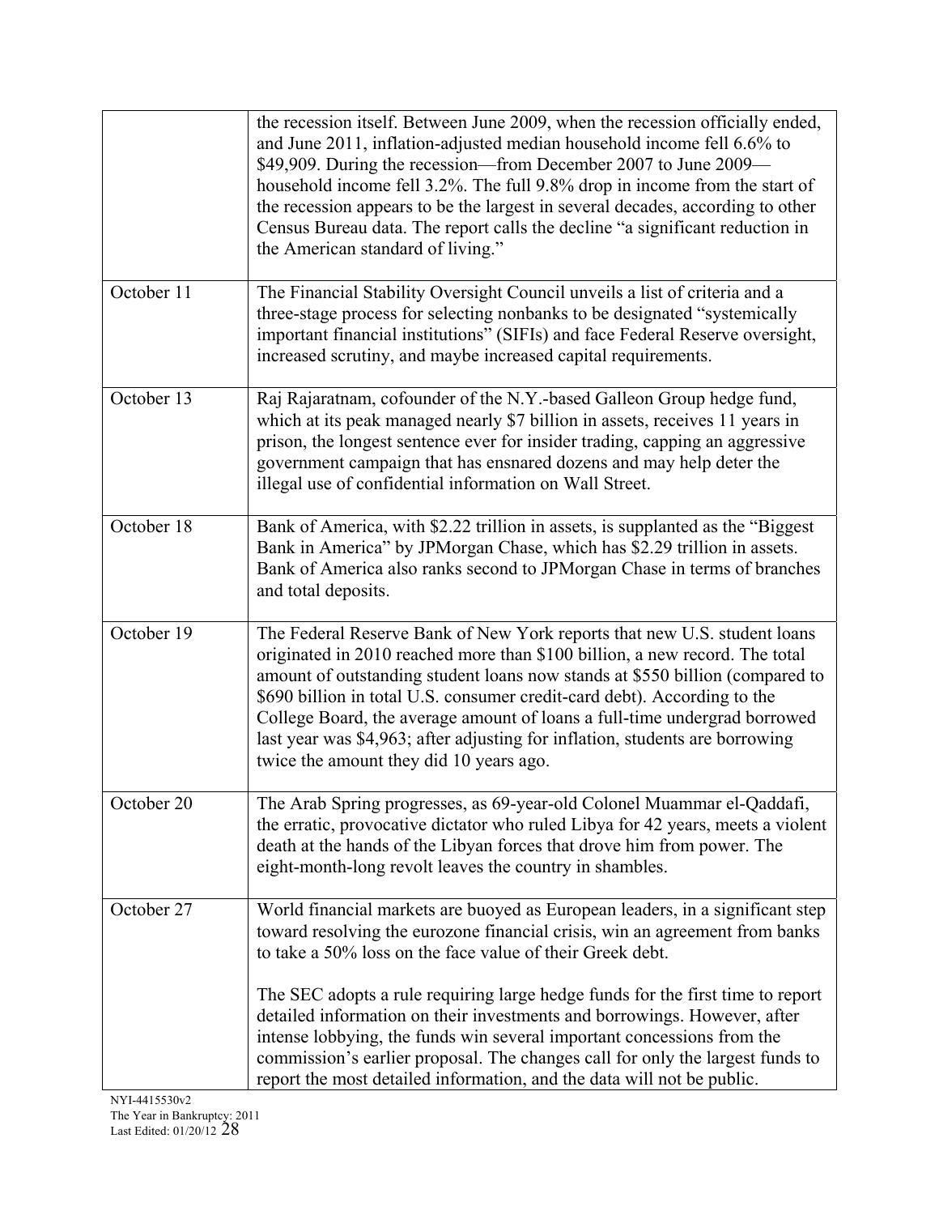| | |
|---|---|
| | the recession itself. Between June 2009, when the recession officially ended, and June 2011, inflation-adjusted median household income fell 6.6% to \$49,909. During the recession—from December 2007 to June 2009—household income fell 3.2%. The full 9.8% drop in income from the start of the recession appears to be the largest in several decades, according to other Census Bureau data. The report calls the decline "a significant reduction in the American standard of living." |
| October 11 | The Financial Stability Oversight Council unveils a list of criteria and a three-stage process for selecting nonbanks to be designated "systemically important financial institutions" (SIFIs) and face Federal Reserve oversight, increased scrutiny, and maybe increased capital requirements. |
| October 13 | Raj Rajaratnam, cofounder of the N.Y.-based Galleon Group hedge fund, which at its peak managed nearly \$7 billion in assets, receives 11 years in prison, the longest sentence ever for insider trading, capping an aggressive government campaign that has ensnared dozens and may help deter the illegal use of confidential information on Wall Street. |
| October 18 | Bank of America, with \$2.22 trillion in assets, is supplanted as the "Biggest Bank in America" by JPMorgan Chase, which has \$2.29 trillion in assets. Bank of America also ranks second to JPMorgan Chase in terms of branches and total deposits. |
| October 19 | The Federal Reserve Bank of New York reports that new U.S. student loans originated in 2010 reached more than \$100 billion, a new record. The total amount of outstanding student loans now stands at \$550 billion (compared to \$690 billion in total U.S. consumer credit-card debt). According to the College Board, the average amount of loans a full-time undergrad borrowed last year was \$4,963; after adjusting for inflation, students are borrowing twice the amount they did 10 years ago. |
| October 20 | The Arab Spring progresses, as 69-year-old Colonel Muammar el-Qaddafi, the erratic, provocative dictator who ruled Libya for 42 years, meets a violent death at the hands of the Libyan forces that drove him from power. The eight-month-long revolt leaves the country in shambles. |
| October 27 | World financial markets are buoyed as European leaders, in a significant step toward resolving the eurozone financial crisis, win an agreement from banks to take a 50% loss on the face value of their Greek debt.<br><br>The SEC adopts a rule requiring large hedge funds for the first time to report detailed information on their investments and borrowings. However, after intense lobbying, the funds win several important concessions from the commission's earlier proposal. The changes call for only the largest funds to report the most detailed information, and the data will not be public. |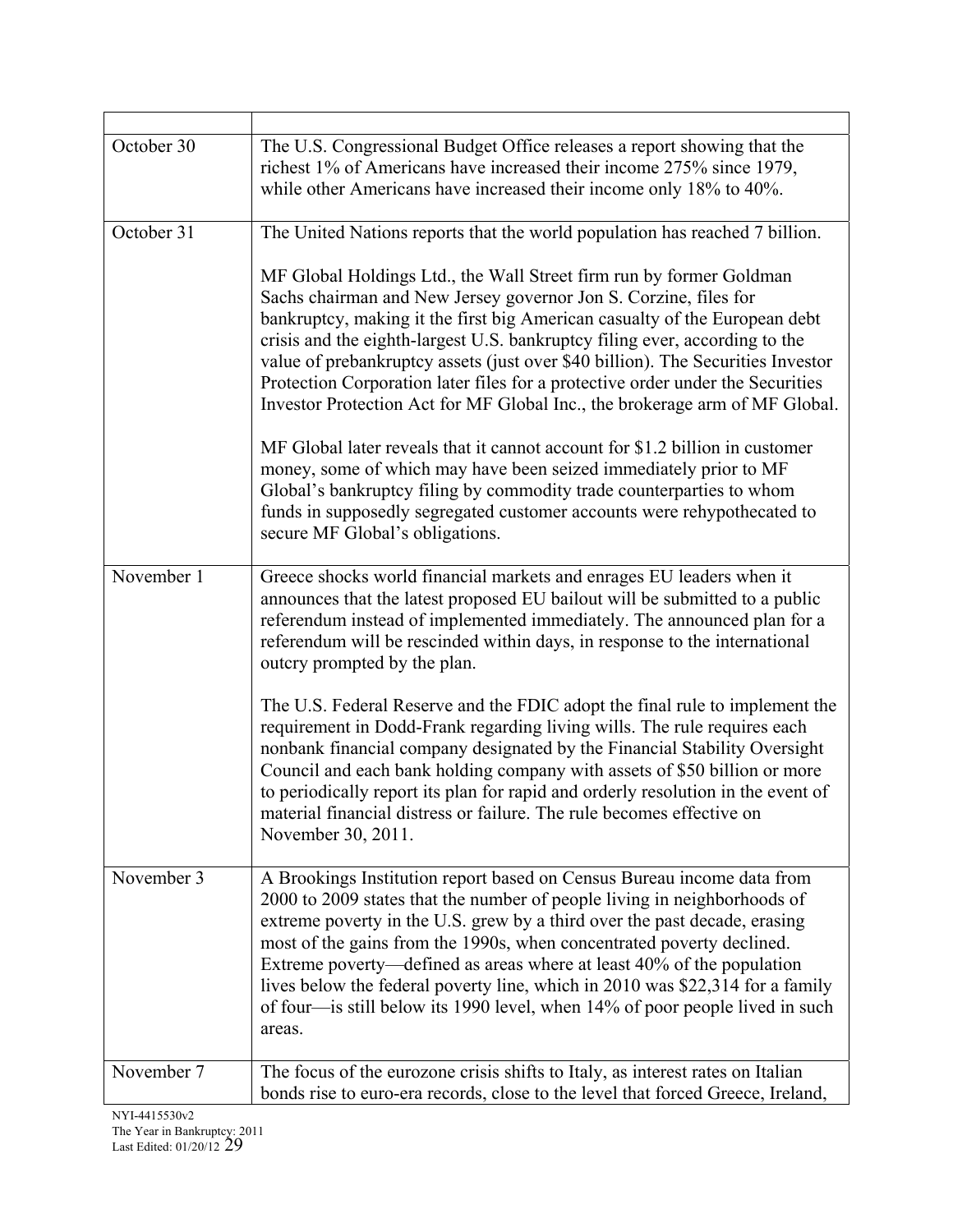| | |
|---|---|
| October 30 | The U.S. Congressional Budget Office releases a report showing that the richest 1% of Americans have increased their income 275% since 1979, while other Americans have increased their income only 18% to 40%. |
| October 31 | The United Nations reports that the world population has reached 7 billion.<br><br>MF Global Holdings Ltd., the Wall Street firm run by former Goldman Sachs chairman and New Jersey governor Jon S. Corzine, files for bankruptcy, making it the first big American casualty of the European debt crisis and the eighth-largest U.S. bankruptcy filing ever, according to the value of prebankruptcy assets (just over $40 billion). The Securities Investor Protection Corporation later files for a protective order under the Securities Investor Protection Act for MF Global Inc., the brokerage arm of MF Global.<br><br>MF Global later reveals that it cannot account for $1.2 billion in customer money, some of which may have been seized immediately prior to MF Global's bankruptcy filing by commodity trade counterparties to whom funds in supposedly segregated customer accounts were rehypothecated to secure MF Global's obligations. |
| November 1 | Greece shocks world financial markets and enrages EU leaders when it announces that the latest proposed EU bailout will be submitted to a public referendum instead of implemented immediately. The announced plan for a referendum will be rescinded within days, in response to the international outcry prompted by the plan.<br><br>The U.S. Federal Reserve and the FDIC adopt the final rule to implement the requirement in Dodd-Frank regarding living wills. The rule requires each nonbank financial company designated by the Financial Stability Oversight Council and each bank holding company with assets of $50 billion or more to periodically report its plan for rapid and orderly resolution in the event of material financial distress or failure. The rule becomes effective on November 30, 2011. |
| November 3 | A Brookings Institution report based on Census Bureau income data from 2000 to 2009 states that the number of people living in neighborhoods of extreme poverty in the U.S. grew by a third over the past decade, erasing most of the gains from the 1990s, when concentrated poverty declined. Extreme poverty—defined as areas where at least 40% of the population lives below the federal poverty line, which in 2010 was $22,314 for a family of four—is still below its 1990 level, when 14% of poor people lived in such areas. |
| November 7 | The focus of the eurozone crisis shifts to Italy, as interest rates on Italian bonds rise to euro-era records, close to the level that forced Greece, Ireland, |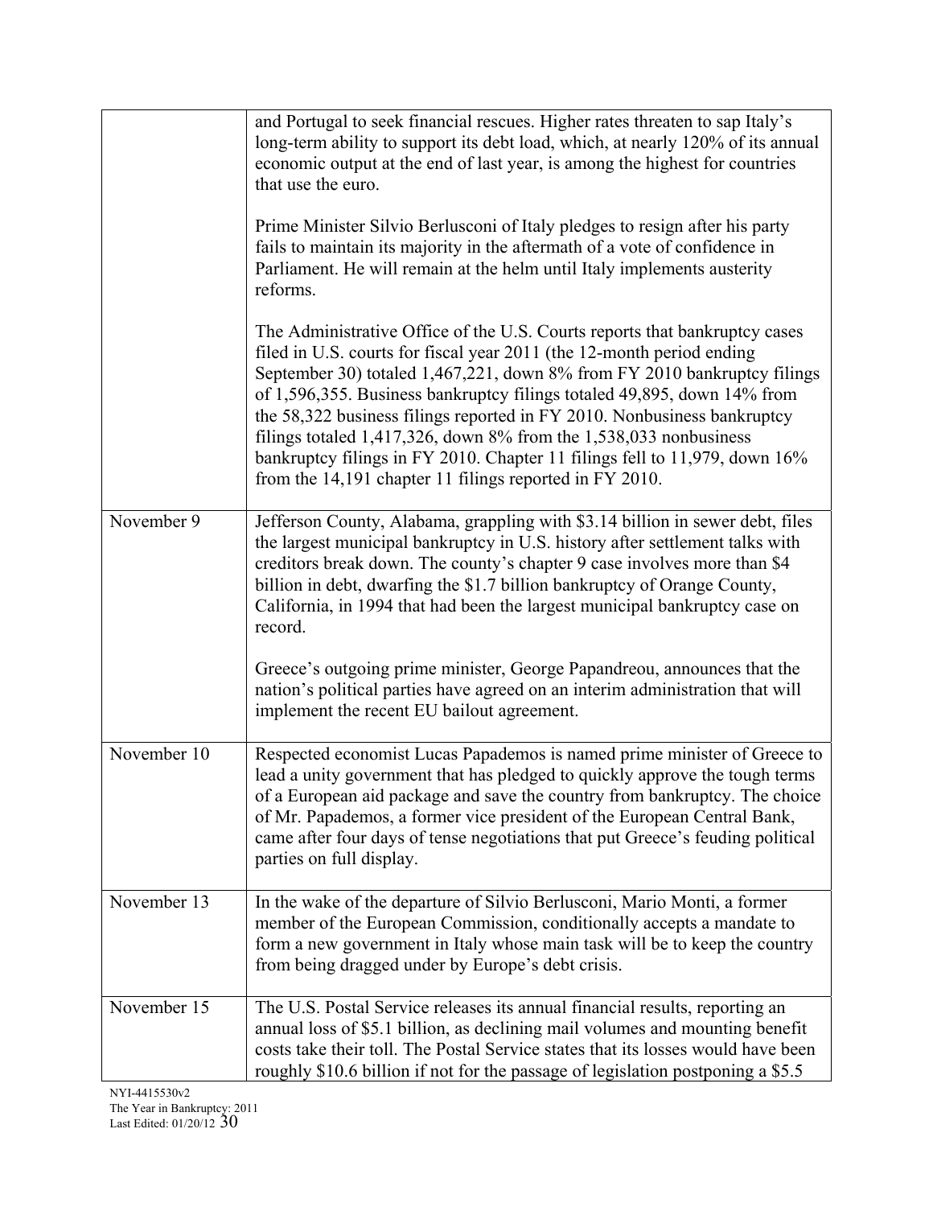| | |
|---|---|
| | and Portugal to seek financial rescues. Higher rates threaten to sap Italy's long-term ability to support its debt load, which, at nearly 120% of its annual economic output at the end of last year, is among the highest for countries that use the euro.<br><br>Prime Minister Silvio Berlusconi of Italy pledges to resign after his party fails to maintain its majority in the aftermath of a vote of confidence in Parliament. He will remain at the helm until Italy implements austerity reforms.<br><br>The Administrative Office of the U.S. Courts reports that bankruptcy cases filed in U.S. courts for fiscal year 2011 (the 12-month period ending September 30) totaled 1,467,221, down 8% from FY 2010 bankruptcy filings of 1,596,355. Business bankruptcy filings totaled 49,895, down 14% from the 58,322 business filings reported in FY 2010. Nonbusiness bankruptcy filings totaled 1,417,326, down 8% from the 1,538,033 nonbusiness bankruptcy filings in FY 2010. Chapter 11 filings fell to 11,979, down 16% from the 14,191 chapter 11 filings reported in FY 2010. |
| November 9 | Jefferson County, Alabama, grappling with $3.14 billion in sewer debt, files the largest municipal bankruptcy in U.S. history after settlement talks with creditors break down. The county's chapter 9 case involves more than $4 billion in debt, dwarfing the $1.7 billion bankruptcy of Orange County, California, in 1994 that had been the largest municipal bankruptcy case on record.<br><br>Greece's outgoing prime minister, George Papandreou, announces that the nation's political parties have agreed on an interim administration that will implement the recent EU bailout agreement. |
| November 10 | Respected economist Lucas Papademos is named prime minister of Greece to lead a unity government that has pledged to quickly approve the tough terms of a European aid package and save the country from bankruptcy. The choice of Mr. Papademos, a former vice president of the European Central Bank, came after four days of tense negotiations that put Greece's feuding political parties on full display. |
| November 13 | In the wake of the departure of Silvio Berlusconi, Mario Monti, a former member of the European Commission, conditionally accepts a mandate to form a new government in Italy whose main task will be to keep the country from being dragged under by Europe's debt crisis. |
| November 15 | The U.S. Postal Service releases its annual financial results, reporting an annual loss of $5.1 billion, as declining mail volumes and mounting benefit costs take their toll. The Postal Service states that its losses would have been roughly $10.6 billion if not for the passage of legislation postponing a $5.5 |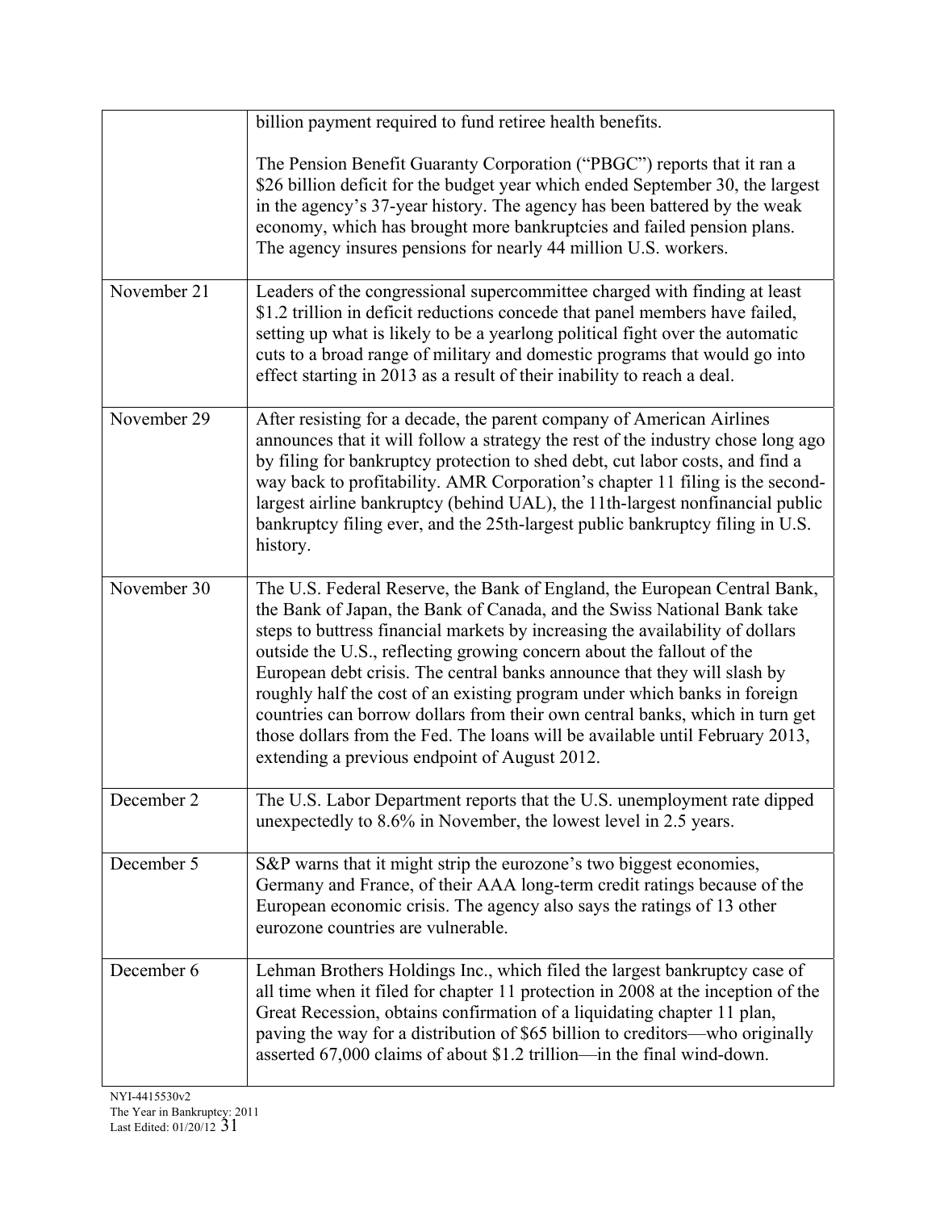| | |
|---|---|
| | billion payment required to fund retiree health benefits.<br><br>The Pension Benefit Guaranty Corporation ("PBGC") reports that it ran a $26 billion deficit for the budget year which ended September 30, the largest in the agency's 37-year history. The agency has been battered by the weak economy, which has brought more bankruptcies and failed pension plans. The agency insures pensions for nearly 44 million U.S. workers. |
| November 21 | Leaders of the congressional supercommittee charged with finding at least $1.2 trillion in deficit reductions concede that panel members have failed, setting up what is likely to be a yearlong political fight over the automatic cuts to a broad range of military and domestic programs that would go into effect starting in 2013 as a result of their inability to reach a deal. |
| November 29 | After resisting for a decade, the parent company of American Airlines announces that it will follow a strategy the rest of the industry chose long ago by filing for bankruptcy protection to shed debt, cut labor costs, and find a way back to profitability. AMR Corporation's chapter 11 filing is the second-largest airline bankruptcy (behind UAL), the 11th-largest nonfinancial public bankruptcy filing ever, and the 25th-largest public bankruptcy filing in U.S. history. |
| November 30 | The U.S. Federal Reserve, the Bank of England, the European Central Bank, the Bank of Japan, the Bank of Canada, and the Swiss National Bank take steps to buttress financial markets by increasing the availability of dollars outside the U.S., reflecting growing concern about the fallout of the European debt crisis. The central banks announce that they will slash by roughly half the cost of an existing program under which banks in foreign countries can borrow dollars from their own central banks, which in turn get those dollars from the Fed. The loans will be available until February 2013, extending a previous endpoint of August 2012. |
| December 2 | The U.S. Labor Department reports that the U.S. unemployment rate dipped unexpectedly to 8.6% in November, the lowest level in 2.5 years. |
| December 5 | S&P warns that it might strip the eurozone's two biggest economies, Germany and France, of their AAA long-term credit ratings because of the European economic crisis. The agency also says the ratings of 13 other eurozone countries are vulnerable. |
| December 6 | Lehman Brothers Holdings Inc., which filed the largest bankruptcy case of all time when it filed for chapter 11 protection in 2008 at the inception of the Great Recession, obtains confirmation of a liquidating chapter 11 plan, paving the way for a distribution of $65 billion to creditors—who originally asserted 67,000 claims of about $1.2 trillion—in the final wind-down. |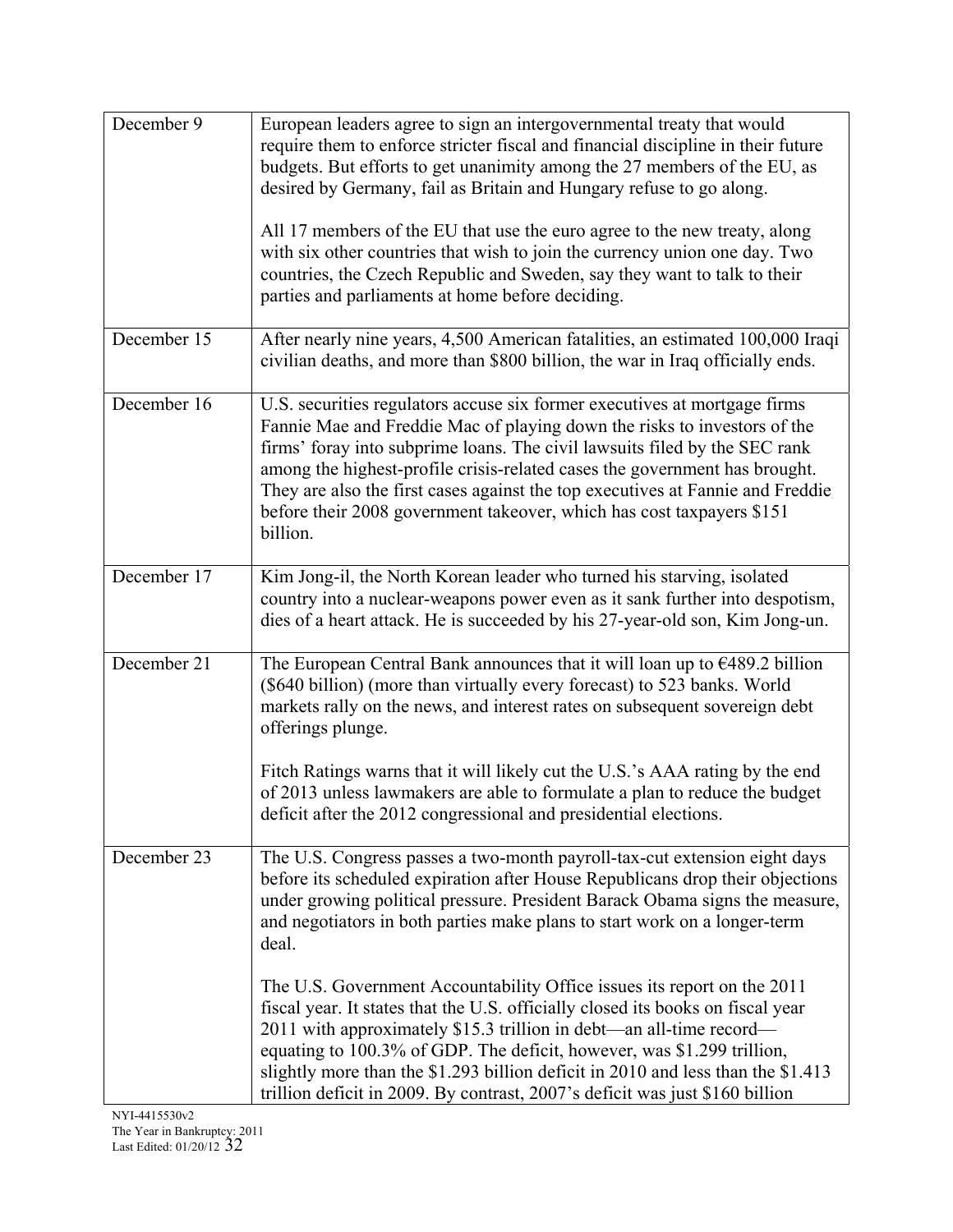| | |
|---|---|
| December 9 | European leaders agree to sign an intergovernmental treaty that would require them to enforce stricter fiscal and financial discipline in their future budgets. But efforts to get unanimity among the 27 members of the EU, as desired by Germany, fail as Britain and Hungary refuse to go along.<br><br>All 17 members of the EU that use the euro agree to the new treaty, along with six other countries that wish to join the currency union one day. Two countries, the Czech Republic and Sweden, say they want to talk to their parties and parliaments at home before deciding. |
| December 15 | After nearly nine years, 4,500 American fatalities, an estimated 100,000 Iraqi civilian deaths, and more than $800 billion, the war in Iraq officially ends. |
| December 16 | U.S. securities regulators accuse six former executives at mortgage firms Fannie Mae and Freddie Mac of playing down the risks to investors of the firms' foray into subprime loans. The civil lawsuits filed by the SEC rank among the highest-profile crisis-related cases the government has brought. They are also the first cases against the top executives at Fannie and Freddie before their 2008 government takeover, which has cost taxpayers $151 billion. |
| December 17 | Kim Jong-il, the North Korean leader who turned his starving, isolated country into a nuclear-weapons power even as it sank further into despotism, dies of a heart attack. He is succeeded by his 27-year-old son, Kim Jong-un. |
| December 21 | The European Central Bank announces that it will loan up to €489.2 billion ($640 billion) (more than virtually every forecast) to 523 banks. World markets rally on the news, and interest rates on subsequent sovereign debt offerings plunge.<br><br>Fitch Ratings warns that it will likely cut the U.S.'s AAA rating by the end of 2013 unless lawmakers are able to formulate a plan to reduce the budget deficit after the 2012 congressional and presidential elections. |
| December 23 | The U.S. Congress passes a two-month payroll-tax-cut extension eight days before its scheduled expiration after House Republicans drop their objections under growing political pressure. President Barack Obama signs the measure, and negotiators in both parties make plans to start work on a longer-term deal.<br><br>The U.S. Government Accountability Office issues its report on the 2011 fiscal year. It states that the U.S. officially closed its books on fiscal year 2011 with approximately $15.3 trillion in debt—an all-time record—equating to 100.3% of GDP. The deficit, however, was $1.299 trillion, slightly more than the $1.293 billion deficit in 2010 and less than the $1.413 trillion deficit in 2009. By contrast, 2007's deficit was just $160 billion |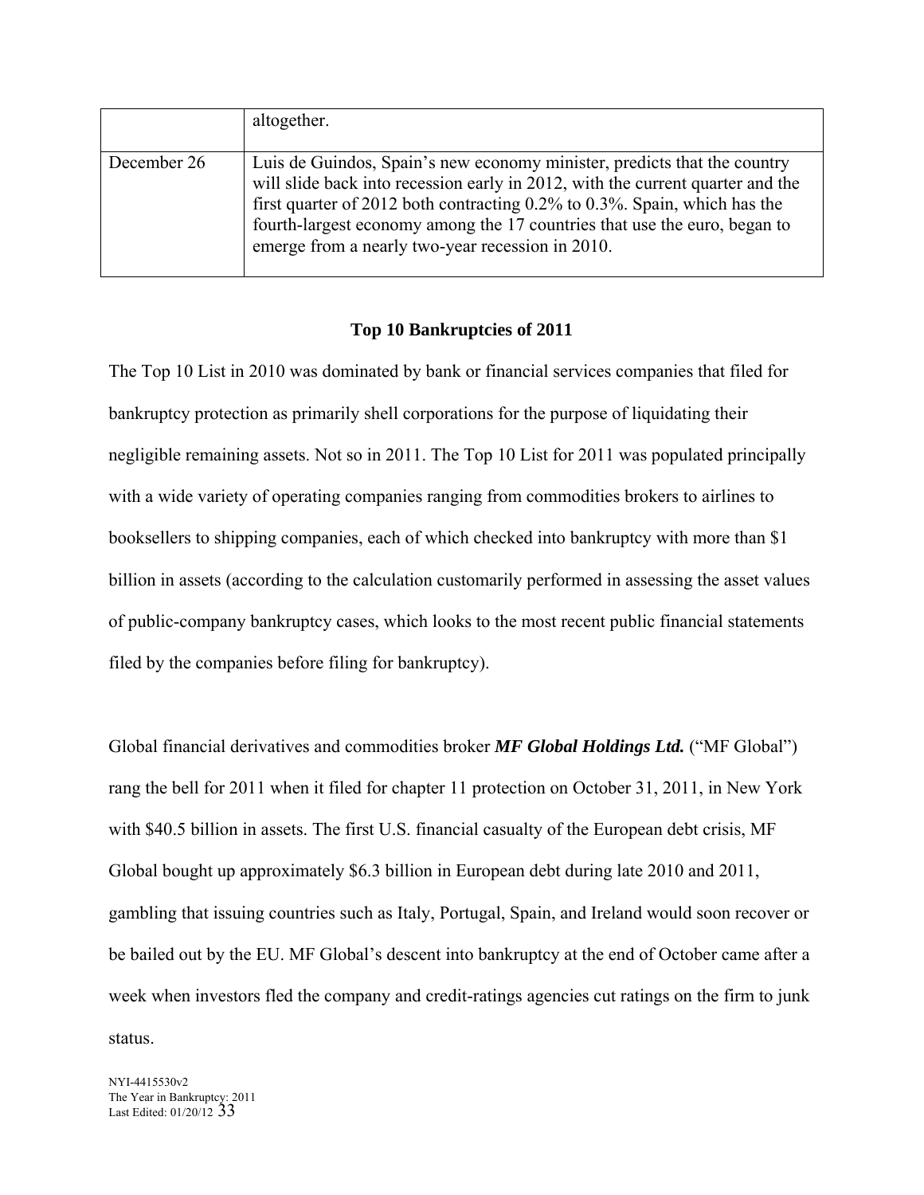| | |
|---|---|
| | altogether. |
| December 26 | Luis de Guindos, Spain's new economy minister, predicts that the country will slide back into recession early in 2012, with the current quarter and the first quarter of 2012 both contracting 0.2% to 0.3%. Spain, which has the fourth-largest economy among the 17 countries that use the euro, began to emerge from a nearly two-year recession in 2010. |

## Top 10 Bankruptcies of 2011

The Top 10 List in 2010 was dominated by bank or financial services companies that filed for bankruptcy protection as primarily shell corporations for the purpose of liquidating their negligible remaining assets. Not so in 2011. The Top 10 List for 2011 was populated principally with a wide variety of operating companies ranging from commodities brokers to airlines to booksellers to shipping companies, each of which checked into bankruptcy with more than $1 billion in assets (according to the calculation customarily performed in assessing the asset values of public-company bankruptcy cases, which looks to the most recent public financial statements filed by the companies before filing for bankruptcy).

Global financial derivatives and commodities broker ***MF Global Holdings Ltd.*** ("MF Global") rang the bell for 2011 when it filed for chapter 11 protection on October 31, 2011, in New York with $40.5 billion in assets. The first U.S. financial casualty of the European debt crisis, MF Global bought up approximately $6.3 billion in European debt during late 2010 and 2011, gambling that issuing countries such as Italy, Portugal, Spain, and Ireland would soon recover or be bailed out by the EU. MF Global's descent into bankruptcy at the end of October came after a week when investors fled the company and credit-ratings agencies cut ratings on the firm to junk status.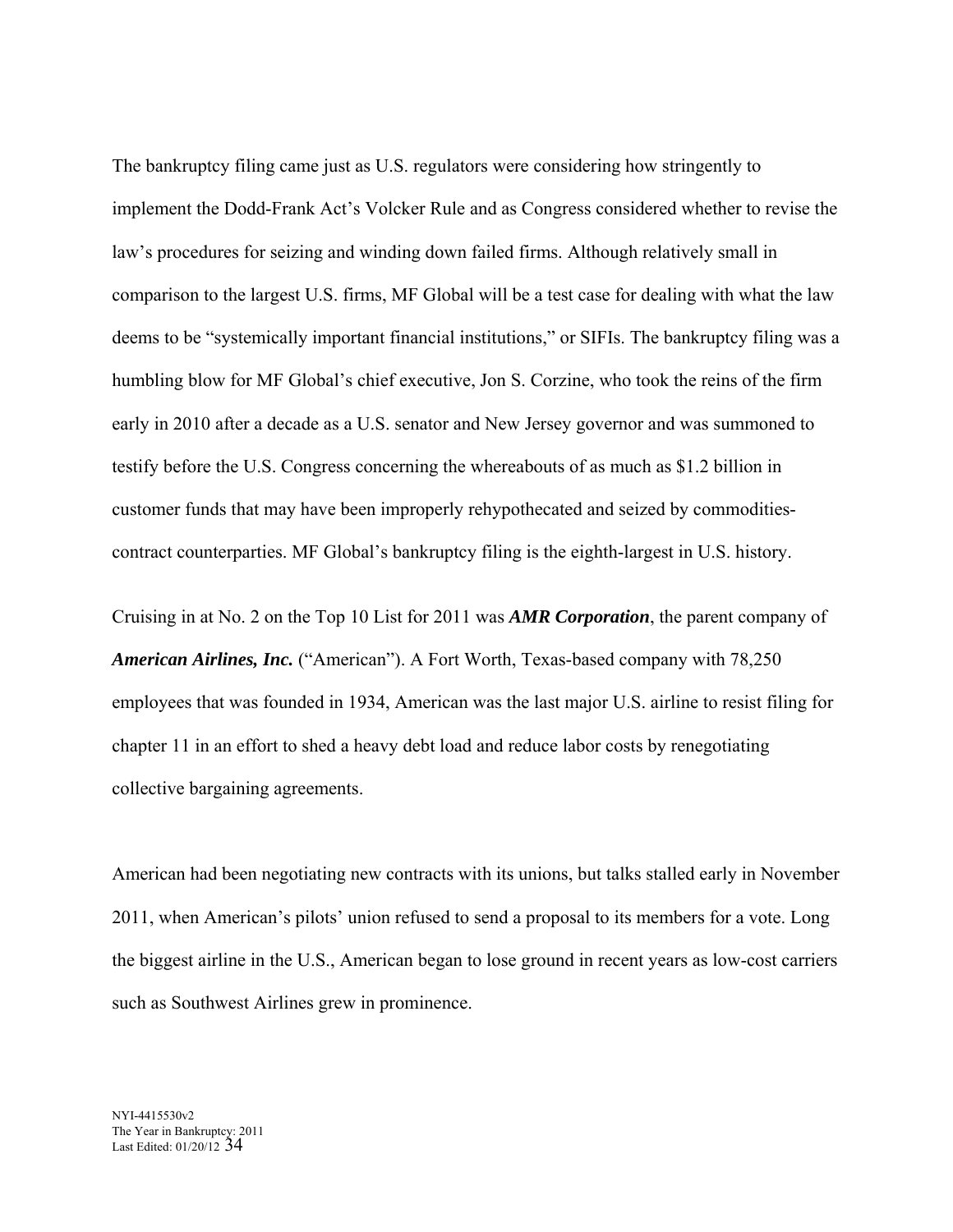The bankruptcy filing came just as U.S. regulators were considering how stringently to implement the Dodd-Frank Act's Volcker Rule and as Congress considered whether to revise the law's procedures for seizing and winding down failed firms. Although relatively small in comparison to the largest U.S. firms, MF Global will be a test case for dealing with what the law deems to be "systemically important financial institutions," or SIFIs. The bankruptcy filing was a humbling blow for MF Global's chief executive, Jon S. Corzine, who took the reins of the firm early in 2010 after a decade as a U.S. senator and New Jersey governor and was summoned to testify before the U.S. Congress concerning the whereabouts of as much as $1.2 billion in customer funds that may have been improperly rehypothecated and seized by commodities-contract counterparties. MF Global's bankruptcy filing is the eighth-largest in U.S. history.

Cruising in at No. 2 on the Top 10 List for 2011 was ***AMR Corporation***, the parent company of ***American Airlines, Inc.*** ("American"). A Fort Worth, Texas-based company with 78,250 employees that was founded in 1934, American was the last major U.S. airline to resist filing for chapter 11 in an effort to shed a heavy debt load and reduce labor costs by renegotiating collective bargaining agreements.

American had been negotiating new contracts with its unions, but talks stalled early in November 2011, when American's pilots' union refused to send a proposal to its members for a vote. Long the biggest airline in the U.S., American began to lose ground in recent years as low-cost carriers such as Southwest Airlines grew in prominence.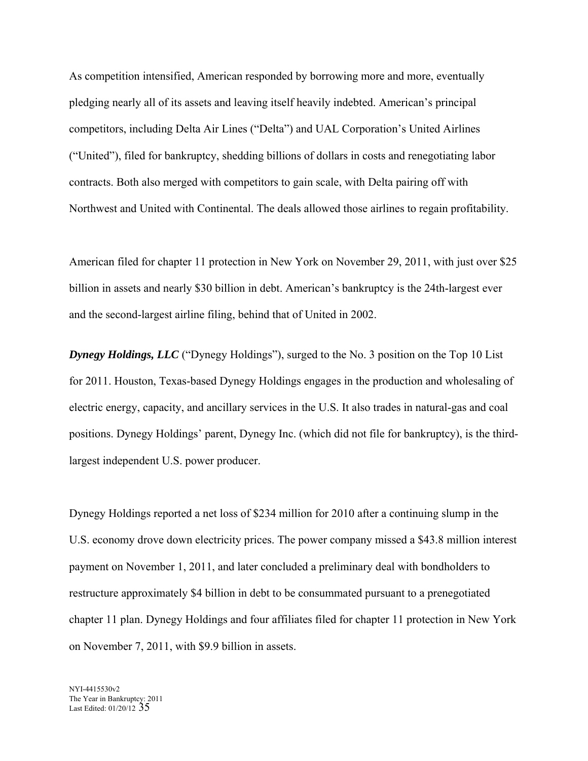As competition intensified, American responded by borrowing more and more, eventually pledging nearly all of its assets and leaving itself heavily indebted. American's principal competitors, including Delta Air Lines ("Delta") and UAL Corporation's United Airlines ("United"), filed for bankruptcy, shedding billions of dollars in costs and renegotiating labor contracts. Both also merged with competitors to gain scale, with Delta pairing off with Northwest and United with Continental. The deals allowed those airlines to regain profitability.

American filed for chapter 11 protection in New York on November 29, 2011, with just over $25 billion in assets and nearly $30 billion in debt. American's bankruptcy is the 24th-largest ever and the second-largest airline filing, behind that of United in 2002.

***Dynegy Holdings, LLC*** ("Dynegy Holdings"), surged to the No. 3 position on the Top 10 List for 2011. Houston, Texas-based Dynegy Holdings engages in the production and wholesaling of electric energy, capacity, and ancillary services in the U.S. It also trades in natural-gas and coal positions. Dynegy Holdings' parent, Dynegy Inc. (which did not file for bankruptcy), is the third-largest independent U.S. power producer.

Dynegy Holdings reported a net loss of $234 million for 2010 after a continuing slump in the U.S. economy drove down electricity prices. The power company missed a $43.8 million interest payment on November 1, 2011, and later concluded a preliminary deal with bondholders to restructure approximately $4 billion in debt to be consummated pursuant to a prenegotiated chapter 11 plan. Dynegy Holdings and four affiliates filed for chapter 11 protection in New York on November 7, 2011, with $9.9 billion in assets.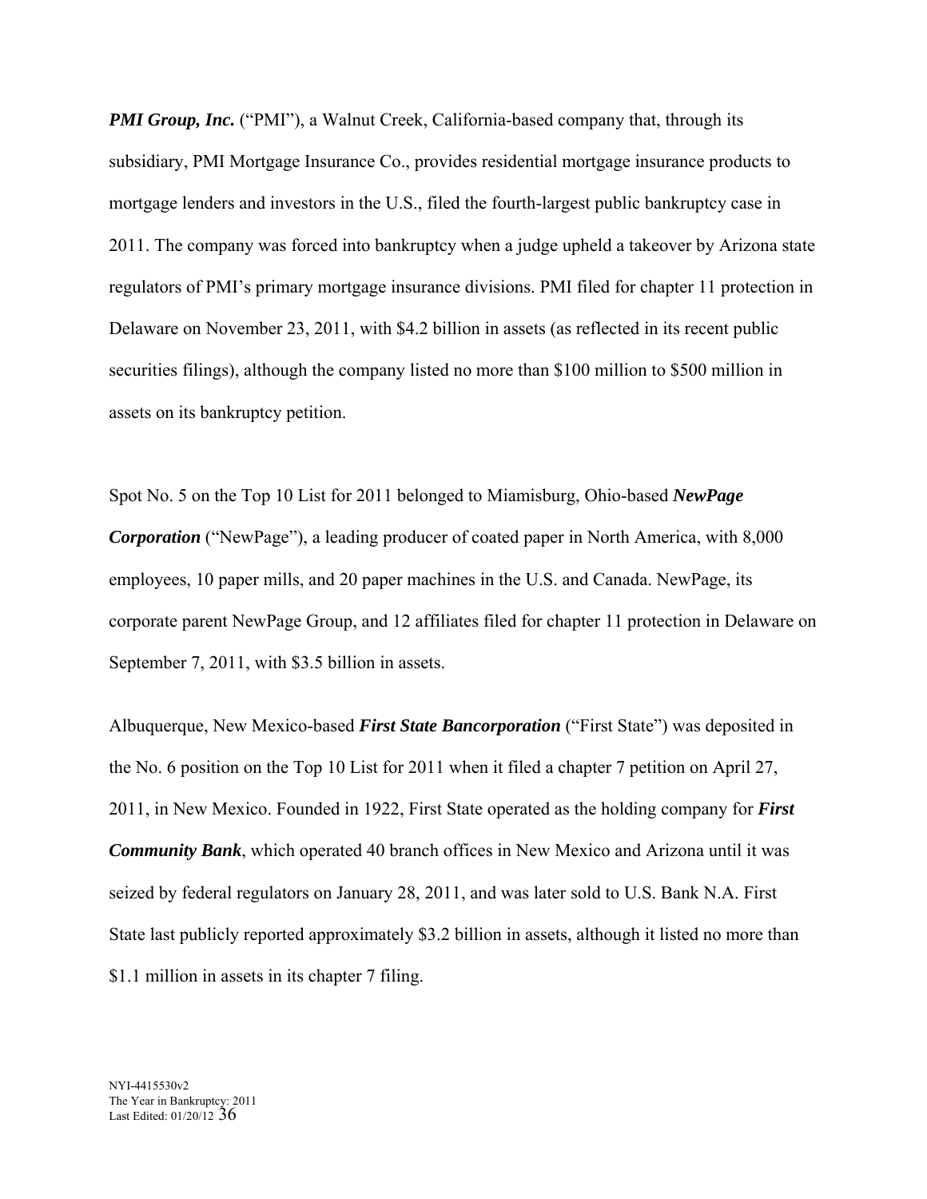***PMI Group, Inc.*** ("PMI"), a Walnut Creek, California-based company that, through its subsidiary, PMI Mortgage Insurance Co., provides residential mortgage insurance products to mortgage lenders and investors in the U.S., filed the fourth-largest public bankruptcy case in 2011. The company was forced into bankruptcy when a judge upheld a takeover by Arizona state regulators of PMI's primary mortgage insurance divisions. PMI filed for chapter 11 protection in Delaware on November 23, 2011, with $4.2 billion in assets (as reflected in its recent public securities filings), although the company listed no more than $100 million to $500 million in assets on its bankruptcy petition.

Spot No. 5 on the Top 10 List for 2011 belonged to Miamisburg, Ohio-based ***NewPage Corporation*** ("NewPage"), a leading producer of coated paper in North America, with 8,000 employees, 10 paper mills, and 20 paper machines in the U.S. and Canada. NewPage, its corporate parent NewPage Group, and 12 affiliates filed for chapter 11 protection in Delaware on September 7, 2011, with $3.5 billion in assets.

Albuquerque, New Mexico-based ***First State Bancorporation*** ("First State") was deposited in the No. 6 position on the Top 10 List for 2011 when it filed a chapter 7 petition on April 27, 2011, in New Mexico. Founded in 1922, First State operated as the holding company for ***First Community Bank***, which operated 40 branch offices in New Mexico and Arizona until it was seized by federal regulators on January 28, 2011, and was later sold to U.S. Bank N.A. First State last publicly reported approximately $3.2 billion in assets, although it listed no more than $1.1 million in assets in its chapter 7 filing.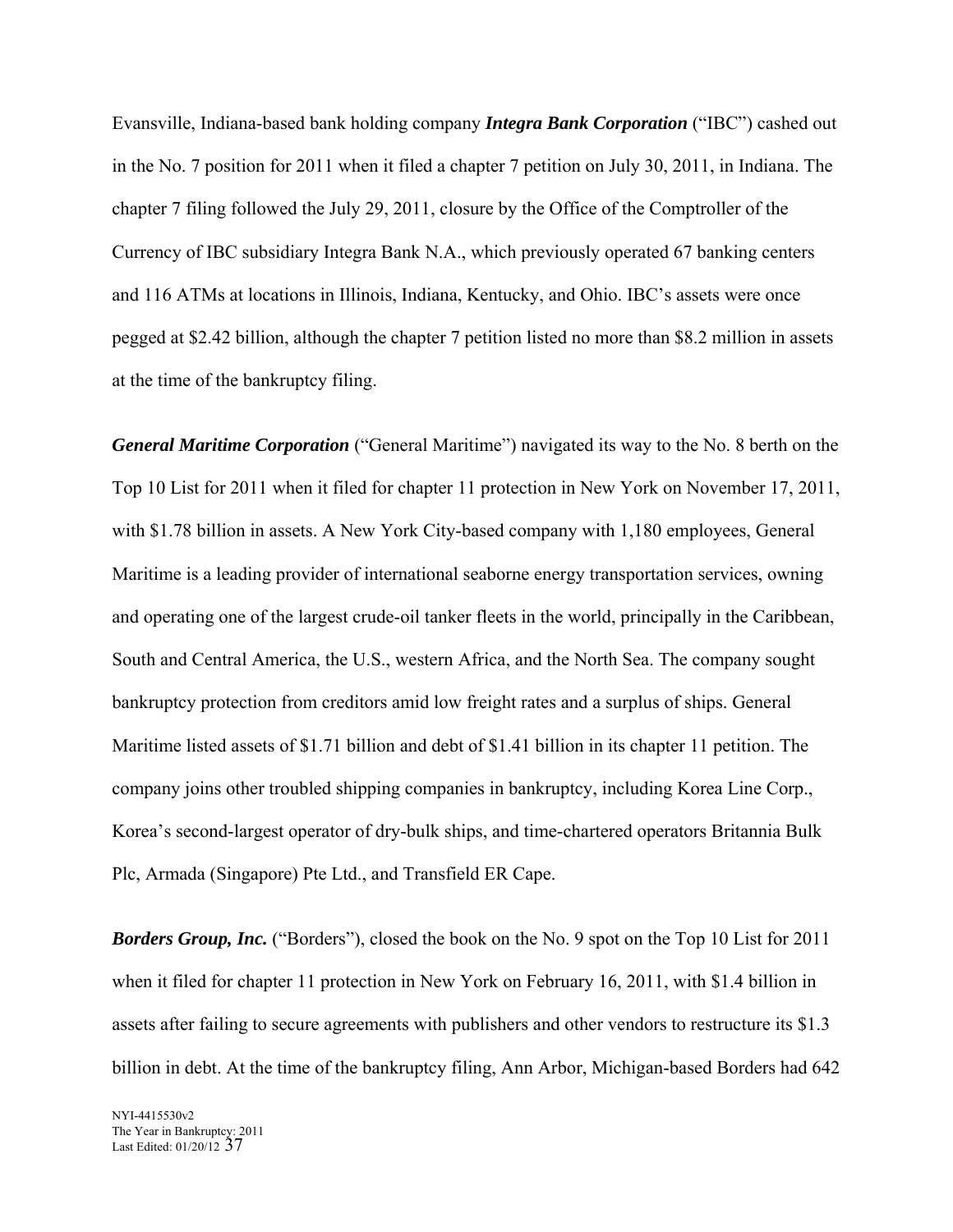Evansville, Indiana-based bank holding company ***Integra Bank Corporation*** ("IBC") cashed out in the No. 7 position for 2011 when it filed a chapter 7 petition on July 30, 2011, in Indiana. The chapter 7 filing followed the July 29, 2011, closure by the Office of the Comptroller of the Currency of IBC subsidiary Integra Bank N.A., which previously operated 67 banking centers and 116 ATMs at locations in Illinois, Indiana, Kentucky, and Ohio. IBC's assets were once pegged at $2.42 billion, although the chapter 7 petition listed no more than $8.2 million in assets at the time of the bankruptcy filing.

***General Maritime Corporation*** ("General Maritime") navigated its way to the No. 8 berth on the Top 10 List for 2011 when it filed for chapter 11 protection in New York on November 17, 2011, with $1.78 billion in assets. A New York City-based company with 1,180 employees, General Maritime is a leading provider of international seaborne energy transportation services, owning and operating one of the largest crude-oil tanker fleets in the world, principally in the Caribbean, South and Central America, the U.S., western Africa, and the North Sea. The company sought bankruptcy protection from creditors amid low freight rates and a surplus of ships. General Maritime listed assets of $1.71 billion and debt of $1.41 billion in its chapter 11 petition. The company joins other troubled shipping companies in bankruptcy, including Korea Line Corp., Korea's second-largest operator of dry-bulk ships, and time-chartered operators Britannia Bulk Plc, Armada (Singapore) Pte Ltd., and Transfield ER Cape.

***Borders Group, Inc.*** ("Borders"), closed the book on the No. 9 spot on the Top 10 List for 2011 when it filed for chapter 11 protection in New York on February 16, 2011, with $1.4 billion in assets after failing to secure agreements with publishers and other vendors to restructure its $1.3 billion in debt. At the time of the bankruptcy filing, Ann Arbor, Michigan-based Borders had 642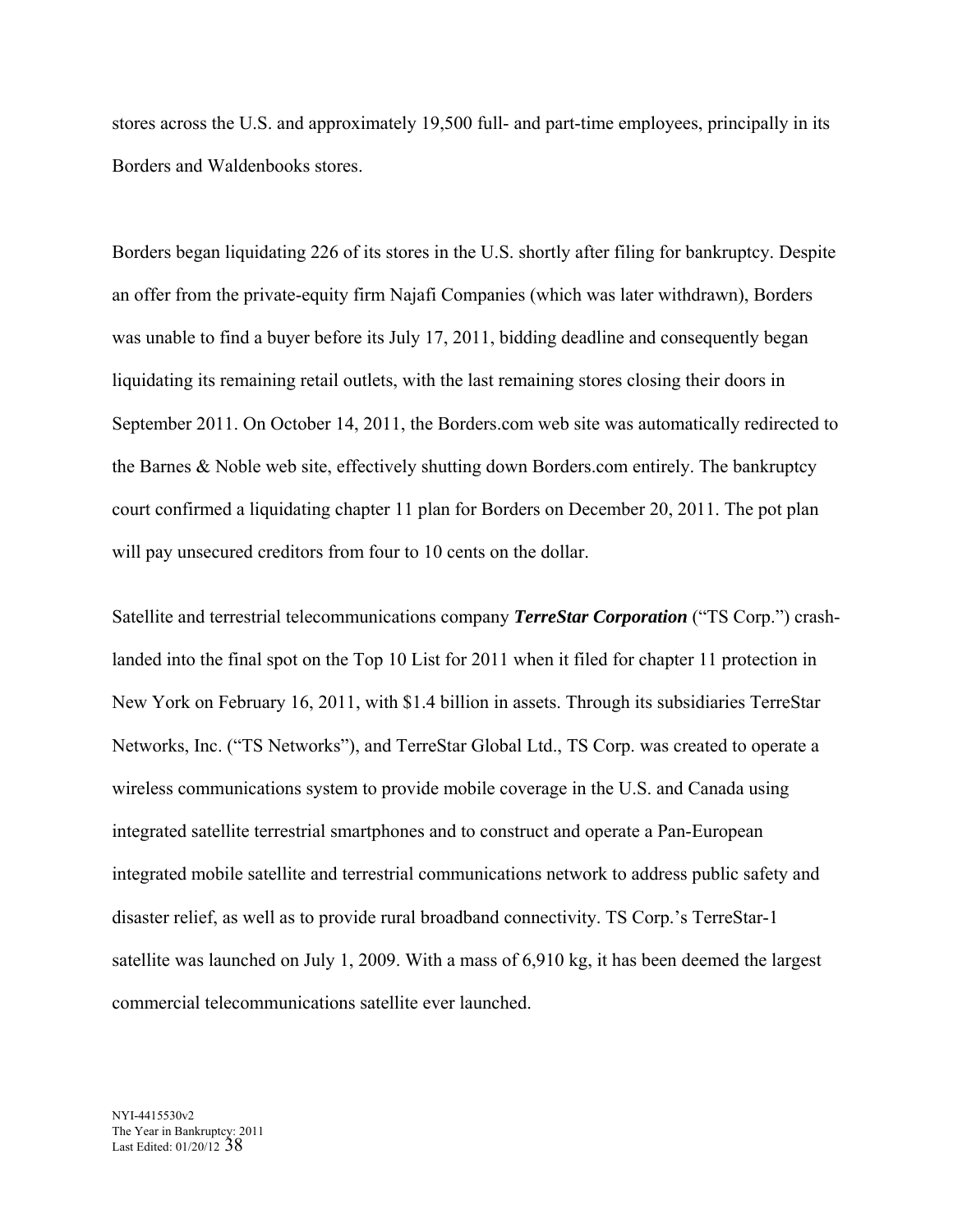stores across the U.S. and approximately 19,500 full- and part-time employees, principally in its Borders and Waldenbooks stores.

Borders began liquidating 226 of its stores in the U.S. shortly after filing for bankruptcy. Despite an offer from the private-equity firm Najafi Companies (which was later withdrawn), Borders was unable to find a buyer before its July 17, 2011, bidding deadline and consequently began liquidating its remaining retail outlets, with the last remaining stores closing their doors in September 2011. On October 14, 2011, the Borders.com web site was automatically redirected to the Barnes & Noble web site, effectively shutting down Borders.com entirely. The bankruptcy court confirmed a liquidating chapter 11 plan for Borders on December 20, 2011. The pot plan will pay unsecured creditors from four to 10 cents on the dollar.

Satellite and terrestrial telecommunications company ***TerreStar Corporation*** ("TS Corp.") crash-landed into the final spot on the Top 10 List for 2011 when it filed for chapter 11 protection in New York on February 16, 2011, with $1.4 billion in assets. Through its subsidiaries TerreStar Networks, Inc. ("TS Networks"), and TerreStar Global Ltd., TS Corp. was created to operate a wireless communications system to provide mobile coverage in the U.S. and Canada using integrated satellite terrestrial smartphones and to construct and operate a Pan-European integrated mobile satellite and terrestrial communications network to address public safety and disaster relief, as well as to provide rural broadband connectivity. TS Corp.'s TerreStar-1 satellite was launched on July 1, 2009. With a mass of 6,910 kg, it has been deemed the largest commercial telecommunications satellite ever launched.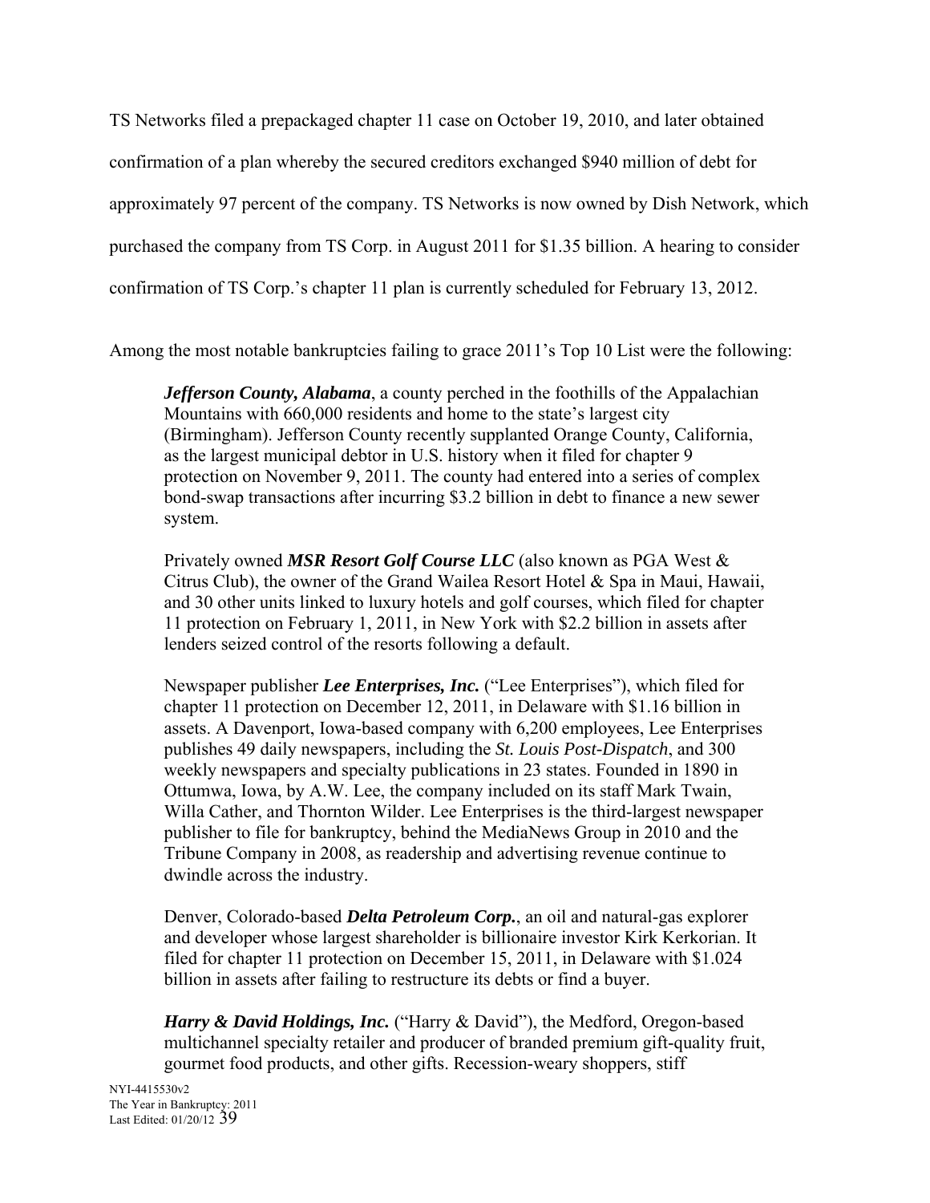TS Networks filed a prepackaged chapter 11 case on October 19, 2010, and later obtained confirmation of a plan whereby the secured creditors exchanged $940 million of debt for approximately 97 percent of the company. TS Networks is now owned by Dish Network, which purchased the company from TS Corp. in August 2011 for $1.35 billion. A hearing to consider confirmation of TS Corp.'s chapter 11 plan is currently scheduled for February 13, 2012.

Among the most notable bankruptcies failing to grace 2011's Top 10 List were the following:

> ***Jefferson County, Alabama***, a county perched in the foothills of the Appalachian Mountains with 660,000 residents and home to the state's largest city (Birmingham). Jefferson County recently supplanted Orange County, California, as the largest municipal debtor in U.S. history when it filed for chapter 9 protection on November 9, 2011. The county had entered into a series of complex bond-swap transactions after incurring $3.2 billion in debt to finance a new sewer system.
>
> Privately owned ***MSR Resort Golf Course LLC*** (also known as PGA West & Citrus Club), the owner of the Grand Wailea Resort Hotel & Spa in Maui, Hawaii, and 30 other units linked to luxury hotels and golf courses, which filed for chapter 11 protection on February 1, 2011, in New York with $2.2 billion in assets after lenders seized control of the resorts following a default.
>
> Newspaper publisher ***Lee Enterprises, Inc.*** ("Lee Enterprises"), which filed for chapter 11 protection on December 12, 2011, in Delaware with $1.16 billion in assets. A Davenport, Iowa-based company with 6,200 employees, Lee Enterprises publishes 49 daily newspapers, including the *St. Louis Post-Dispatch*, and 300 weekly newspapers and specialty publications in 23 states. Founded in 1890 in Ottumwa, Iowa, by A.W. Lee, the company included on its staff Mark Twain, Willa Cather, and Thornton Wilder. Lee Enterprises is the third-largest newspaper publisher to file for bankruptcy, behind the MediaNews Group in 2010 and the Tribune Company in 2008, as readership and advertising revenue continue to dwindle across the industry.
>
> Denver, Colorado-based ***Delta Petroleum Corp.***, an oil and natural-gas explorer and developer whose largest shareholder is billionaire investor Kirk Kerkorian. It filed for chapter 11 protection on December 15, 2011, in Delaware with $1.024 billion in assets after failing to restructure its debts or find a buyer.
>
> ***Harry & David Holdings, Inc.*** ("Harry & David"), the Medford, Oregon-based multichannel specialty retailer and producer of branded premium gift-quality fruit, gourmet food products, and other gifts. Recession-weary shoppers, stiff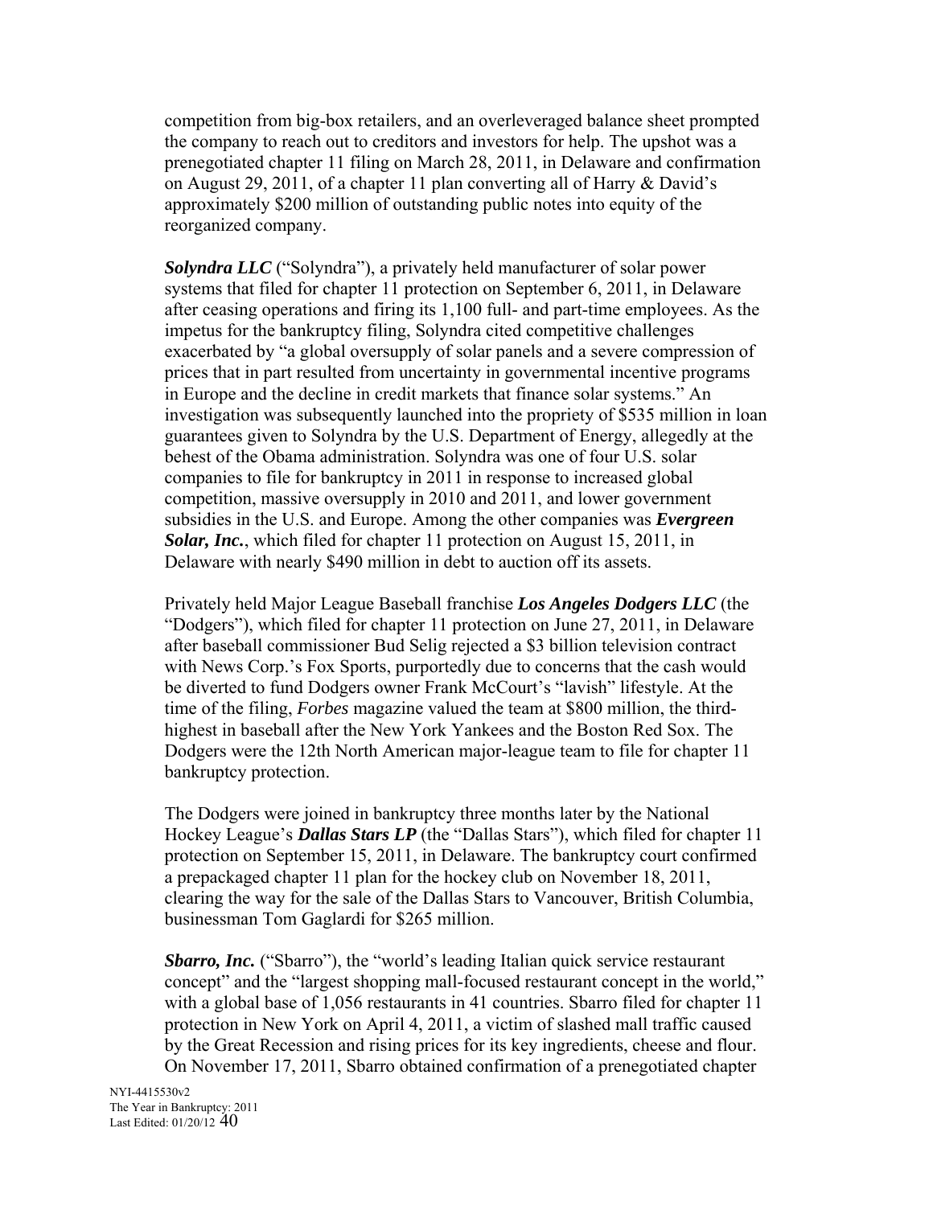competition from big-box retailers, and an overleveraged balance sheet prompted the company to reach out to creditors and investors for help. The upshot was a prenegotiated chapter 11 filing on March 28, 2011, in Delaware and confirmation on August 29, 2011, of a chapter 11 plan converting all of Harry & David's approximately $200 million of outstanding public notes into equity of the reorganized company.

***Solyndra LLC*** ("Solyndra"), a privately held manufacturer of solar power systems that filed for chapter 11 protection on September 6, 2011, in Delaware after ceasing operations and firing its 1,100 full- and part-time employees. As the impetus for the bankruptcy filing, Solyndra cited competitive challenges exacerbated by "a global oversupply of solar panels and a severe compression of prices that in part resulted from uncertainty in governmental incentive programs in Europe and the decline in credit markets that finance solar systems." An investigation was subsequently launched into the propriety of $535 million in loan guarantees given to Solyndra by the U.S. Department of Energy, allegedly at the behest of the Obama administration. Solyndra was one of four U.S. solar companies to file for bankruptcy in 2011 in response to increased global competition, massive oversupply in 2010 and 2011, and lower government subsidies in the U.S. and Europe. Among the other companies was ***Evergreen Solar, Inc.***, which filed for chapter 11 protection on August 15, 2011, in Delaware with nearly $490 million in debt to auction off its assets.

Privately held Major League Baseball franchise ***Los Angeles Dodgers LLC*** (the "Dodgers"), which filed for chapter 11 protection on June 27, 2011, in Delaware after baseball commissioner Bud Selig rejected a $3 billion television contract with News Corp.'s Fox Sports, purportedly due to concerns that the cash would be diverted to fund Dodgers owner Frank McCourt's "lavish" lifestyle. At the time of the filing, *Forbes* magazine valued the team at $800 million, the third-highest in baseball after the New York Yankees and the Boston Red Sox. The Dodgers were the 12th North American major-league team to file for chapter 11 bankruptcy protection.

The Dodgers were joined in bankruptcy three months later by the National Hockey League's ***Dallas Stars LP*** (the "Dallas Stars"), which filed for chapter 11 protection on September 15, 2011, in Delaware. The bankruptcy court confirmed a prepackaged chapter 11 plan for the hockey club on November 18, 2011, clearing the way for the sale of the Dallas Stars to Vancouver, British Columbia, businessman Tom Gaglardi for $265 million.

***Sbarro, Inc.*** ("Sbarro"), the "world's leading Italian quick service restaurant concept" and the "largest shopping mall-focused restaurant concept in the world," with a global base of 1,056 restaurants in 41 countries. Sbarro filed for chapter 11 protection in New York on April 4, 2011, a victim of slashed mall traffic caused by the Great Recession and rising prices for its key ingredients, cheese and flour. On November 17, 2011, Sbarro obtained confirmation of a prenegotiated chapter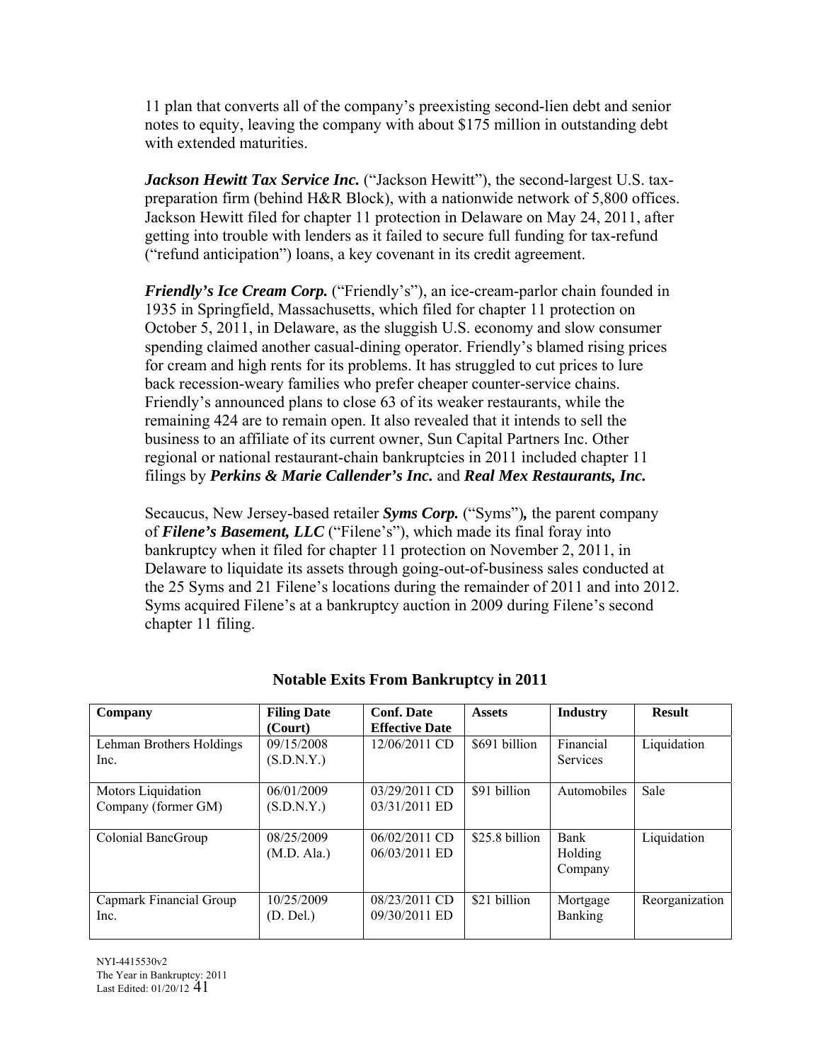11 plan that converts all of the company's preexisting second-lien debt and senior notes to equity, leaving the company with about $175 million in outstanding debt with extended maturities.

***Jackson Hewitt Tax Service Inc.*** ("Jackson Hewitt"), the second-largest U.S. tax-preparation firm (behind H&R Block), with a nationwide network of 5,800 offices. Jackson Hewitt filed for chapter 11 protection in Delaware on May 24, 2011, after getting into trouble with lenders as it failed to secure full funding for tax-refund ("refund anticipation") loans, a key covenant in its credit agreement.

***Friendly's Ice Cream Corp.*** ("Friendly's"), an ice-cream-parlor chain founded in 1935 in Springfield, Massachusetts, which filed for chapter 11 protection on October 5, 2011, in Delaware, as the sluggish U.S. economy and slow consumer spending claimed another casual-dining operator. Friendly's blamed rising prices for cream and high rents for its problems. It has struggled to cut prices to lure back recession-weary families who prefer cheaper counter-service chains. Friendly's announced plans to close 63 of its weaker restaurants, while the remaining 424 are to remain open. It also revealed that it intends to sell the business to an affiliate of its current owner, Sun Capital Partners Inc. Other regional or national restaurant-chain bankruptcies in 2011 included chapter 11 filings by ***Perkins & Marie Callender's Inc.*** and ***Real Mex Restaurants, Inc.***

Secaucus, New Jersey-based retailer ***Syms Corp.*** ("Syms")***,*** the parent company of ***Filene's Basement, LLC*** ("Filene's"), which made its final foray into bankruptcy when it filed for chapter 11 protection on November 2, 2011, in Delaware to liquidate its assets through going-out-of-business sales conducted at the 25 Syms and 21 Filene's locations during the remainder of 2011 and into 2012. Syms acquired Filene's at a bankruptcy auction in 2009 during Filene's second chapter 11 filing.

**Notable Exits From Bankruptcy in 2011**

| Company | Filing Date (Court) | Conf. Date Effective Date | Assets | Industry | Result |
|---|---|---|---|---|---|
| Lehman Brothers Holdings Inc. | 09/15/2008 (S.D.N.Y.) | 12/06/2011 CD | $691 billion | Financial Services | Liquidation |
| Motors Liquidation Company (former GM) | 06/01/2009 (S.D.N.Y.) | 03/29/2011 CD 03/31/2011 ED | $91 billion | Automobiles | Sale |
| Colonial BancGroup | 08/25/2009 (M.D. Ala.) | 06/02/2011 CD 06/03/2011 ED | $25.8 billion | Bank Holding Company | Liquidation |
| Capmark Financial Group Inc. | 10/25/2009 (D. Del.) | 08/23/2011 CD 09/30/2011 ED | $21 billion | Mortgage Banking | Reorganization |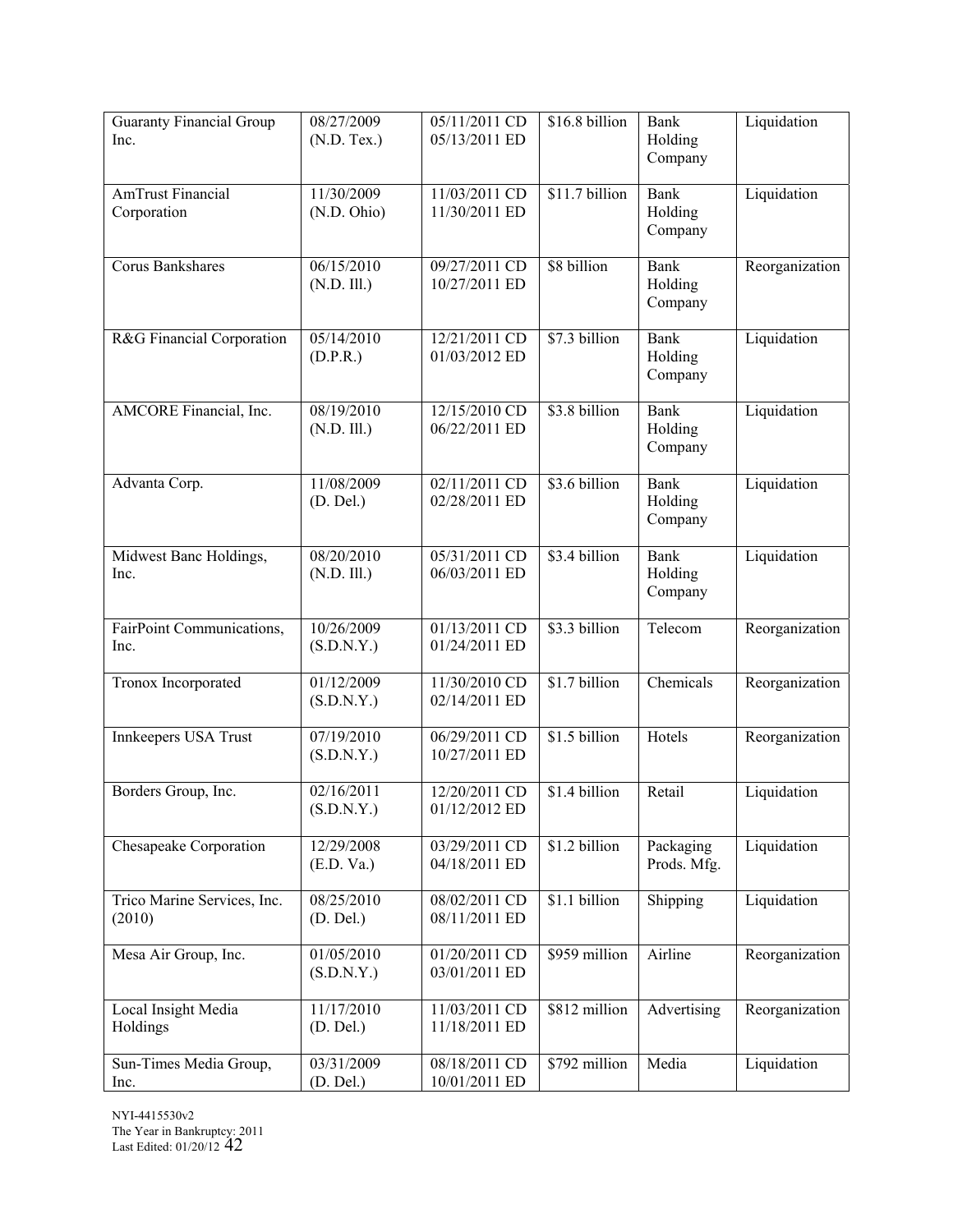| | | | | | |
|---|---|---|---|---|---|
| Guaranty Financial Group Inc. | 08/27/2009 (N.D. Tex.) | 05/11/2011 CD 05/13/2011 ED | $16.8 billion | Bank Holding Company | Liquidation |
| AmTrust Financial Corporation | 11/30/2009 (N.D. Ohio) | 11/03/2011 CD 11/30/2011 ED | $11.7 billion | Bank Holding Company | Liquidation |
| Corus Bankshares | 06/15/2010 (N.D. Ill.) | 09/27/2011 CD 10/27/2011 ED | $8 billion | Bank Holding Company | Reorganization |
| R&G Financial Corporation | 05/14/2010 (D.P.R.) | 12/21/2011 CD 01/03/2012 ED | $7.3 billion | Bank Holding Company | Liquidation |
| AMCORE Financial, Inc. | 08/19/2010 (N.D. Ill.) | 12/15/2010 CD 06/22/2011 ED | $3.8 billion | Bank Holding Company | Liquidation |
| Advanta Corp. | 11/08/2009 (D. Del.) | 02/11/2011 CD 02/28/2011 ED | $3.6 billion | Bank Holding Company | Liquidation |
| Midwest Banc Holdings, Inc. | 08/20/2010 (N.D. Ill.) | 05/31/2011 CD 06/03/2011 ED | $3.4 billion | Bank Holding Company | Liquidation |
| FairPoint Communications, Inc. | 10/26/2009 (S.D.N.Y.) | 01/13/2011 CD 01/24/2011 ED | $3.3 billion | Telecom | Reorganization |
| Tronox Incorporated | 01/12/2009 (S.D.N.Y.) | 11/30/2010 CD 02/14/2011 ED | $1.7 billion | Chemicals | Reorganization |
| Innkeepers USA Trust | 07/19/2010 (S.D.N.Y.) | 06/29/2011 CD 10/27/2011 ED | $1.5 billion | Hotels | Reorganization |
| Borders Group, Inc. | 02/16/2011 (S.D.N.Y.) | 12/20/2011 CD 01/12/2012 ED | $1.4 billion | Retail | Liquidation |
| Chesapeake Corporation | 12/29/2008 (E.D. Va.) | 03/29/2011 CD 04/18/2011 ED | $1.2 billion | Packaging Prods. Mfg. | Liquidation |
| Trico Marine Services, Inc. (2010) | 08/25/2010 (D. Del.) | 08/02/2011 CD 08/11/2011 ED | $1.1 billion | Shipping | Liquidation |
| Mesa Air Group, Inc. | 01/05/2010 (S.D.N.Y.) | 01/20/2011 CD 03/01/2011 ED | $959 million | Airline | Reorganization |
| Local Insight Media Holdings | 11/17/2010 (D. Del.) | 11/03/2011 CD 11/18/2011 ED | $812 million | Advertising | Reorganization |
| Sun-Times Media Group, Inc. | 03/31/2009 (D. Del.) | 08/18/2011 CD 10/01/2011 ED | $792 million | Media | Liquidation |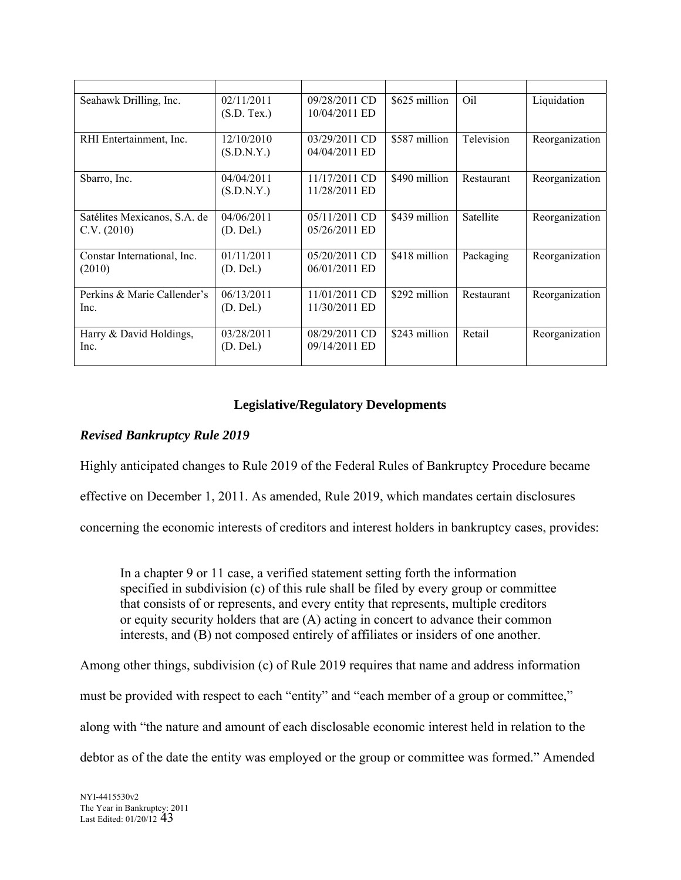| | | | | | |
|---|---|---|---|---|---|
| Seahawk Drilling, Inc. | 02/11/2011 (S.D. Tex.) | 09/28/2011 CD 10/04/2011 ED | \$625 million | Oil | Liquidation |
| RHI Entertainment, Inc. | 12/10/2010 (S.D.N.Y.) | 03/29/2011 CD 04/04/2011 ED | \$587 million | Television | Reorganization |
| Sbarro, Inc. | 04/04/2011 (S.D.N.Y.) | 11/17/2011 CD 11/28/2011 ED | \$490 million | Restaurant | Reorganization |
| Satélites Mexicanos, S.A. de C.V. (2010) | 04/06/2011 (D. Del.) | 05/11/2011 CD 05/26/2011 ED | \$439 million | Satellite | Reorganization |
| Constar International, Inc. (2010) | 01/11/2011 (D. Del.) | 05/20/2011 CD 06/01/2011 ED | \$418 million | Packaging | Reorganization |
| Perkins & Marie Callender's Inc. | 06/13/2011 (D. Del.) | 11/01/2011 CD 11/30/2011 ED | \$292 million | Restaurant | Reorganization |
| Harry & David Holdings, Inc. | 03/28/2011 (D. Del.) | 08/29/2011 CD 09/14/2011 ED | \$243 million | Retail | Reorganization |

## Legislative/Regulatory Developments

### *Revised Bankruptcy Rule 2019*

Highly anticipated changes to Rule 2019 of the Federal Rules of Bankruptcy Procedure became effective on December 1, 2011. As amended, Rule 2019, which mandates certain disclosures concerning the economic interests of creditors and interest holders in bankruptcy cases, provides:

> In a chapter 9 or 11 case, a verified statement setting forth the information specified in subdivision (c) of this rule shall be filed by every group or committee that consists of or represents, and every entity that represents, multiple creditors or equity security holders that are (A) acting in concert to advance their common interests, and (B) not composed entirely of affiliates or insiders of one another.

Among other things, subdivision (c) of Rule 2019 requires that name and address information must be provided with respect to each "entity" and "each member of a group or committee," along with "the nature and amount of each disclosable economic interest held in relation to the debtor as of the date the entity was employed or the group or committee was formed." Amended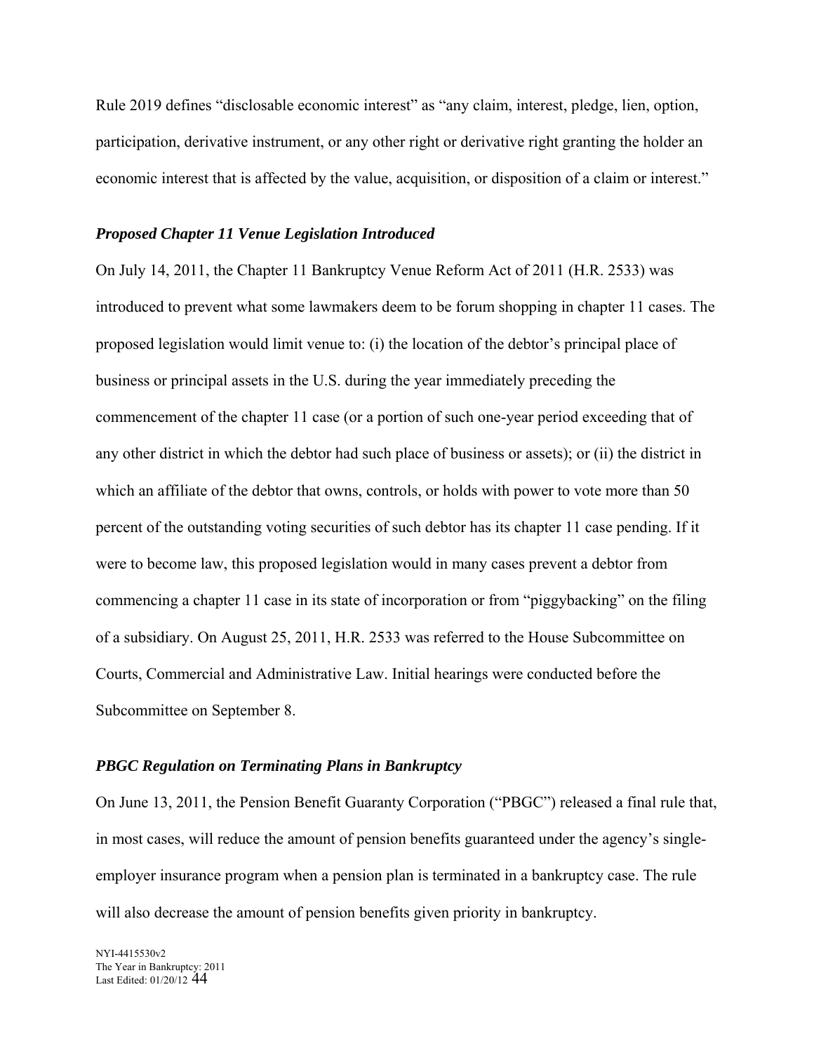Rule 2019 defines "disclosable economic interest" as "any claim, interest, pledge, lien, option, participation, derivative instrument, or any other right or derivative right granting the holder an economic interest that is affected by the value, acquisition, or disposition of a claim or interest."

### *Proposed Chapter 11 Venue Legislation Introduced*

On July 14, 2011, the Chapter 11 Bankruptcy Venue Reform Act of 2011 (H.R. 2533) was introduced to prevent what some lawmakers deem to be forum shopping in chapter 11 cases. The proposed legislation would limit venue to: (i) the location of the debtor's principal place of business or principal assets in the U.S. during the year immediately preceding the commencement of the chapter 11 case (or a portion of such one-year period exceeding that of any other district in which the debtor had such place of business or assets); or (ii) the district in which an affiliate of the debtor that owns, controls, or holds with power to vote more than 50 percent of the outstanding voting securities of such debtor has its chapter 11 case pending. If it were to become law, this proposed legislation would in many cases prevent a debtor from commencing a chapter 11 case in its state of incorporation or from "piggybacking" on the filing of a subsidiary. On August 25, 2011, H.R. 2533 was referred to the House Subcommittee on Courts, Commercial and Administrative Law. Initial hearings were conducted before the Subcommittee on September 8.

### *PBGC Regulation on Terminating Plans in Bankruptcy*

On June 13, 2011, the Pension Benefit Guaranty Corporation ("PBGC") released a final rule that, in most cases, will reduce the amount of pension benefits guaranteed under the agency's single-employer insurance program when a pension plan is terminated in a bankruptcy case. The rule will also decrease the amount of pension benefits given priority in bankruptcy.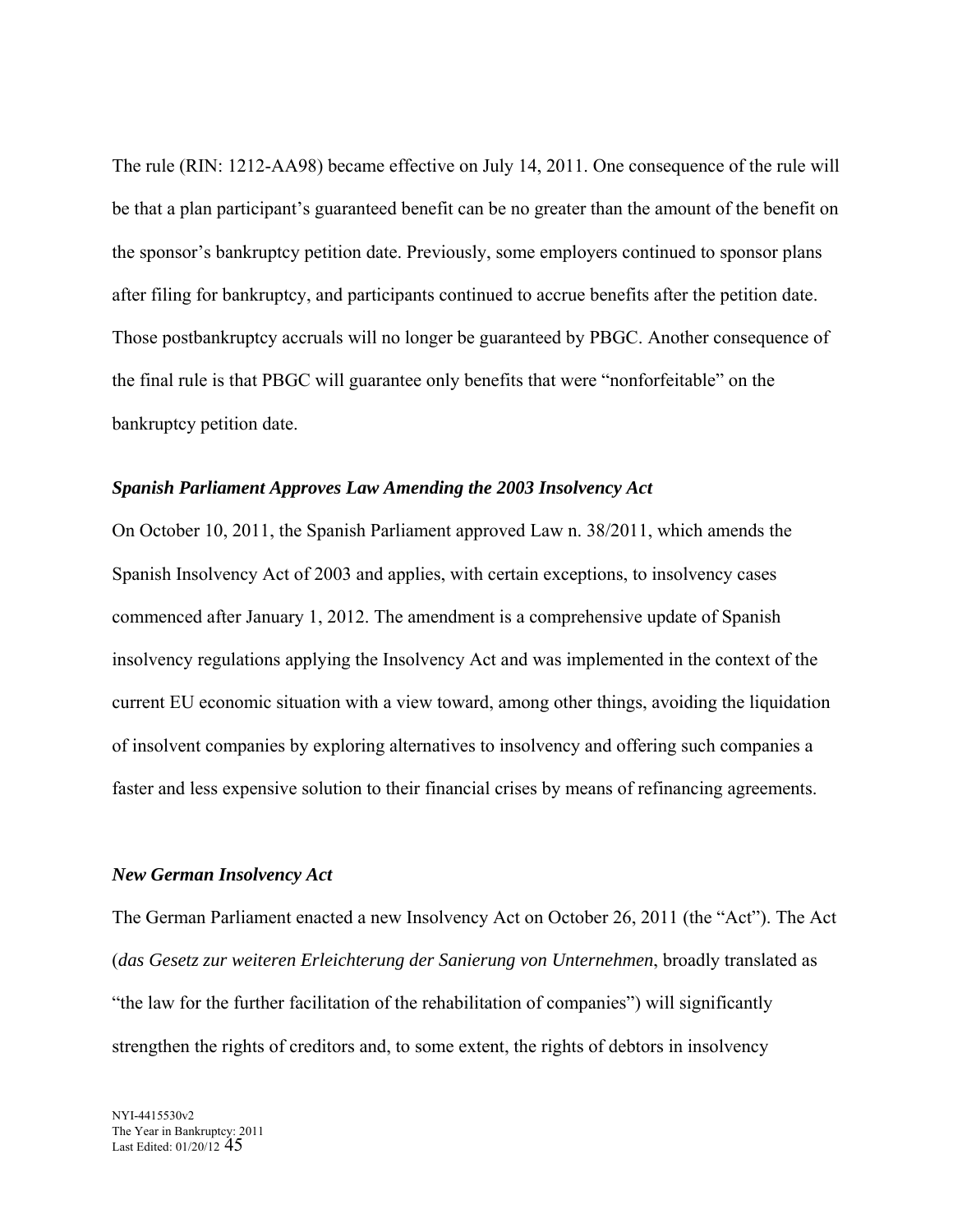The rule (RIN: 1212-AA98) became effective on July 14, 2011. One consequence of the rule will be that a plan participant's guaranteed benefit can be no greater than the amount of the benefit on the sponsor's bankruptcy petition date. Previously, some employers continued to sponsor plans after filing for bankruptcy, and participants continued to accrue benefits after the petition date. Those postbankruptcy accruals will no longer be guaranteed by PBGC. Another consequence of the final rule is that PBGC will guarantee only benefits that were "nonforfeitable" on the bankruptcy petition date.

### *Spanish Parliament Approves Law Amending the 2003 Insolvency Act*

On October 10, 2011, the Spanish Parliament approved Law n. 38/2011, which amends the Spanish Insolvency Act of 2003 and applies, with certain exceptions, to insolvency cases commenced after January 1, 2012. The amendment is a comprehensive update of Spanish insolvency regulations applying the Insolvency Act and was implemented in the context of the current EU economic situation with a view toward, among other things, avoiding the liquidation of insolvent companies by exploring alternatives to insolvency and offering such companies a faster and less expensive solution to their financial crises by means of refinancing agreements.

### *New German Insolvency Act*

The German Parliament enacted a new Insolvency Act on October 26, 2011 (the "Act"). The Act (*das Gesetz zur weiteren Erleichterung der Sanierung von Unternehmen*, broadly translated as "the law for the further facilitation of the rehabilitation of companies") will significantly strengthen the rights of creditors and, to some extent, the rights of debtors in insolvency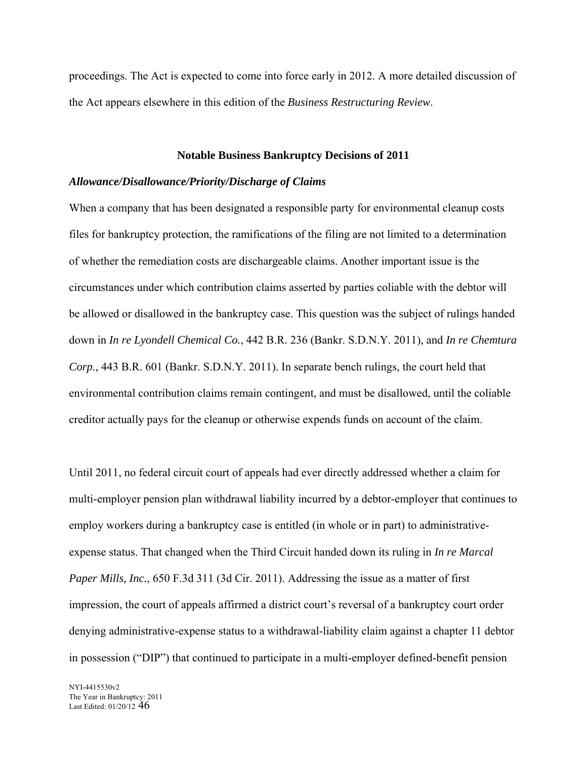proceedings. The Act is expected to come into force early in 2012. A more detailed discussion of the Act appears elsewhere in this edition of the *Business Restructuring Review*.

## Notable Business Bankruptcy Decisions of 2011

### *Allowance/Disallowance/Priority/Discharge of Claims*

When a company that has been designated a responsible party for environmental cleanup costs files for bankruptcy protection, the ramifications of the filing are not limited to a determination of whether the remediation costs are dischargeable claims. Another important issue is the circumstances under which contribution claims asserted by parties coliable with the debtor will be allowed or disallowed in the bankruptcy case. This question was the subject of rulings handed down in *In re Lyondell Chemical Co.*, 442 B.R. 236 (Bankr. S.D.N.Y. 2011), and *In re Chemtura Corp.*, 443 B.R. 601 (Bankr. S.D.N.Y. 2011). In separate bench rulings, the court held that environmental contribution claims remain contingent, and must be disallowed, until the coliable creditor actually pays for the cleanup or otherwise expends funds on account of the claim.

Until 2011, no federal circuit court of appeals had ever directly addressed whether a claim for multi-employer pension plan withdrawal liability incurred by a debtor-employer that continues to employ workers during a bankruptcy case is entitled (in whole or in part) to administrative-expense status. That changed when the Third Circuit handed down its ruling in *In re Marcal Paper Mills, Inc.*, 650 F.3d 311 (3d Cir. 2011). Addressing the issue as a matter of first impression, the court of appeals affirmed a district court's reversal of a bankruptcy court order denying administrative-expense status to a withdrawal-liability claim against a chapter 11 debtor in possession ("DIP") that continued to participate in a multi-employer defined-benefit pension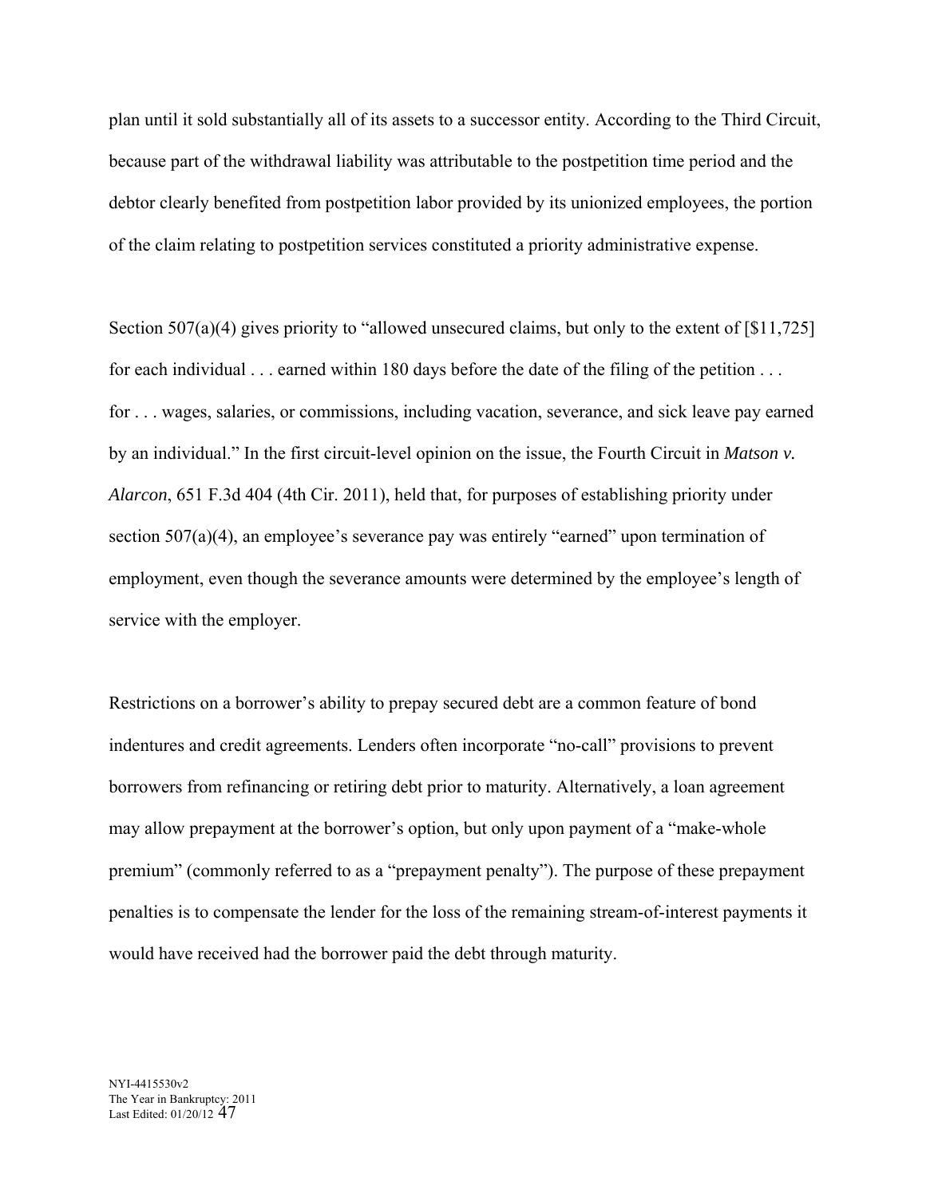plan until it sold substantially all of its assets to a successor entity. According to the Third Circuit, because part of the withdrawal liability was attributable to the postpetition time period and the debtor clearly benefited from postpetition labor provided by its unionized employees, the portion of the claim relating to postpetition services constituted a priority administrative expense.

Section 507(a)(4) gives priority to "allowed unsecured claims, but only to the extent of [$11,725] for each individual . . . earned within 180 days before the date of the filing of the petition . . . for . . . wages, salaries, or commissions, including vacation, severance, and sick leave pay earned by an individual." In the first circuit-level opinion on the issue, the Fourth Circuit in ***Matson v. Alarcon***, 651 F.3d 404 (4th Cir. 2011), held that, for purposes of establishing priority under section 507(a)(4), an employee's severance pay was entirely "earned" upon termination of employment, even though the severance amounts were determined by the employee's length of service with the employer.

Restrictions on a borrower's ability to prepay secured debt are a common feature of bond indentures and credit agreements. Lenders often incorporate "no-call" provisions to prevent borrowers from refinancing or retiring debt prior to maturity. Alternatively, a loan agreement may allow prepayment at the borrower's option, but only upon payment of a "make-whole premium" (commonly referred to as a "prepayment penalty"). The purpose of these prepayment penalties is to compensate the lender for the loss of the remaining stream-of-interest payments it would have received had the borrower paid the debt through maturity.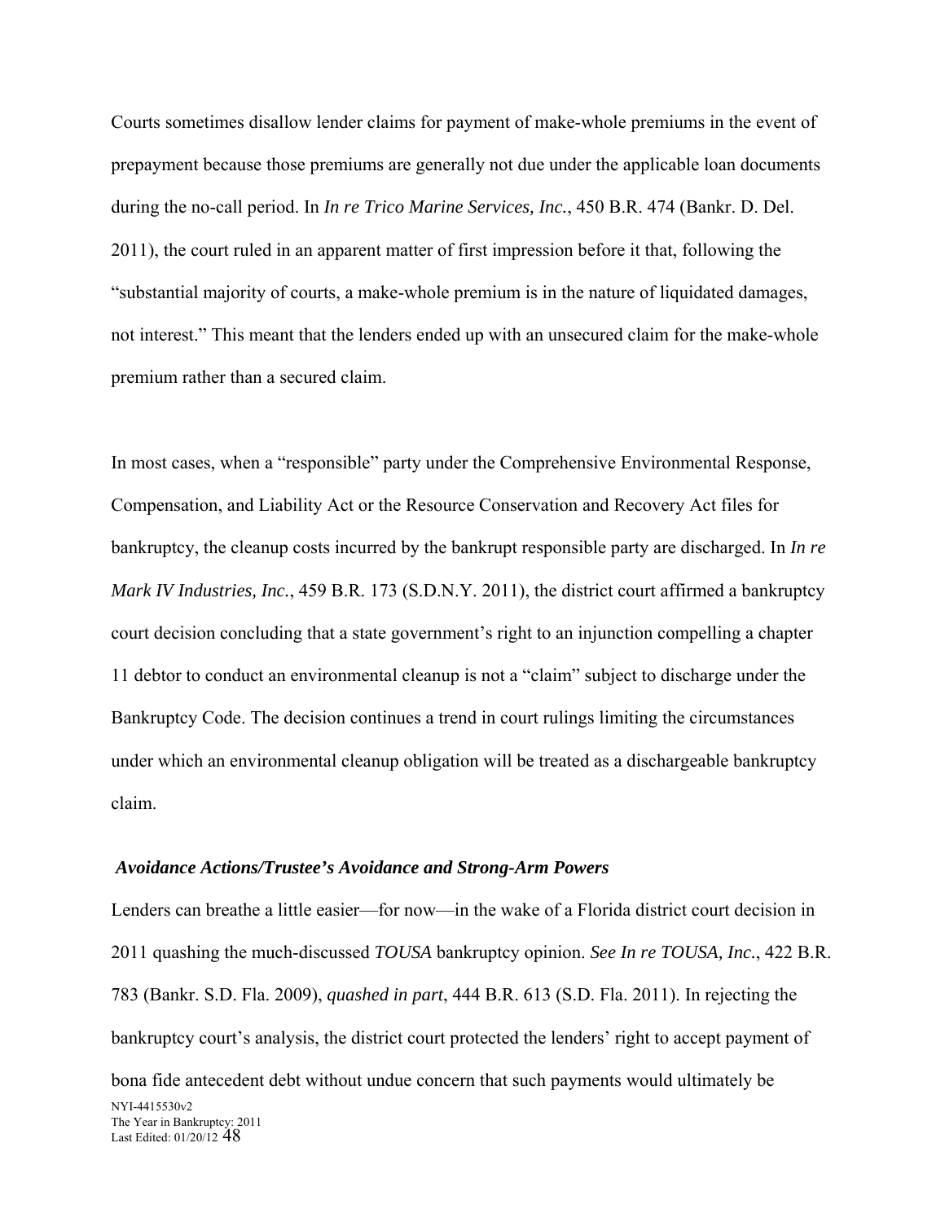Courts sometimes disallow lender claims for payment of make-whole premiums in the event of prepayment because those premiums are generally not due under the applicable loan documents during the no-call period. In *In re Trico Marine Services, Inc.*, 450 B.R. 474 (Bankr. D. Del. 2011), the court ruled in an apparent matter of first impression before it that, following the "substantial majority of courts, a make-whole premium is in the nature of liquidated damages, not interest." This meant that the lenders ended up with an unsecured claim for the make-whole premium rather than a secured claim.

In most cases, when a "responsible" party under the Comprehensive Environmental Response, Compensation, and Liability Act or the Resource Conservation and Recovery Act files for bankruptcy, the cleanup costs incurred by the bankrupt responsible party are discharged. In *In re Mark IV Industries, Inc.*, 459 B.R. 173 (S.D.N.Y. 2011), the district court affirmed a bankruptcy court decision concluding that a state government's right to an injunction compelling a chapter 11 debtor to conduct an environmental cleanup is not a "claim" subject to discharge under the Bankruptcy Code. The decision continues a trend in court rulings limiting the circumstances under which an environmental cleanup obligation will be treated as a dischargeable bankruptcy claim.

***Avoidance Actions/Trustee's Avoidance and Strong-Arm Powers***

Lenders can breathe a little easier—for now—in the wake of a Florida district court decision in 2011 quashing the much-discussed *TOUSA* bankruptcy opinion. *See In re TOUSA, Inc.*, 422 B.R. 783 (Bankr. S.D. Fla. 2009), *quashed in part*, 444 B.R. 613 (S.D. Fla. 2011). In rejecting the bankruptcy court's analysis, the district court protected the lenders' right to accept payment of bona fide antecedent debt without undue concern that such payments would ultimately be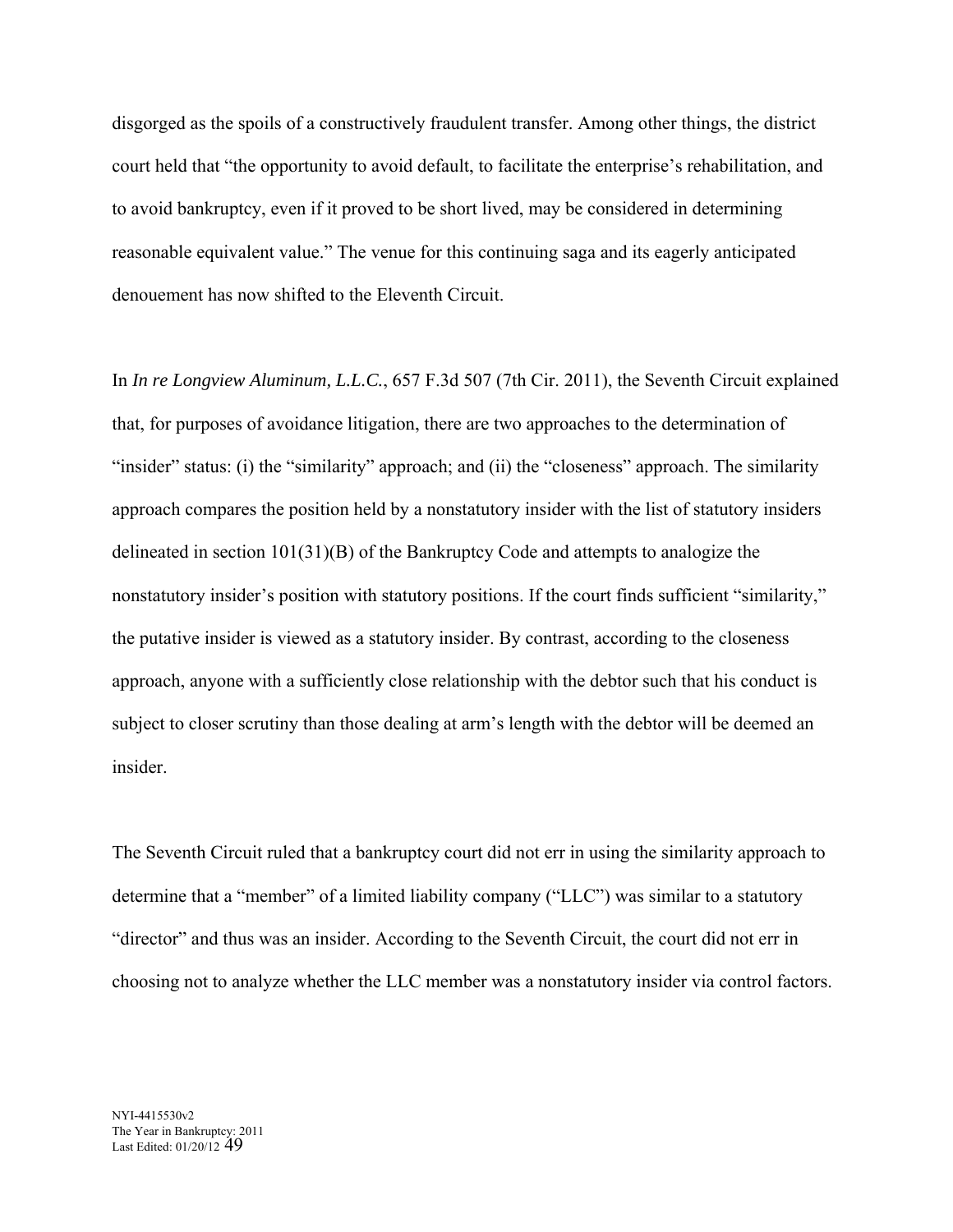disgorged as the spoils of a constructively fraudulent transfer. Among other things, the district court held that "the opportunity to avoid default, to facilitate the enterprise's rehabilitation, and to avoid bankruptcy, even if it proved to be short lived, may be considered in determining reasonable equivalent value." The venue for this continuing saga and its eagerly anticipated denouement has now shifted to the Eleventh Circuit.

In *In re Longview Aluminum, L.L.C.*, 657 F.3d 507 (7th Cir. 2011), the Seventh Circuit explained that, for purposes of avoidance litigation, there are two approaches to the determination of "insider" status: (i) the "similarity" approach; and (ii) the "closeness" approach. The similarity approach compares the position held by a nonstatutory insider with the list of statutory insiders delineated in section 101(31)(B) of the Bankruptcy Code and attempts to analogize the nonstatutory insider's position with statutory positions. If the court finds sufficient "similarity," the putative insider is viewed as a statutory insider. By contrast, according to the closeness approach, anyone with a sufficiently close relationship with the debtor such that his conduct is subject to closer scrutiny than those dealing at arm's length with the debtor will be deemed an insider.

The Seventh Circuit ruled that a bankruptcy court did not err in using the similarity approach to determine that a "member" of a limited liability company ("LLC") was similar to a statutory "director" and thus was an insider. According to the Seventh Circuit, the court did not err in choosing not to analyze whether the LLC member was a nonstatutory insider via control factors.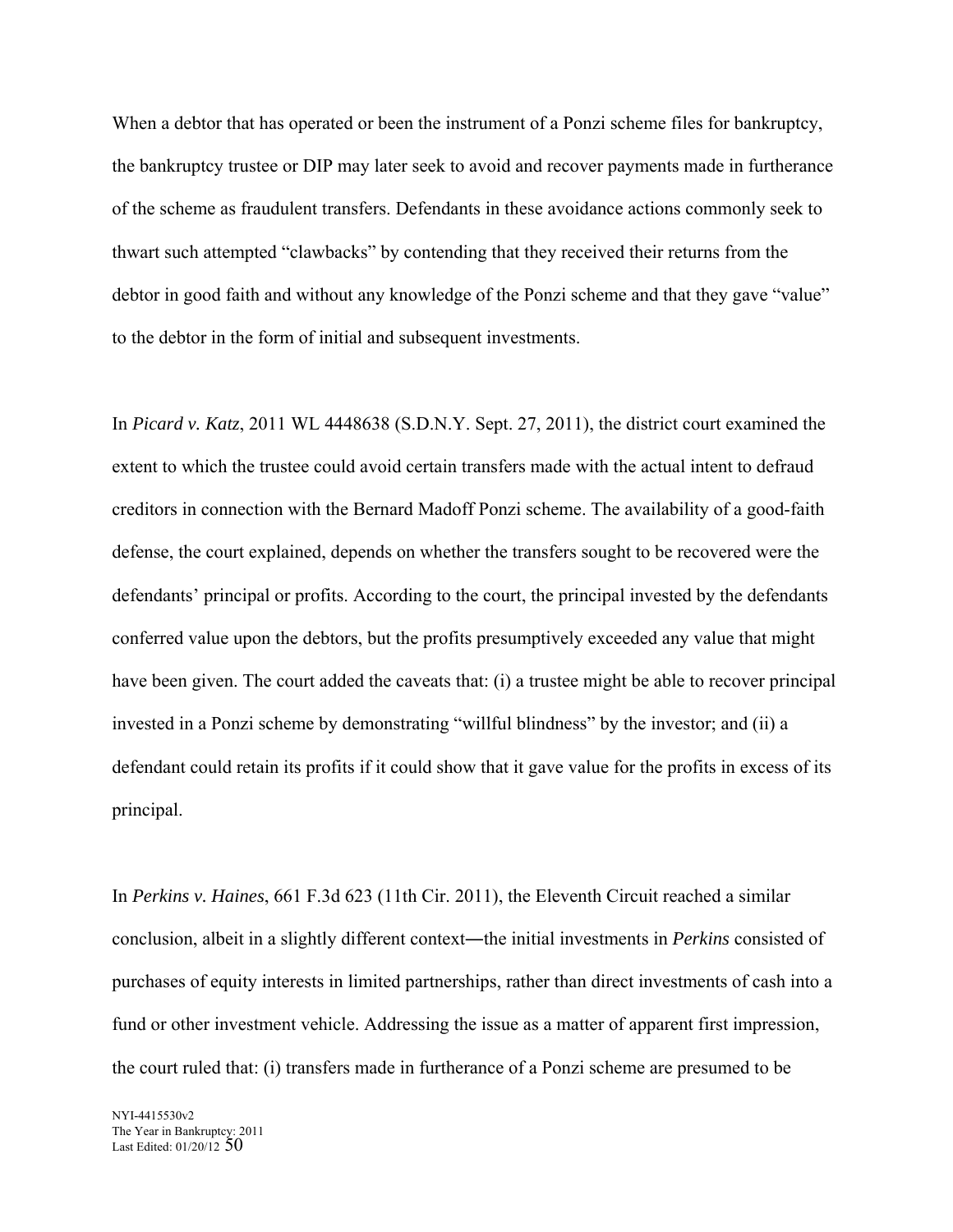When a debtor that has operated or been the instrument of a Ponzi scheme files for bankruptcy, the bankruptcy trustee or DIP may later seek to avoid and recover payments made in furtherance of the scheme as fraudulent transfers. Defendants in these avoidance actions commonly seek to thwart such attempted "clawbacks" by contending that they received their returns from the debtor in good faith and without any knowledge of the Ponzi scheme and that they gave "value" to the debtor in the form of initial and subsequent investments.

In *Picard v. Katz*, 2011 WL 4448638 (S.D.N.Y. Sept. 27, 2011), the district court examined the extent to which the trustee could avoid certain transfers made with the actual intent to defraud creditors in connection with the Bernard Madoff Ponzi scheme. The availability of a good-faith defense, the court explained, depends on whether the transfers sought to be recovered were the defendants' principal or profits. According to the court, the principal invested by the defendants conferred value upon the debtors, but the profits presumptively exceeded any value that might have been given. The court added the caveats that: (i) a trustee might be able to recover principal invested in a Ponzi scheme by demonstrating "willful blindness" by the investor; and (ii) a defendant could retain its profits if it could show that it gave value for the profits in excess of its principal.

In *Perkins v. Haines*, 661 F.3d 623 (11th Cir. 2011), the Eleventh Circuit reached a similar conclusion, albeit in a slightly different context―the initial investments in *Perkins* consisted of purchases of equity interests in limited partnerships, rather than direct investments of cash into a fund or other investment vehicle. Addressing the issue as a matter of apparent first impression, the court ruled that: (i) transfers made in furtherance of a Ponzi scheme are presumed to be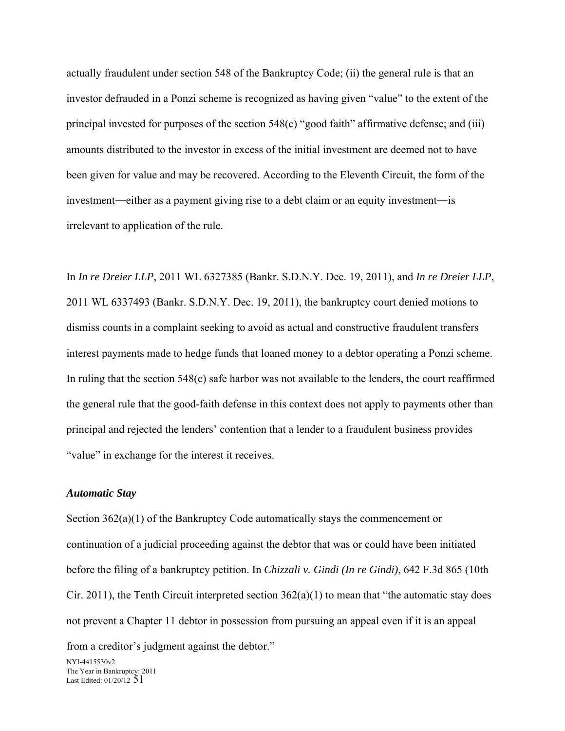actually fraudulent under section 548 of the Bankruptcy Code; (ii) the general rule is that an investor defrauded in a Ponzi scheme is recognized as having given "value" to the extent of the principal invested for purposes of the section 548(c) "good faith" affirmative defense; and (iii) amounts distributed to the investor in excess of the initial investment are deemed not to have been given for value and may be recovered. According to the Eleventh Circuit, the form of the investment―either as a payment giving rise to a debt claim or an equity investment―is irrelevant to application of the rule.

In *In re Dreier LLP*, 2011 WL 6327385 (Bankr. S.D.N.Y. Dec. 19, 2011), and *In re Dreier LLP*, 2011 WL 6337493 (Bankr. S.D.N.Y. Dec. 19, 2011), the bankruptcy court denied motions to dismiss counts in a complaint seeking to avoid as actual and constructive fraudulent transfers interest payments made to hedge funds that loaned money to a debtor operating a Ponzi scheme. In ruling that the section 548(c) safe harbor was not available to the lenders, the court reaffirmed the general rule that the good-faith defense in this context does not apply to payments other than principal and rejected the lenders' contention that a lender to a fraudulent business provides "value" in exchange for the interest it receives.

### *Automatic Stay*

Section 362(a)(1) of the Bankruptcy Code automatically stays the commencement or continuation of a judicial proceeding against the debtor that was or could have been initiated before the filing of a bankruptcy petition. In *Chizzali v. Gindi (In re Gindi)*, 642 F.3d 865 (10th Cir. 2011), the Tenth Circuit interpreted section 362(a)(1) to mean that "the automatic stay does not prevent a Chapter 11 debtor in possession from pursuing an appeal even if it is an appeal from a creditor's judgment against the debtor."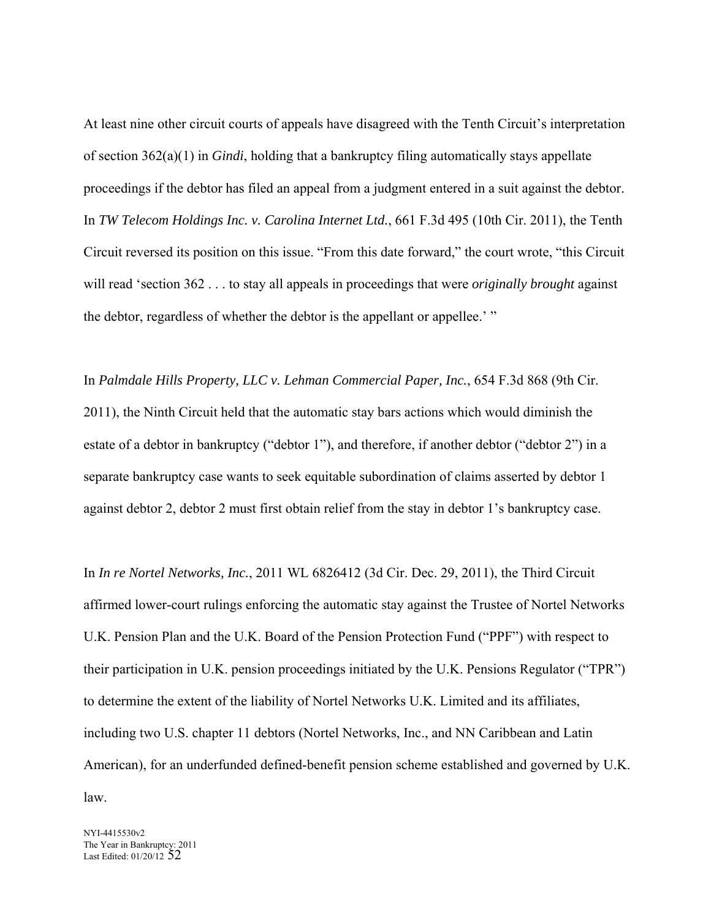At least nine other circuit courts of appeals have disagreed with the Tenth Circuit's interpretation of section 362(a)(1) in *Gindi*, holding that a bankruptcy filing automatically stays appellate proceedings if the debtor has filed an appeal from a judgment entered in a suit against the debtor. In *TW Telecom Holdings Inc. v. Carolina Internet Ltd.*, 661 F.3d 495 (10th Cir. 2011), the Tenth Circuit reversed its position on this issue. "From this date forward," the court wrote, "this Circuit will read 'section 362 . . . to stay all appeals in proceedings that were *originally brought* against the debtor, regardless of whether the debtor is the appellant or appellee.' "

In *Palmdale Hills Property, LLC v. Lehman Commercial Paper, Inc.*, 654 F.3d 868 (9th Cir. 2011), the Ninth Circuit held that the automatic stay bars actions which would diminish the estate of a debtor in bankruptcy ("debtor 1"), and therefore, if another debtor ("debtor 2") in a separate bankruptcy case wants to seek equitable subordination of claims asserted by debtor 1 against debtor 2, debtor 2 must first obtain relief from the stay in debtor 1's bankruptcy case.

In *In re Nortel Networks, Inc.*, 2011 WL 6826412 (3d Cir. Dec. 29, 2011), the Third Circuit affirmed lower-court rulings enforcing the automatic stay against the Trustee of Nortel Networks U.K. Pension Plan and the U.K. Board of the Pension Protection Fund ("PPF") with respect to their participation in U.K. pension proceedings initiated by the U.K. Pensions Regulator ("TPR") to determine the extent of the liability of Nortel Networks U.K. Limited and its affiliates, including two U.S. chapter 11 debtors (Nortel Networks, Inc., and NN Caribbean and Latin American), for an underfunded defined-benefit pension scheme established and governed by U.K. law.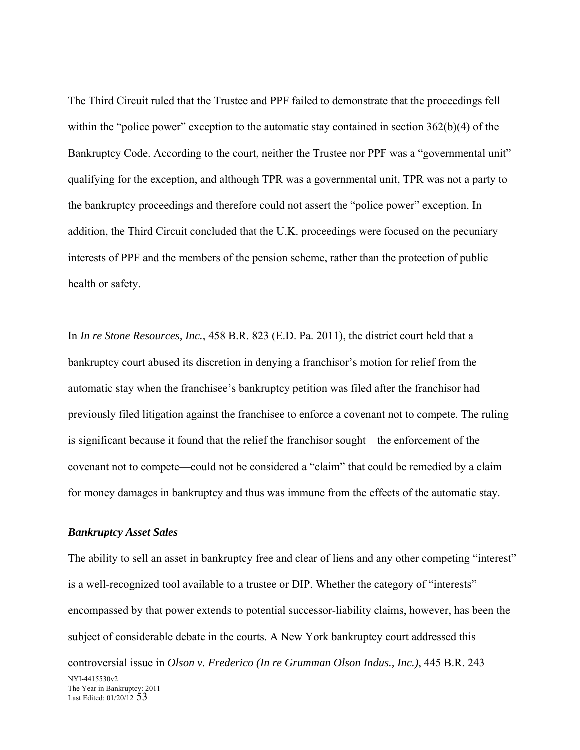The Third Circuit ruled that the Trustee and PPF failed to demonstrate that the proceedings fell within the "police power" exception to the automatic stay contained in section 362(b)(4) of the Bankruptcy Code. According to the court, neither the Trustee nor PPF was a "governmental unit" qualifying for the exception, and although TPR was a governmental unit, TPR was not a party to the bankruptcy proceedings and therefore could not assert the "police power" exception. In addition, the Third Circuit concluded that the U.K. proceedings were focused on the pecuniary interests of PPF and the members of the pension scheme, rather than the protection of public health or safety.

In *In re Stone Resources, Inc.*, 458 B.R. 823 (E.D. Pa. 2011), the district court held that a bankruptcy court abused its discretion in denying a franchisor's motion for relief from the automatic stay when the franchisee's bankruptcy petition was filed after the franchisor had previously filed litigation against the franchisee to enforce a covenant not to compete. The ruling is significant because it found that the relief the franchisor sought—the enforcement of the covenant not to compete—could not be considered a "claim" that could be remedied by a claim for money damages in bankruptcy and thus was immune from the effects of the automatic stay.

### *Bankruptcy Asset Sales*

The ability to sell an asset in bankruptcy free and clear of liens and any other competing "interest" is a well-recognized tool available to a trustee or DIP. Whether the category of "interests" encompassed by that power extends to potential successor-liability claims, however, has been the subject of considerable debate in the courts. A New York bankruptcy court addressed this controversial issue in *Olson v. Frederico (In re Grumman Olson Indus., Inc.)*, 445 B.R. 243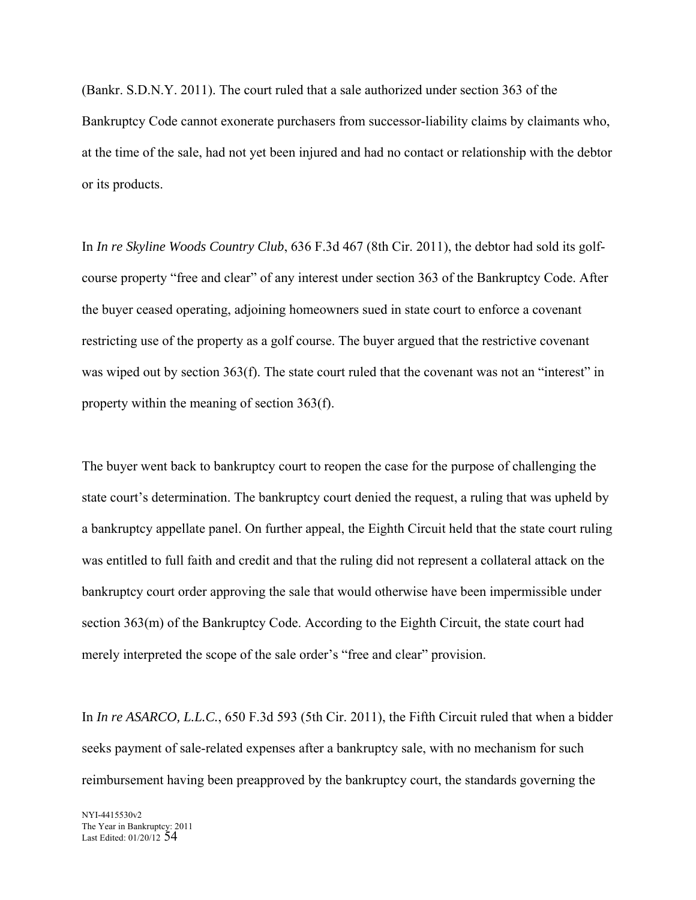(Bankr. S.D.N.Y. 2011). The court ruled that a sale authorized under section 363 of the Bankruptcy Code cannot exonerate purchasers from successor-liability claims by claimants who, at the time of the sale, had not yet been injured and had no contact or relationship with the debtor or its products.

In *In re Skyline Woods Country Club*, 636 F.3d 467 (8th Cir. 2011), the debtor had sold its golf-course property "free and clear" of any interest under section 363 of the Bankruptcy Code. After the buyer ceased operating, adjoining homeowners sued in state court to enforce a covenant restricting use of the property as a golf course. The buyer argued that the restrictive covenant was wiped out by section 363(f). The state court ruled that the covenant was not an "interest" in property within the meaning of section 363(f).

The buyer went back to bankruptcy court to reopen the case for the purpose of challenging the state court's determination. The bankruptcy court denied the request, a ruling that was upheld by a bankruptcy appellate panel. On further appeal, the Eighth Circuit held that the state court ruling was entitled to full faith and credit and that the ruling did not represent a collateral attack on the bankruptcy court order approving the sale that would otherwise have been impermissible under section 363(m) of the Bankruptcy Code. According to the Eighth Circuit, the state court had merely interpreted the scope of the sale order's "free and clear" provision.

In *In re ASARCO, L.L.C.*, 650 F.3d 593 (5th Cir. 2011), the Fifth Circuit ruled that when a bidder seeks payment of sale-related expenses after a bankruptcy sale, with no mechanism for such reimbursement having been preapproved by the bankruptcy court, the standards governing the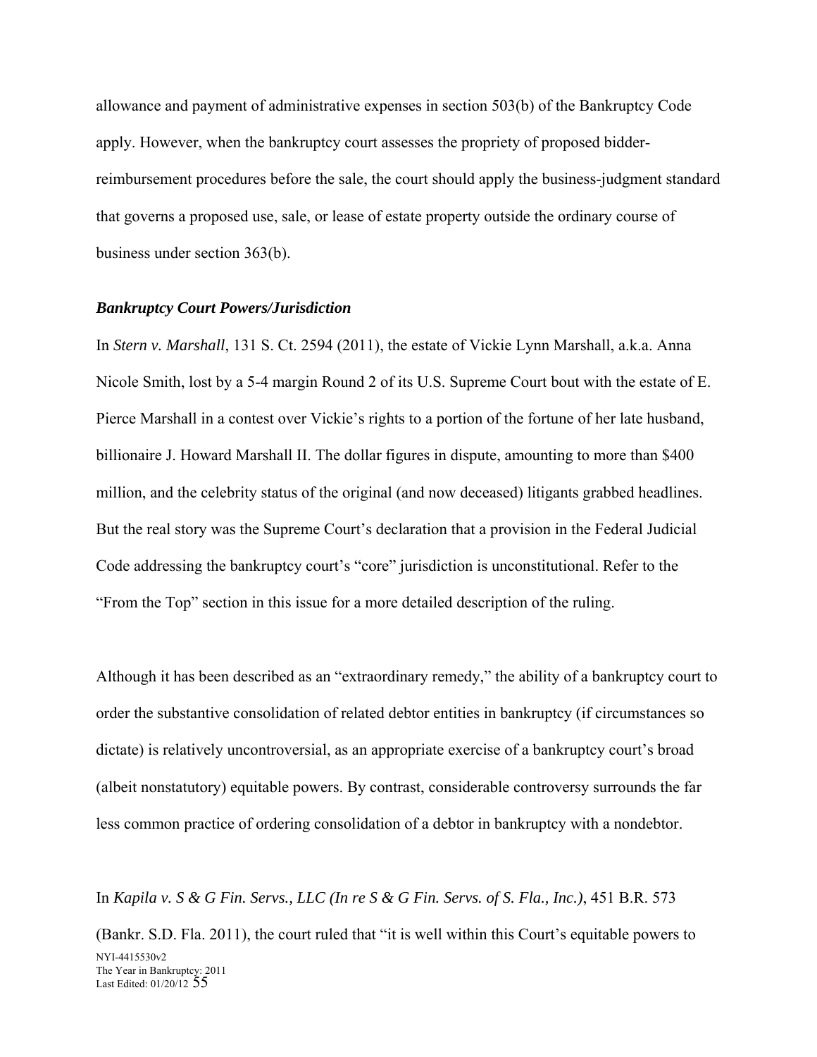allowance and payment of administrative expenses in section 503(b) of the Bankruptcy Code apply. However, when the bankruptcy court assesses the propriety of proposed bidder-reimbursement procedures before the sale, the court should apply the business-judgment standard that governs a proposed use, sale, or lease of estate property outside the ordinary course of business under section 363(b).

### ***Bankruptcy Court Powers/Jurisdiction***

In *Stern v. Marshall*, 131 S. Ct. 2594 (2011), the estate of Vickie Lynn Marshall, a.k.a. Anna Nicole Smith, lost by a 5-4 margin Round 2 of its U.S. Supreme Court bout with the estate of E. Pierce Marshall in a contest over Vickie's rights to a portion of the fortune of her late husband, billionaire J. Howard Marshall II. The dollar figures in dispute, amounting to more than $400 million, and the celebrity status of the original (and now deceased) litigants grabbed headlines. But the real story was the Supreme Court's declaration that a provision in the Federal Judicial Code addressing the bankruptcy court's "core" jurisdiction is unconstitutional. Refer to the "From the Top" section in this issue for a more detailed description of the ruling.

Although it has been described as an "extraordinary remedy," the ability of a bankruptcy court to order the substantive consolidation of related debtor entities in bankruptcy (if circumstances so dictate) is relatively uncontroversial, as an appropriate exercise of a bankruptcy court's broad (albeit nonstatutory) equitable powers. By contrast, considerable controversy surrounds the far less common practice of ordering consolidation of a debtor in bankruptcy with a nondebtor.

In *Kapila v. S & G Fin. Servs., LLC (In re S & G Fin. Servs. of S. Fla., Inc.)*, 451 B.R. 573 (Bankr. S.D. Fla. 2011), the court ruled that "it is well within this Court's equitable powers to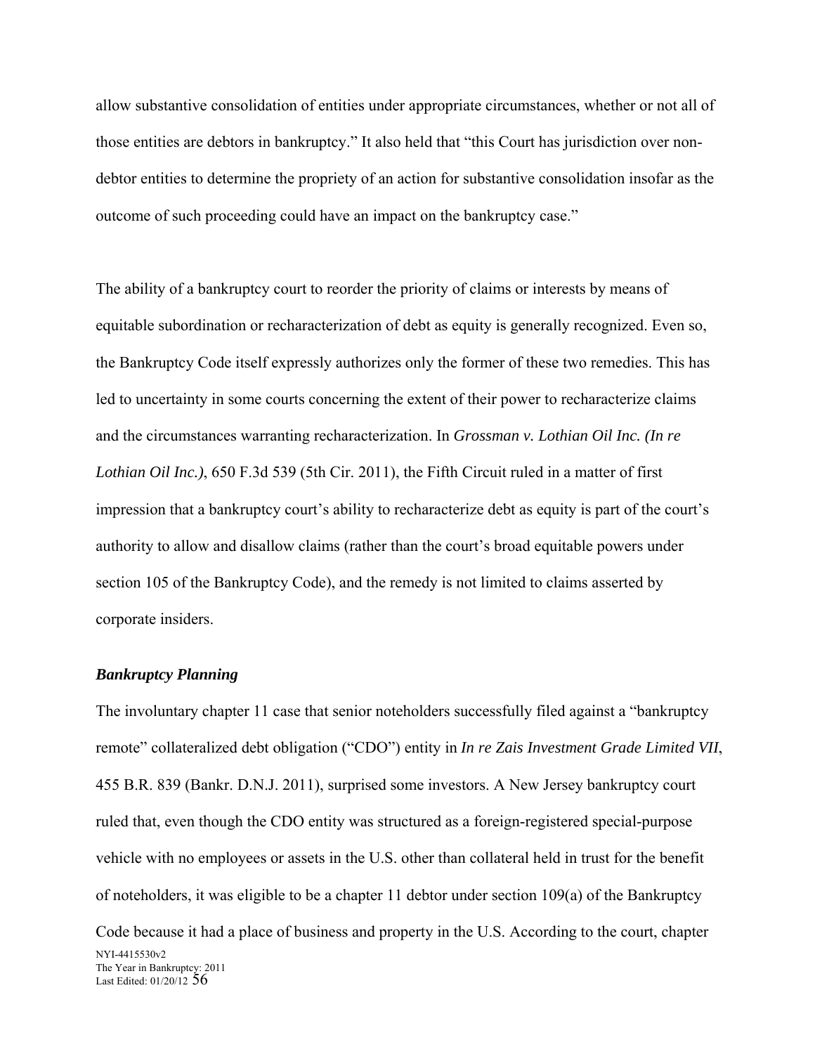allow substantive consolidation of entities under appropriate circumstances, whether or not all of those entities are debtors in bankruptcy." It also held that "this Court has jurisdiction over non-debtor entities to determine the propriety of an action for substantive consolidation insofar as the outcome of such proceeding could have an impact on the bankruptcy case."

The ability of a bankruptcy court to reorder the priority of claims or interests by means of equitable subordination or recharacterization of debt as equity is generally recognized. Even so, the Bankruptcy Code itself expressly authorizes only the former of these two remedies. This has led to uncertainty in some courts concerning the extent of their power to recharacterize claims and the circumstances warranting recharacterization. In *Grossman v. Lothian Oil Inc. (In re Lothian Oil Inc.)*, 650 F.3d 539 (5th Cir. 2011), the Fifth Circuit ruled in a matter of first impression that a bankruptcy court's ability to recharacterize debt as equity is part of the court's authority to allow and disallow claims (rather than the court's broad equitable powers under section 105 of the Bankruptcy Code), and the remedy is not limited to claims asserted by corporate insiders.

### ***Bankruptcy Planning***

The involuntary chapter 11 case that senior noteholders successfully filed against a "bankruptcy remote" collateralized debt obligation ("CDO") entity in *In re Zais Investment Grade Limited VII*, 455 B.R. 839 (Bankr. D.N.J. 2011), surprised some investors. A New Jersey bankruptcy court ruled that, even though the CDO entity was structured as a foreign-registered special-purpose vehicle with no employees or assets in the U.S. other than collateral held in trust for the benefit of noteholders, it was eligible to be a chapter 11 debtor under section 109(a) of the Bankruptcy Code because it had a place of business and property in the U.S. According to the court, chapter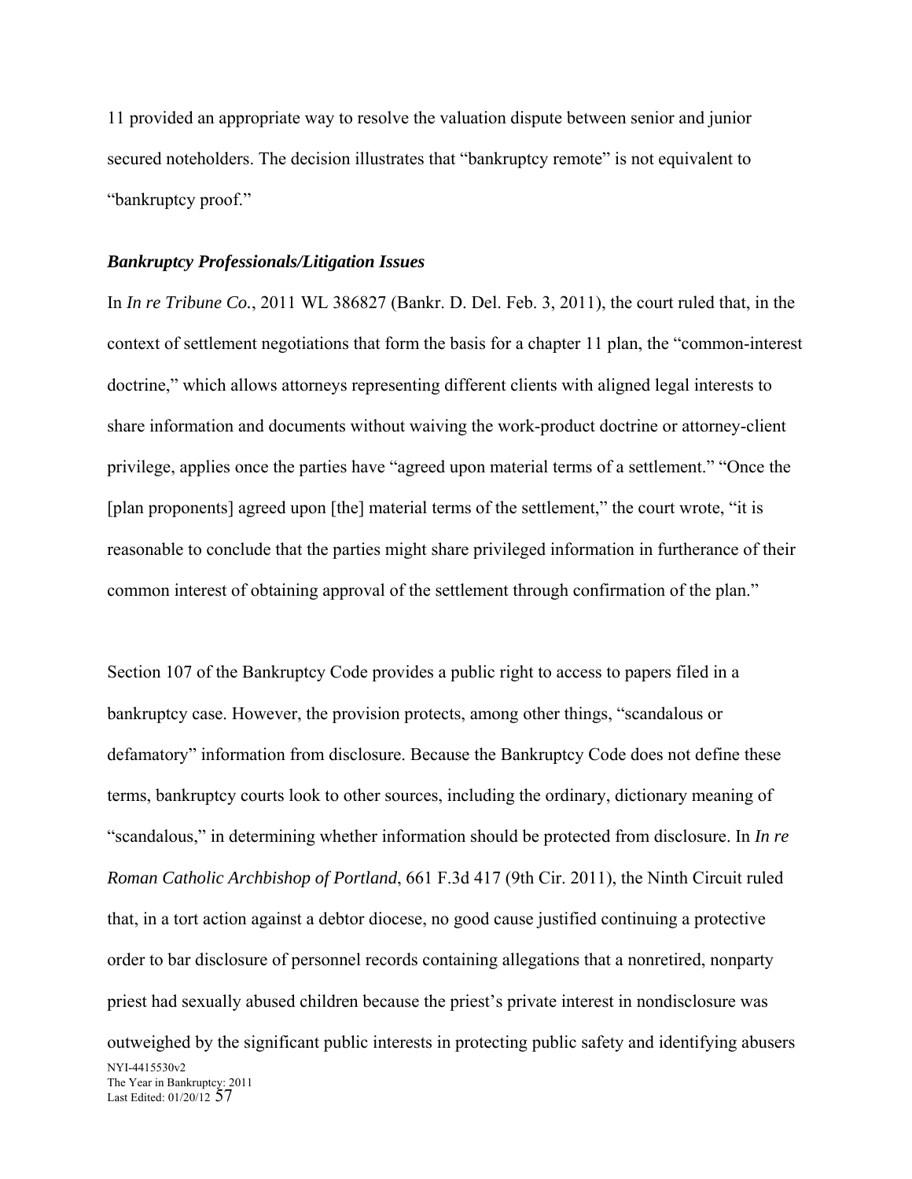11 provided an appropriate way to resolve the valuation dispute between senior and junior secured noteholders. The decision illustrates that "bankruptcy remote" is not equivalent to "bankruptcy proof."

***Bankruptcy Professionals/Litigation Issues***

In *In re Tribune Co.*, 2011 WL 386827 (Bankr. D. Del. Feb. 3, 2011), the court ruled that, in the context of settlement negotiations that form the basis for a chapter 11 plan, the "common-interest doctrine," which allows attorneys representing different clients with aligned legal interests to share information and documents without waiving the work-product doctrine or attorney-client privilege, applies once the parties have "agreed upon material terms of a settlement." "Once the [plan proponents] agreed upon [the] material terms of the settlement," the court wrote, "it is reasonable to conclude that the parties might share privileged information in furtherance of their common interest of obtaining approval of the settlement through confirmation of the plan."

Section 107 of the Bankruptcy Code provides a public right to access to papers filed in a bankruptcy case. However, the provision protects, among other things, "scandalous or defamatory" information from disclosure. Because the Bankruptcy Code does not define these terms, bankruptcy courts look to other sources, including the ordinary, dictionary meaning of "scandalous," in determining whether information should be protected from disclosure. In *In re Roman Catholic Archbishop of Portland*, 661 F.3d 417 (9th Cir. 2011), the Ninth Circuit ruled that, in a tort action against a debtor diocese, no good cause justified continuing a protective order to bar disclosure of personnel records containing allegations that a nonretired, nonparty priest had sexually abused children because the priest's private interest in nondisclosure was outweighed by the significant public interests in protecting public safety and identifying abusers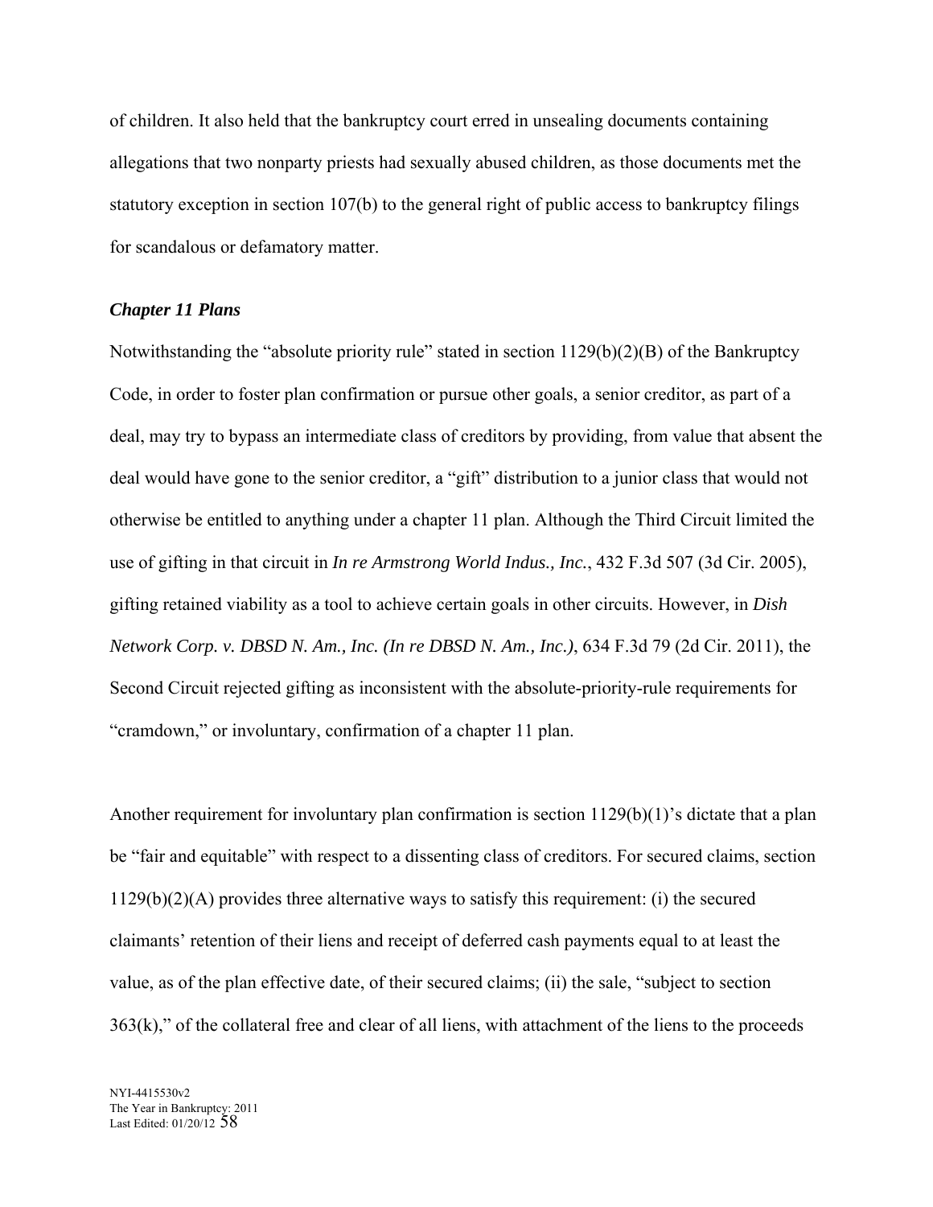of children. It also held that the bankruptcy court erred in unsealing documents containing allegations that two nonparty priests had sexually abused children, as those documents met the statutory exception in section 107(b) to the general right of public access to bankruptcy filings for scandalous or defamatory matter.

### *Chapter 11 Plans*

Notwithstanding the "absolute priority rule" stated in section 1129(b)(2)(B) of the Bankruptcy Code, in order to foster plan confirmation or pursue other goals, a senior creditor, as part of a deal, may try to bypass an intermediate class of creditors by providing, from value that absent the deal would have gone to the senior creditor, a "gift" distribution to a junior class that would not otherwise be entitled to anything under a chapter 11 plan. Although the Third Circuit limited the use of gifting in that circuit in *In re Armstrong World Indus., Inc.*, 432 F.3d 507 (3d Cir. 2005), gifting retained viability as a tool to achieve certain goals in other circuits. However, in *Dish Network Corp. v. DBSD N. Am., Inc. (In re DBSD N. Am., Inc.)*, 634 F.3d 79 (2d Cir. 2011), the Second Circuit rejected gifting as inconsistent with the absolute-priority-rule requirements for "cramdown," or involuntary, confirmation of a chapter 11 plan.

Another requirement for involuntary plan confirmation is section 1129(b)(1)'s dictate that a plan be "fair and equitable" with respect to a dissenting class of creditors. For secured claims, section 1129(b)(2)(A) provides three alternative ways to satisfy this requirement: (i) the secured claimants' retention of their liens and receipt of deferred cash payments equal to at least the value, as of the plan effective date, of their secured claims; (ii) the sale, "subject to section 363(k)," of the collateral free and clear of all liens, with attachment of the liens to the proceeds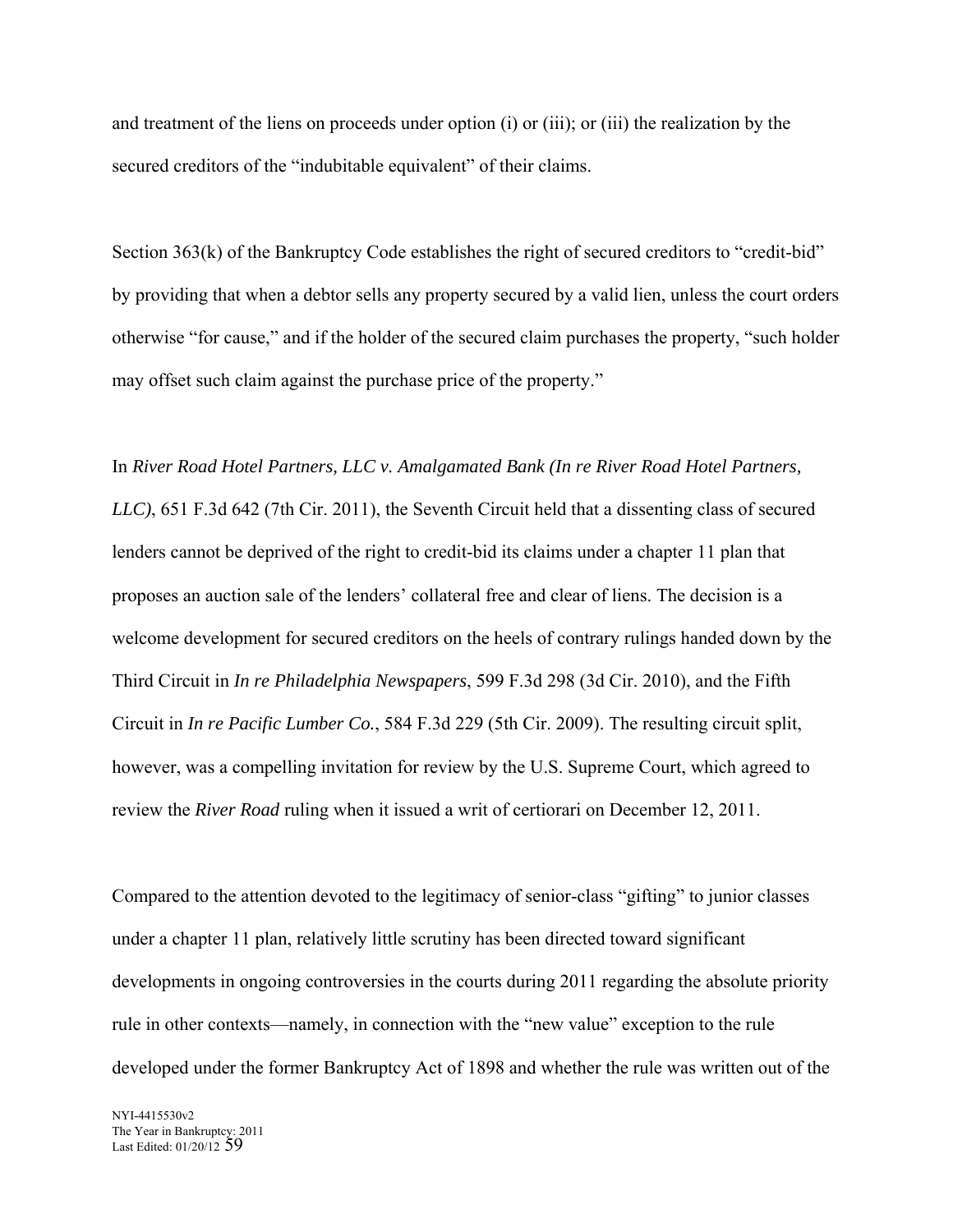and treatment of the liens on proceeds under option (i) or (iii); or (iii) the realization by the secured creditors of the "indubitable equivalent" of their claims.

Section 363(k) of the Bankruptcy Code establishes the right of secured creditors to "credit-bid" by providing that when a debtor sells any property secured by a valid lien, unless the court orders otherwise "for cause," and if the holder of the secured claim purchases the property, "such holder may offset such claim against the purchase price of the property."

In *River Road Hotel Partners, LLC v. Amalgamated Bank (In re River Road Hotel Partners, LLC)*, 651 F.3d 642 (7th Cir. 2011), the Seventh Circuit held that a dissenting class of secured lenders cannot be deprived of the right to credit-bid its claims under a chapter 11 plan that proposes an auction sale of the lenders' collateral free and clear of liens. The decision is a welcome development for secured creditors on the heels of contrary rulings handed down by the Third Circuit in *In re Philadelphia Newspapers*, 599 F.3d 298 (3d Cir. 2010), and the Fifth Circuit in *In re Pacific Lumber Co.*, 584 F.3d 229 (5th Cir. 2009). The resulting circuit split, however, was a compelling invitation for review by the U.S. Supreme Court, which agreed to review the *River Road* ruling when it issued a writ of certiorari on December 12, 2011.

Compared to the attention devoted to the legitimacy of senior-class "gifting" to junior classes under a chapter 11 plan, relatively little scrutiny has been directed toward significant developments in ongoing controversies in the courts during 2011 regarding the absolute priority rule in other contexts—namely, in connection with the "new value" exception to the rule developed under the former Bankruptcy Act of 1898 and whether the rule was written out of the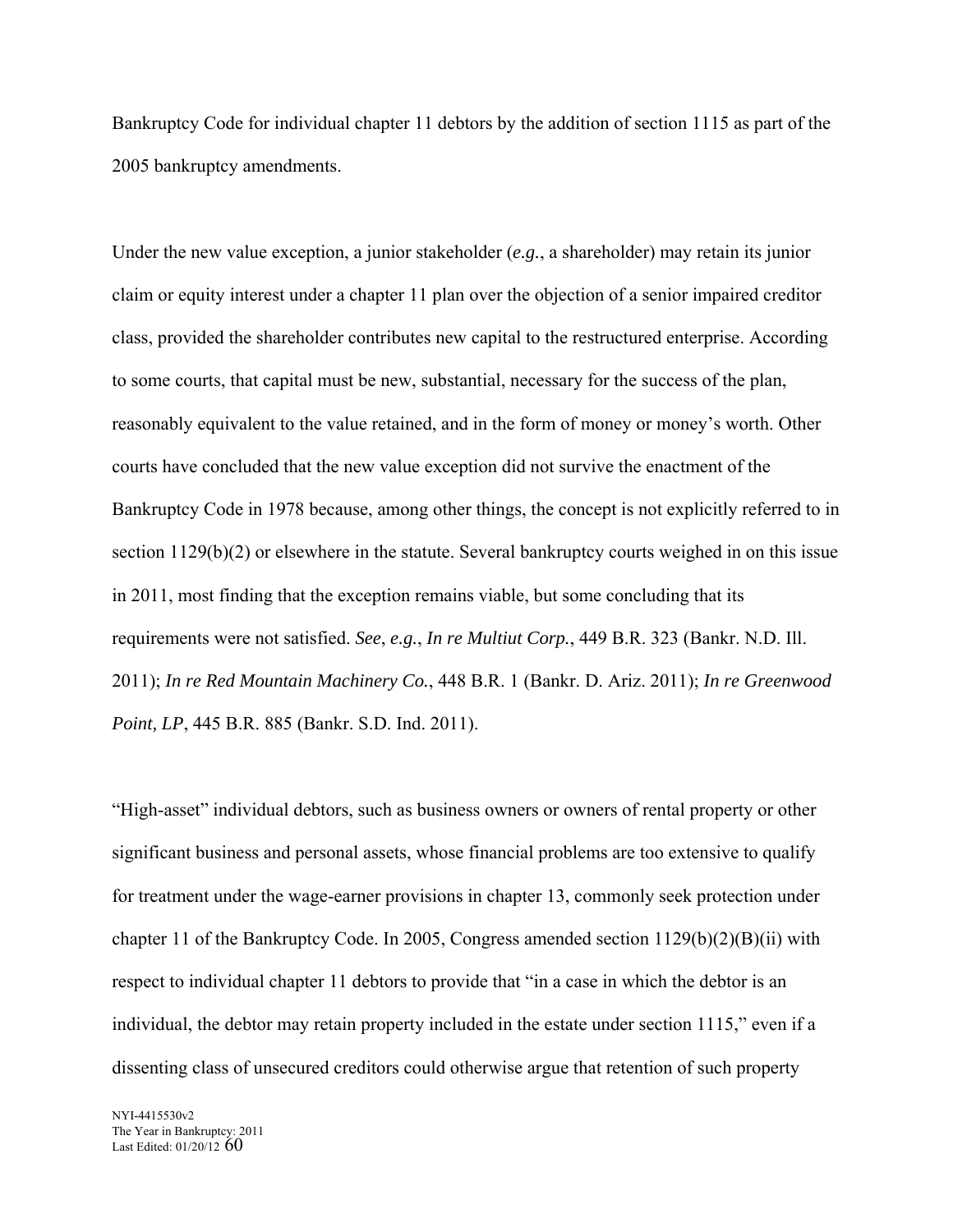Bankruptcy Code for individual chapter 11 debtors by the addition of section 1115 as part of the 2005 bankruptcy amendments.

Under the new value exception, a junior stakeholder (*e.g.*, a shareholder) may retain its junior claim or equity interest under a chapter 11 plan over the objection of a senior impaired creditor class, provided the shareholder contributes new capital to the restructured enterprise. According to some courts, that capital must be new, substantial, necessary for the success of the plan, reasonably equivalent to the value retained, and in the form of money or money's worth. Other courts have concluded that the new value exception did not survive the enactment of the Bankruptcy Code in 1978 because, among other things, the concept is not explicitly referred to in section 1129(b)(2) or elsewhere in the statute. Several bankruptcy courts weighed in on this issue in 2011, most finding that the exception remains viable, but some concluding that its requirements were not satisfied. *See*, *e.g.*, *In re Multiut Corp.*, 449 B.R. 323 (Bankr. N.D. Ill. 2011); *In re Red Mountain Machinery Co.*, 448 B.R. 1 (Bankr. D. Ariz. 2011); *In re Greenwood Point, LP*, 445 B.R. 885 (Bankr. S.D. Ind. 2011).

"High-asset" individual debtors, such as business owners or owners of rental property or other significant business and personal assets, whose financial problems are too extensive to qualify for treatment under the wage-earner provisions in chapter 13, commonly seek protection under chapter 11 of the Bankruptcy Code. In 2005, Congress amended section 1129(b)(2)(B)(ii) with respect to individual chapter 11 debtors to provide that "in a case in which the debtor is an individual, the debtor may retain property included in the estate under section 1115," even if a dissenting class of unsecured creditors could otherwise argue that retention of such property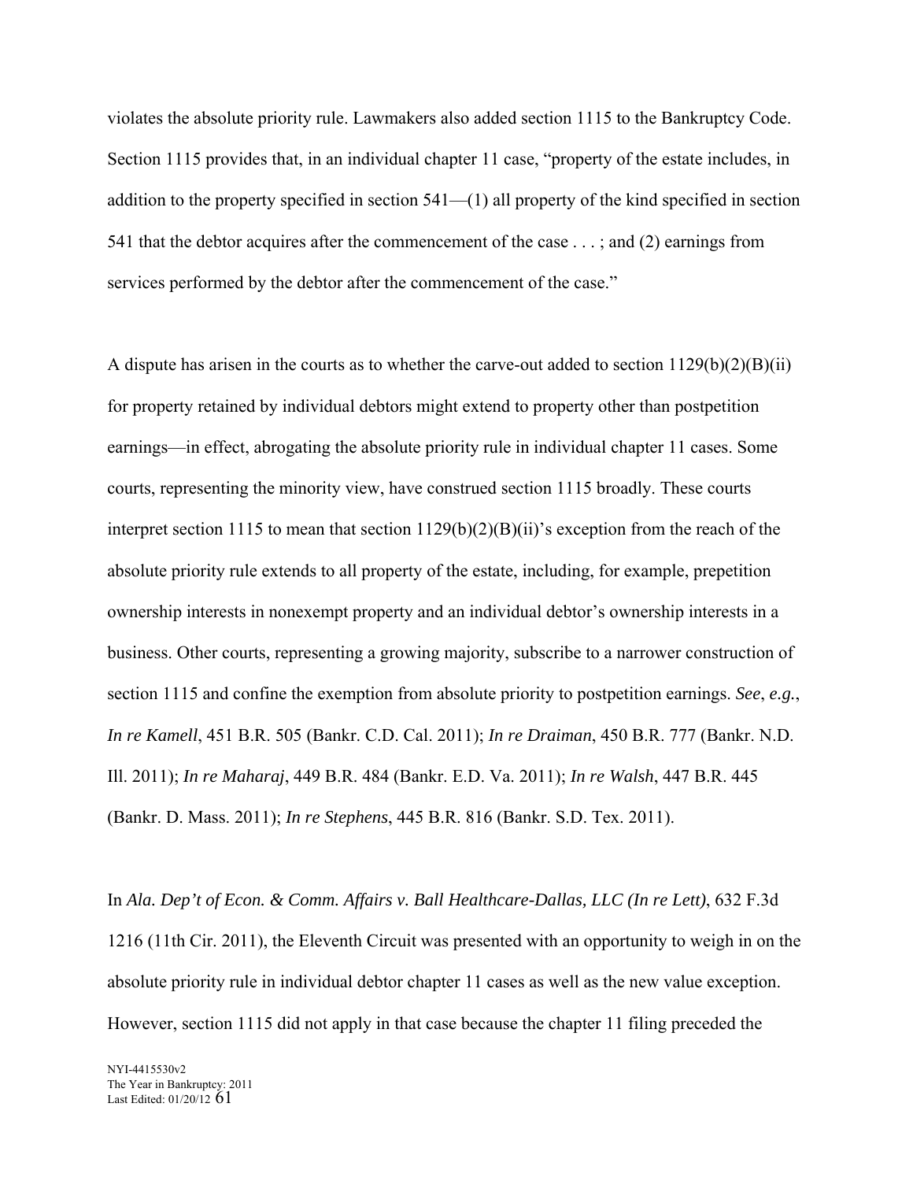violates the absolute priority rule. Lawmakers also added section 1115 to the Bankruptcy Code. Section 1115 provides that, in an individual chapter 11 case, "property of the estate includes, in addition to the property specified in section 541—(1) all property of the kind specified in section 541 that the debtor acquires after the commencement of the case . . . ; and (2) earnings from services performed by the debtor after the commencement of the case."

A dispute has arisen in the courts as to whether the carve-out added to section 1129(b)(2)(B)(ii) for property retained by individual debtors might extend to property other than postpetition earnings—in effect, abrogating the absolute priority rule in individual chapter 11 cases. Some courts, representing the minority view, have construed section 1115 broadly. These courts interpret section 1115 to mean that section 1129(b)(2)(B)(ii)'s exception from the reach of the absolute priority rule extends to all property of the estate, including, for example, prepetition ownership interests in nonexempt property and an individual debtor's ownership interests in a business. Other courts, representing a growing majority, subscribe to a narrower construction of section 1115 and confine the exemption from absolute priority to postpetition earnings. *See*, *e.g.*, *In re Kamell*, 451 B.R. 505 (Bankr. C.D. Cal. 2011); *In re Draiman*, 450 B.R. 777 (Bankr. N.D. Ill. 2011); *In re Maharaj*, 449 B.R. 484 (Bankr. E.D. Va. 2011); *In re Walsh*, 447 B.R. 445 (Bankr. D. Mass. 2011); *In re Stephens*, 445 B.R. 816 (Bankr. S.D. Tex. 2011).

In *Ala. Dep't of Econ. & Comm. Affairs v. Ball Healthcare-Dallas, LLC (In re Lett)*, 632 F.3d 1216 (11th Cir. 2011), the Eleventh Circuit was presented with an opportunity to weigh in on the absolute priority rule in individual debtor chapter 11 cases as well as the new value exception. However, section 1115 did not apply in that case because the chapter 11 filing preceded the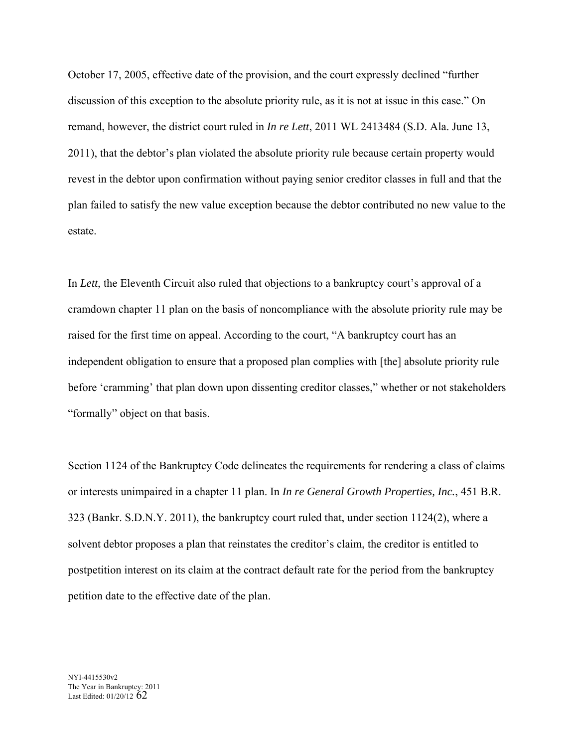October 17, 2005, effective date of the provision, and the court expressly declined "further discussion of this exception to the absolute priority rule, as it is not at issue in this case." On remand, however, the district court ruled in *In re Lett*, 2011 WL 2413484 (S.D. Ala. June 13, 2011), that the debtor's plan violated the absolute priority rule because certain property would revest in the debtor upon confirmation without paying senior creditor classes in full and that the plan failed to satisfy the new value exception because the debtor contributed no new value to the estate.

In *Lett*, the Eleventh Circuit also ruled that objections to a bankruptcy court's approval of a cramdown chapter 11 plan on the basis of noncompliance with the absolute priority rule may be raised for the first time on appeal. According to the court, "A bankruptcy court has an independent obligation to ensure that a proposed plan complies with [the] absolute priority rule before 'cramming' that plan down upon dissenting creditor classes," whether or not stakeholders "formally" object on that basis.

Section 1124 of the Bankruptcy Code delineates the requirements for rendering a class of claims or interests unimpaired in a chapter 11 plan. In *In re General Growth Properties, Inc.*, 451 B.R. 323 (Bankr. S.D.N.Y. 2011), the bankruptcy court ruled that, under section 1124(2), where a solvent debtor proposes a plan that reinstates the creditor's claim, the creditor is entitled to postpetition interest on its claim at the contract default rate for the period from the bankruptcy petition date to the effective date of the plan.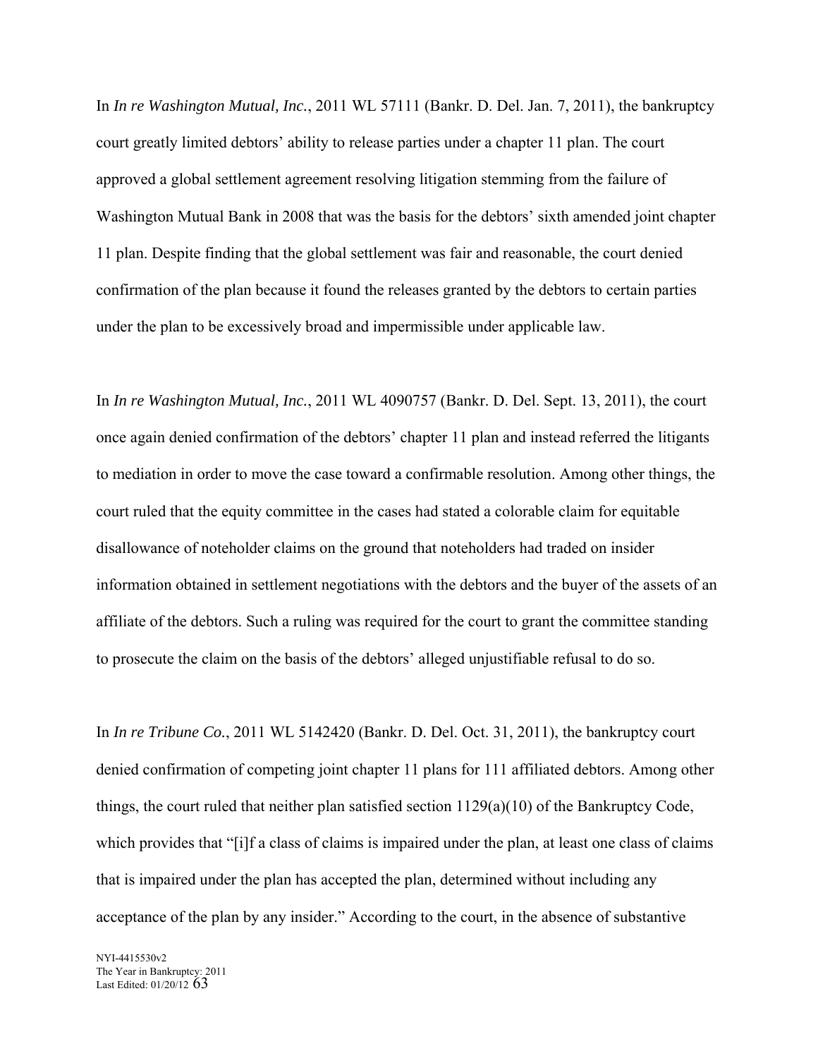In *In re Washington Mutual, Inc.*, 2011 WL 57111 (Bankr. D. Del. Jan. 7, 2011), the bankruptcy court greatly limited debtors' ability to release parties under a chapter 11 plan. The court approved a global settlement agreement resolving litigation stemming from the failure of Washington Mutual Bank in 2008 that was the basis for the debtors' sixth amended joint chapter 11 plan. Despite finding that the global settlement was fair and reasonable, the court denied confirmation of the plan because it found the releases granted by the debtors to certain parties under the plan to be excessively broad and impermissible under applicable law.

In *In re Washington Mutual, Inc.*, 2011 WL 4090757 (Bankr. D. Del. Sept. 13, 2011), the court once again denied confirmation of the debtors' chapter 11 plan and instead referred the litigants to mediation in order to move the case toward a confirmable resolution. Among other things, the court ruled that the equity committee in the cases had stated a colorable claim for equitable disallowance of noteholder claims on the ground that noteholders had traded on insider information obtained in settlement negotiations with the debtors and the buyer of the assets of an affiliate of the debtors. Such a ruling was required for the court to grant the committee standing to prosecute the claim on the basis of the debtors' alleged unjustifiable refusal to do so.

In *In re Tribune Co.*, 2011 WL 5142420 (Bankr. D. Del. Oct. 31, 2011), the bankruptcy court denied confirmation of competing joint chapter 11 plans for 111 affiliated debtors. Among other things, the court ruled that neither plan satisfied section 1129(a)(10) of the Bankruptcy Code, which provides that "[i]f a class of claims is impaired under the plan, at least one class of claims that is impaired under the plan has accepted the plan, determined without including any acceptance of the plan by any insider." According to the court, in the absence of substantive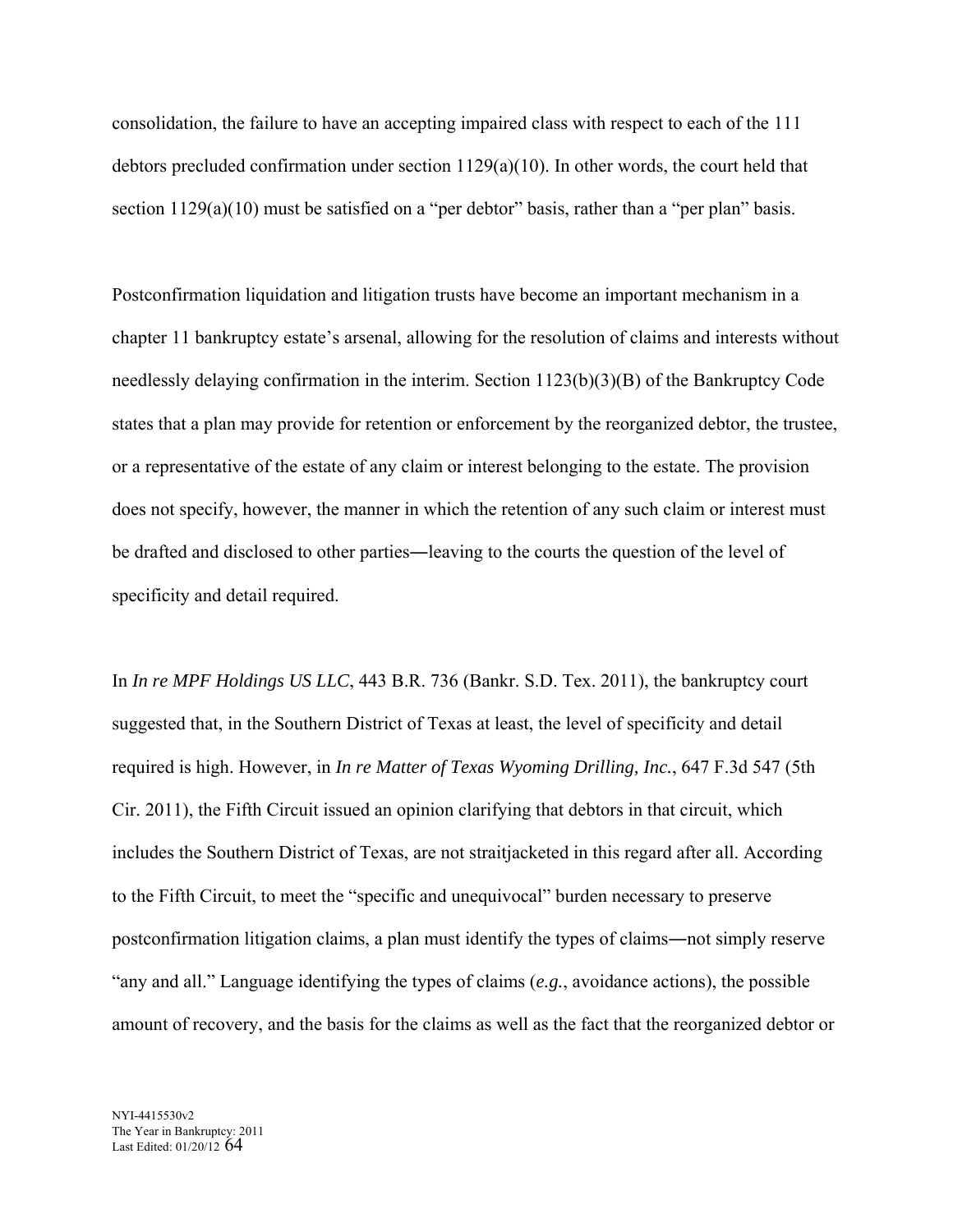consolidation, the failure to have an accepting impaired class with respect to each of the 111 debtors precluded confirmation under section 1129(a)(10). In other words, the court held that section 1129(a)(10) must be satisfied on a "per debtor" basis, rather than a "per plan" basis.

Postconfirmation liquidation and litigation trusts have become an important mechanism in a chapter 11 bankruptcy estate's arsenal, allowing for the resolution of claims and interests without needlessly delaying confirmation in the interim. Section 1123(b)(3)(B) of the Bankruptcy Code states that a plan may provide for retention or enforcement by the reorganized debtor, the trustee, or a representative of the estate of any claim or interest belonging to the estate. The provision does not specify, however, the manner in which the retention of any such claim or interest must be drafted and disclosed to other parties—leaving to the courts the question of the level of specificity and detail required.

In *In re MPF Holdings US LLC*, 443 B.R. 736 (Bankr. S.D. Tex. 2011), the bankruptcy court suggested that, in the Southern District of Texas at least, the level of specificity and detail required is high. However, in *In re Matter of Texas Wyoming Drilling, Inc.*, 647 F.3d 547 (5th Cir. 2011), the Fifth Circuit issued an opinion clarifying that debtors in that circuit, which includes the Southern District of Texas, are not straitjacketed in this regard after all. According to the Fifth Circuit, to meet the "specific and unequivocal" burden necessary to preserve postconfirmation litigation claims, a plan must identify the types of claims—not simply reserve "any and all." Language identifying the types of claims (*e.g.*, avoidance actions), the possible amount of recovery, and the basis for the claims as well as the fact that the reorganized debtor or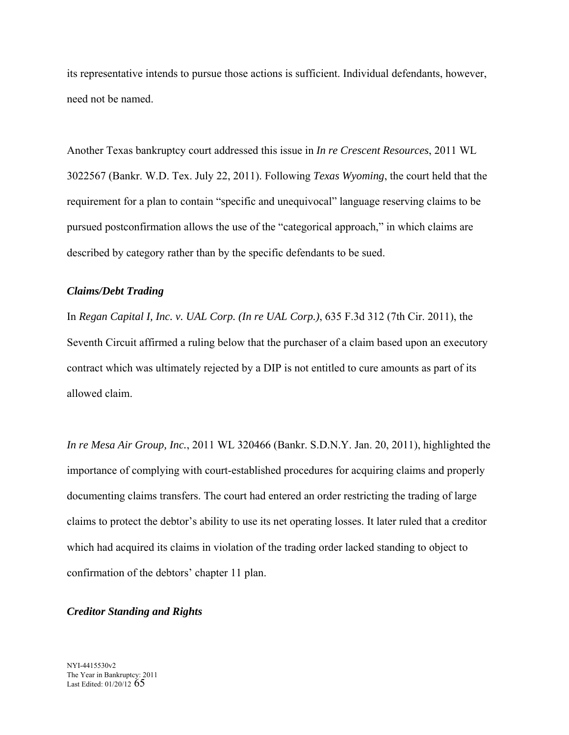its representative intends to pursue those actions is sufficient. Individual defendants, however, need not be named.

Another Texas bankruptcy court addressed this issue in *In re Crescent Resources*, 2011 WL 3022567 (Bankr. W.D. Tex. July 22, 2011). Following *Texas Wyoming*, the court held that the requirement for a plan to contain "specific and unequivocal" language reserving claims to be pursued postconfirmation allows the use of the "categorical approach," in which claims are described by category rather than by the specific defendants to be sued.

### *Claims/Debt Trading*

In *Regan Capital I, Inc. v. UAL Corp. (In re UAL Corp.)*, 635 F.3d 312 (7th Cir. 2011), the Seventh Circuit affirmed a ruling below that the purchaser of a claim based upon an executory contract which was ultimately rejected by a DIP is not entitled to cure amounts as part of its allowed claim.

*In re Mesa Air Group, Inc.*, 2011 WL 320466 (Bankr. S.D.N.Y. Jan. 20, 2011), highlighted the importance of complying with court-established procedures for acquiring claims and properly documenting claims transfers. The court had entered an order restricting the trading of large claims to protect the debtor's ability to use its net operating losses. It later ruled that a creditor which had acquired its claims in violation of the trading order lacked standing to object to confirmation of the debtors' chapter 11 plan.

### *Creditor Standing and Rights*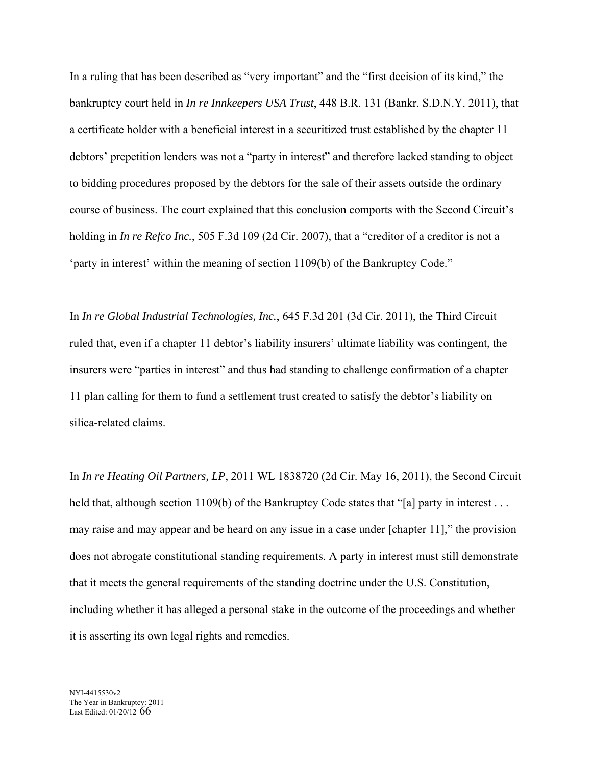In a ruling that has been described as "very important" and the "first decision of its kind," the bankruptcy court held in *In re Innkeepers USA Trust*, 448 B.R. 131 (Bankr. S.D.N.Y. 2011), that a certificate holder with a beneficial interest in a securitized trust established by the chapter 11 debtors' prepetition lenders was not a "party in interest" and therefore lacked standing to object to bidding procedures proposed by the debtors for the sale of their assets outside the ordinary course of business. The court explained that this conclusion comports with the Second Circuit's holding in *In re Refco Inc.*, 505 F.3d 109 (2d Cir. 2007), that a "creditor of a creditor is not a 'party in interest' within the meaning of section 1109(b) of the Bankruptcy Code."

In *In re Global Industrial Technologies, Inc.*, 645 F.3d 201 (3d Cir. 2011), the Third Circuit ruled that, even if a chapter 11 debtor's liability insurers' ultimate liability was contingent, the insurers were "parties in interest" and thus had standing to challenge confirmation of a chapter 11 plan calling for them to fund a settlement trust created to satisfy the debtor's liability on silica-related claims.

In *In re Heating Oil Partners, LP*, 2011 WL 1838720 (2d Cir. May 16, 2011), the Second Circuit held that, although section 1109(b) of the Bankruptcy Code states that "[a] party in interest . . . may raise and may appear and be heard on any issue in a case under [chapter 11]," the provision does not abrogate constitutional standing requirements. A party in interest must still demonstrate that it meets the general requirements of the standing doctrine under the U.S. Constitution, including whether it has alleged a personal stake in the outcome of the proceedings and whether it is asserting its own legal rights and remedies.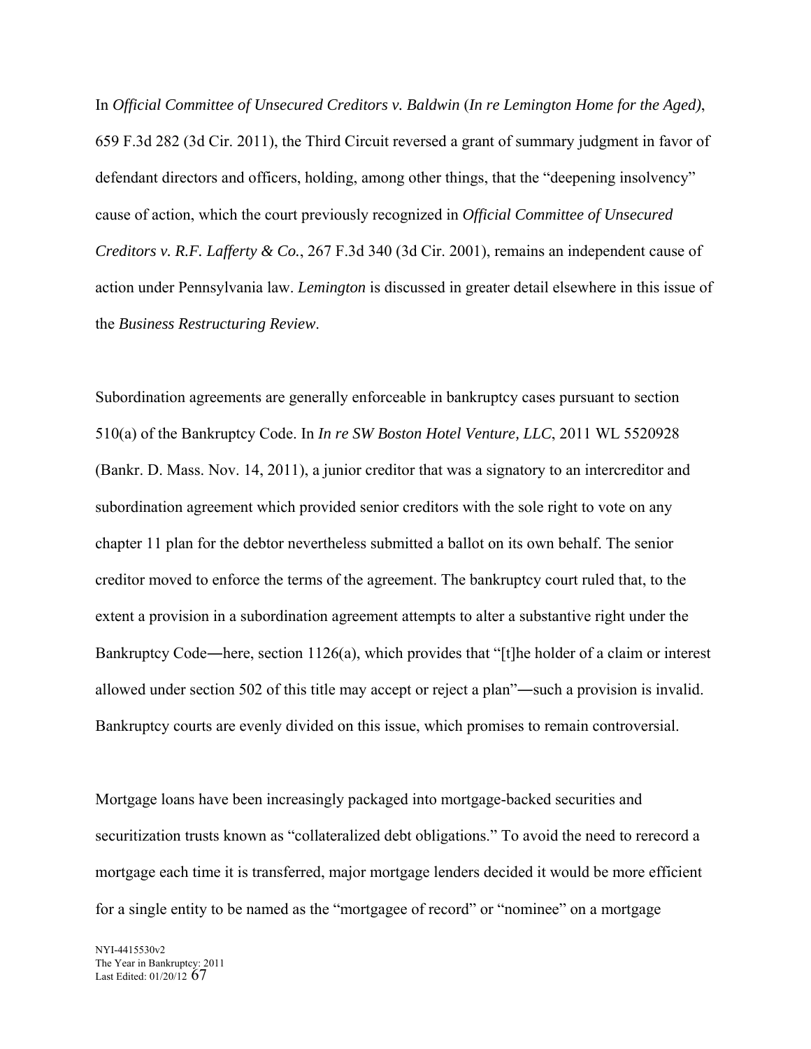In *Official Committee of Unsecured Creditors v. Baldwin* (*In re Lemington Home for the Aged)*, 659 F.3d 282 (3d Cir. 2011), the Third Circuit reversed a grant of summary judgment in favor of defendant directors and officers, holding, among other things, that the "deepening insolvency" cause of action, which the court previously recognized in *Official Committee of Unsecured Creditors v. R.F. Lafferty & Co.*, 267 F.3d 340 (3d Cir. 2001), remains an independent cause of action under Pennsylvania law. *Lemington* is discussed in greater detail elsewhere in this issue of the *Business Restructuring Review*.

Subordination agreements are generally enforceable in bankruptcy cases pursuant to section 510(a) of the Bankruptcy Code. In *In re SW Boston Hotel Venture, LLC*, 2011 WL 5520928 (Bankr. D. Mass. Nov. 14, 2011), a junior creditor that was a signatory to an intercreditor and subordination agreement which provided senior creditors with the sole right to vote on any chapter 11 plan for the debtor nevertheless submitted a ballot on its own behalf. The senior creditor moved to enforce the terms of the agreement. The bankruptcy court ruled that, to the extent a provision in a subordination agreement attempts to alter a substantive right under the Bankruptcy Code―here, section 1126(a), which provides that "[t]he holder of a claim or interest allowed under section 502 of this title may accept or reject a plan"―such a provision is invalid. Bankruptcy courts are evenly divided on this issue, which promises to remain controversial.

Mortgage loans have been increasingly packaged into mortgage-backed securities and securitization trusts known as "collateralized debt obligations." To avoid the need to rerecord a mortgage each time it is transferred, major mortgage lenders decided it would be more efficient for a single entity to be named as the "mortgagee of record" or "nominee" on a mortgage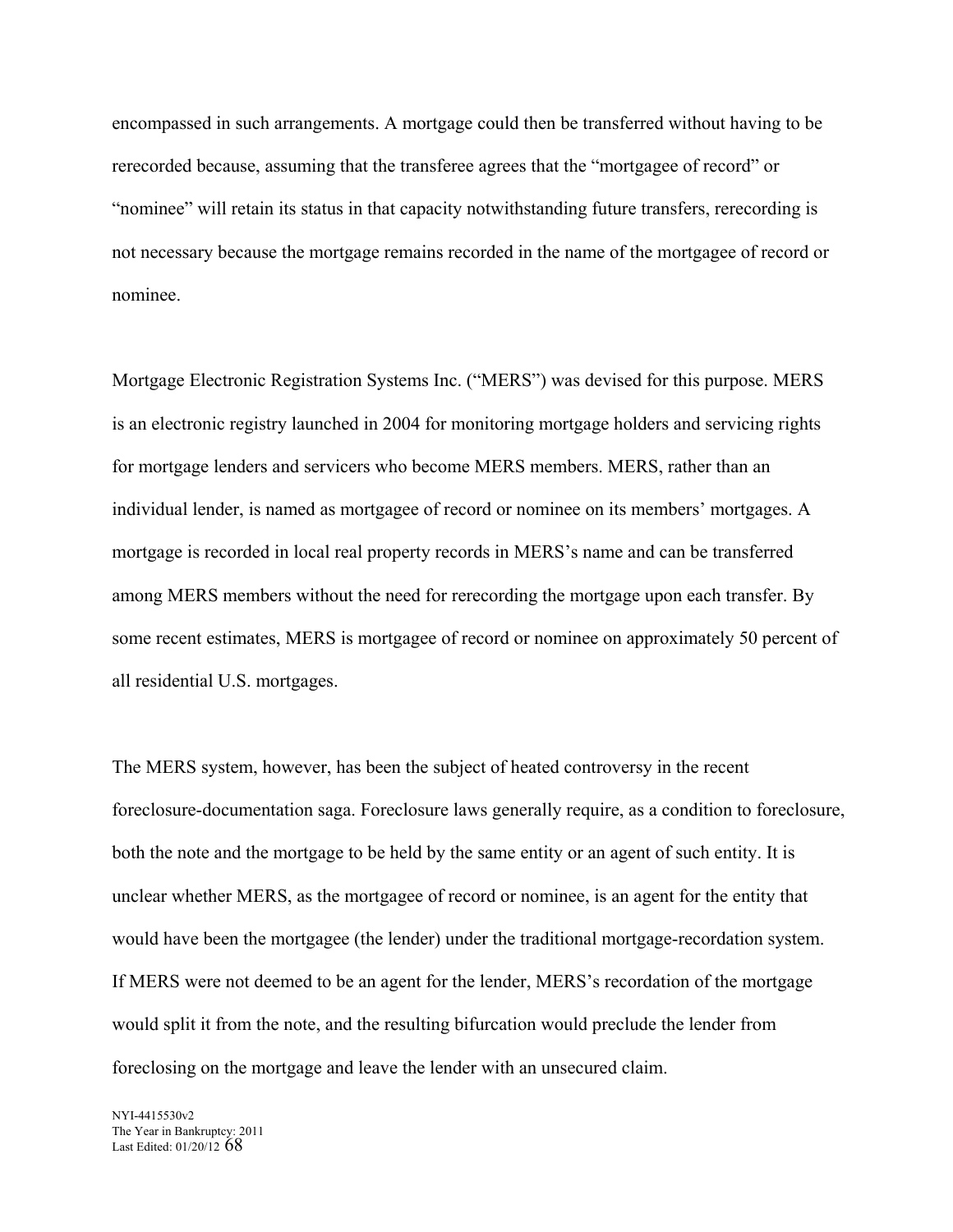encompassed in such arrangements. A mortgage could then be transferred without having to be rerecorded because, assuming that the transferee agrees that the "mortgagee of record" or "nominee" will retain its status in that capacity notwithstanding future transfers, rerecording is not necessary because the mortgage remains recorded in the name of the mortgagee of record or nominee.

Mortgage Electronic Registration Systems Inc. ("MERS") was devised for this purpose. MERS is an electronic registry launched in 2004 for monitoring mortgage holders and servicing rights for mortgage lenders and servicers who become MERS members. MERS, rather than an individual lender, is named as mortgagee of record or nominee on its members' mortgages. A mortgage is recorded in local real property records in MERS's name and can be transferred among MERS members without the need for rerecording the mortgage upon each transfer. By some recent estimates, MERS is mortgagee of record or nominee on approximately 50 percent of all residential U.S. mortgages.

The MERS system, however, has been the subject of heated controversy in the recent foreclosure-documentation saga. Foreclosure laws generally require, as a condition to foreclosure, both the note and the mortgage to be held by the same entity or an agent of such entity. It is unclear whether MERS, as the mortgagee of record or nominee, is an agent for the entity that would have been the mortgagee (the lender) under the traditional mortgage-recordation system. If MERS were not deemed to be an agent for the lender, MERS's recordation of the mortgage would split it from the note, and the resulting bifurcation would preclude the lender from foreclosing on the mortgage and leave the lender with an unsecured claim.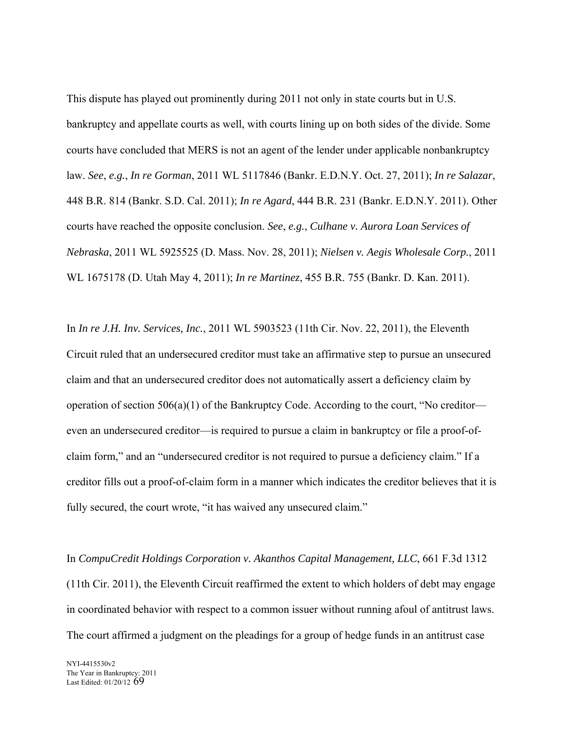This dispute has played out prominently during 2011 not only in state courts but in U.S. bankruptcy and appellate courts as well, with courts lining up on both sides of the divide. Some courts have concluded that MERS is not an agent of the lender under applicable nonbankruptcy law. *See*, *e.g.*, *In re Gorman*, 2011 WL 5117846 (Bankr. E.D.N.Y. Oct. 27, 2011); *In re Salazar*, 448 B.R. 814 (Bankr. S.D. Cal. 2011); *In re Agard*, 444 B.R. 231 (Bankr. E.D.N.Y. 2011). Other courts have reached the opposite conclusion. *See*, *e.g.*, *Culhane v. Aurora Loan Services of Nebraska*, 2011 WL 5925525 (D. Mass. Nov. 28, 2011); *Nielsen v. Aegis Wholesale Corp.*, 2011 WL 1675178 (D. Utah May 4, 2011); *In re Martinez*, 455 B.R. 755 (Bankr. D. Kan. 2011).

In *In re J.H. Inv. Services, Inc.*, 2011 WL 5903523 (11th Cir. Nov. 22, 2011), the Eleventh Circuit ruled that an undersecured creditor must take an affirmative step to pursue an unsecured claim and that an undersecured creditor does not automatically assert a deficiency claim by operation of section 506(a)(1) of the Bankruptcy Code. According to the court, "No creditor—even an undersecured creditor—is required to pursue a claim in bankruptcy or file a proof-of-claim form," and an "undersecured creditor is not required to pursue a deficiency claim." If a creditor fills out a proof-of-claim form in a manner which indicates the creditor believes that it is fully secured, the court wrote, "it has waived any unsecured claim."

In *CompuCredit Holdings Corporation v. Akanthos Capital Management, LLC*, 661 F.3d 1312 (11th Cir. 2011), the Eleventh Circuit reaffirmed the extent to which holders of debt may engage in coordinated behavior with respect to a common issuer without running afoul of antitrust laws. The court affirmed a judgment on the pleadings for a group of hedge funds in an antitrust case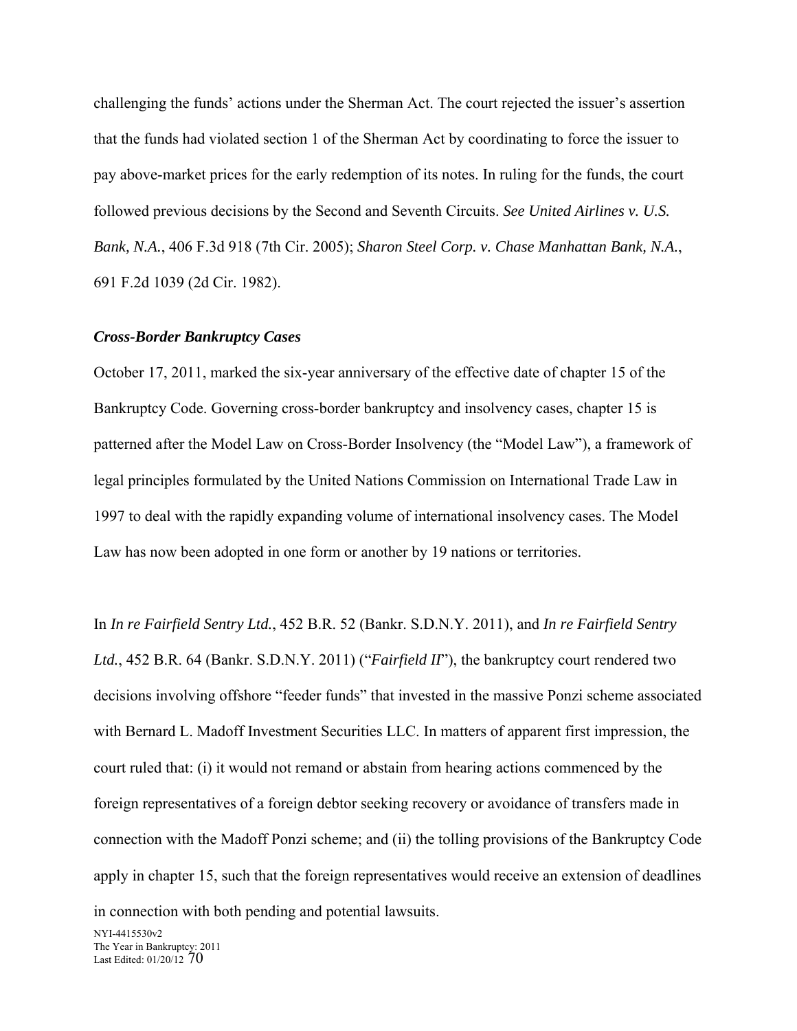challenging the funds' actions under the Sherman Act. The court rejected the issuer's assertion that the funds had violated section 1 of the Sherman Act by coordinating to force the issuer to pay above-market prices for the early redemption of its notes. In ruling for the funds, the court followed previous decisions by the Second and Seventh Circuits. *See United Airlines v. U.S. Bank, N.A.*, 406 F.3d 918 (7th Cir. 2005); *Sharon Steel Corp. v. Chase Manhattan Bank, N.A.*, 691 F.2d 1039 (2d Cir. 1982).

### *Cross-Border Bankruptcy Cases*

October 17, 2011, marked the six-year anniversary of the effective date of chapter 15 of the Bankruptcy Code. Governing cross-border bankruptcy and insolvency cases, chapter 15 is patterned after the Model Law on Cross-Border Insolvency (the "Model Law"), a framework of legal principles formulated by the United Nations Commission on International Trade Law in 1997 to deal with the rapidly expanding volume of international insolvency cases. The Model Law has now been adopted in one form or another by 19 nations or territories.

In *In re Fairfield Sentry Ltd.*, 452 B.R. 52 (Bankr. S.D.N.Y. 2011), and *In re Fairfield Sentry Ltd.*, 452 B.R. 64 (Bankr. S.D.N.Y. 2011) ("*Fairfield II*"), the bankruptcy court rendered two decisions involving offshore "feeder funds" that invested in the massive Ponzi scheme associated with Bernard L. Madoff Investment Securities LLC. In matters of apparent first impression, the court ruled that: (i) it would not remand or abstain from hearing actions commenced by the foreign representatives of a foreign debtor seeking recovery or avoidance of transfers made in connection with the Madoff Ponzi scheme; and (ii) the tolling provisions of the Bankruptcy Code apply in chapter 15, such that the foreign representatives would receive an extension of deadlines in connection with both pending and potential lawsuits.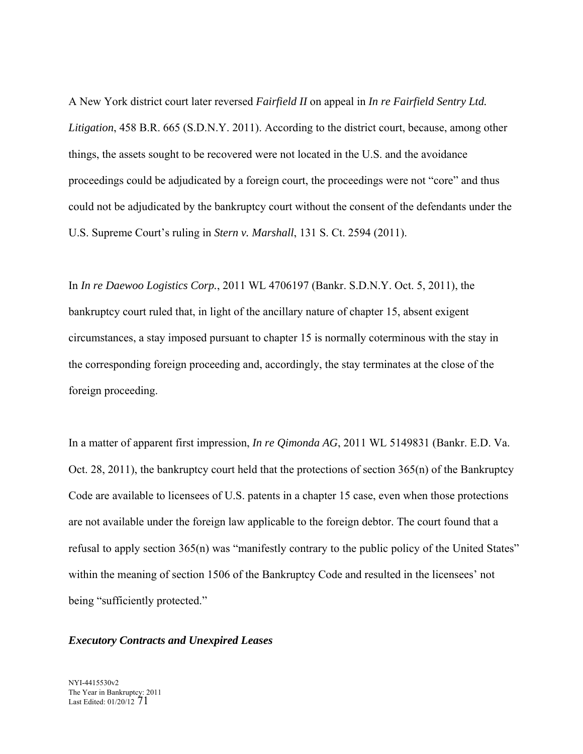A New York district court later reversed *Fairfield II* on appeal in *In re Fairfield Sentry Ltd. Litigation*, 458 B.R. 665 (S.D.N.Y. 2011). According to the district court, because, among other things, the assets sought to be recovered were not located in the U.S. and the avoidance proceedings could be adjudicated by a foreign court, the proceedings were not "core" and thus could not be adjudicated by the bankruptcy court without the consent of the defendants under the U.S. Supreme Court's ruling in *Stern v. Marshall*, 131 S. Ct. 2594 (2011).

In *In re Daewoo Logistics Corp.*, 2011 WL 4706197 (Bankr. S.D.N.Y. Oct. 5, 2011), the bankruptcy court ruled that, in light of the ancillary nature of chapter 15, absent exigent circumstances, a stay imposed pursuant to chapter 15 is normally coterminous with the stay in the corresponding foreign proceeding and, accordingly, the stay terminates at the close of the foreign proceeding.

In a matter of apparent first impression, *In re Qimonda AG*, 2011 WL 5149831 (Bankr. E.D. Va. Oct. 28, 2011), the bankruptcy court held that the protections of section 365(n) of the Bankruptcy Code are available to licensees of U.S. patents in a chapter 15 case, even when those protections are not available under the foreign law applicable to the foreign debtor. The court found that a refusal to apply section 365(n) was "manifestly contrary to the public policy of the United States" within the meaning of section 1506 of the Bankruptcy Code and resulted in the licensees' not being "sufficiently protected."

### *Executory Contracts and Unexpired Leases*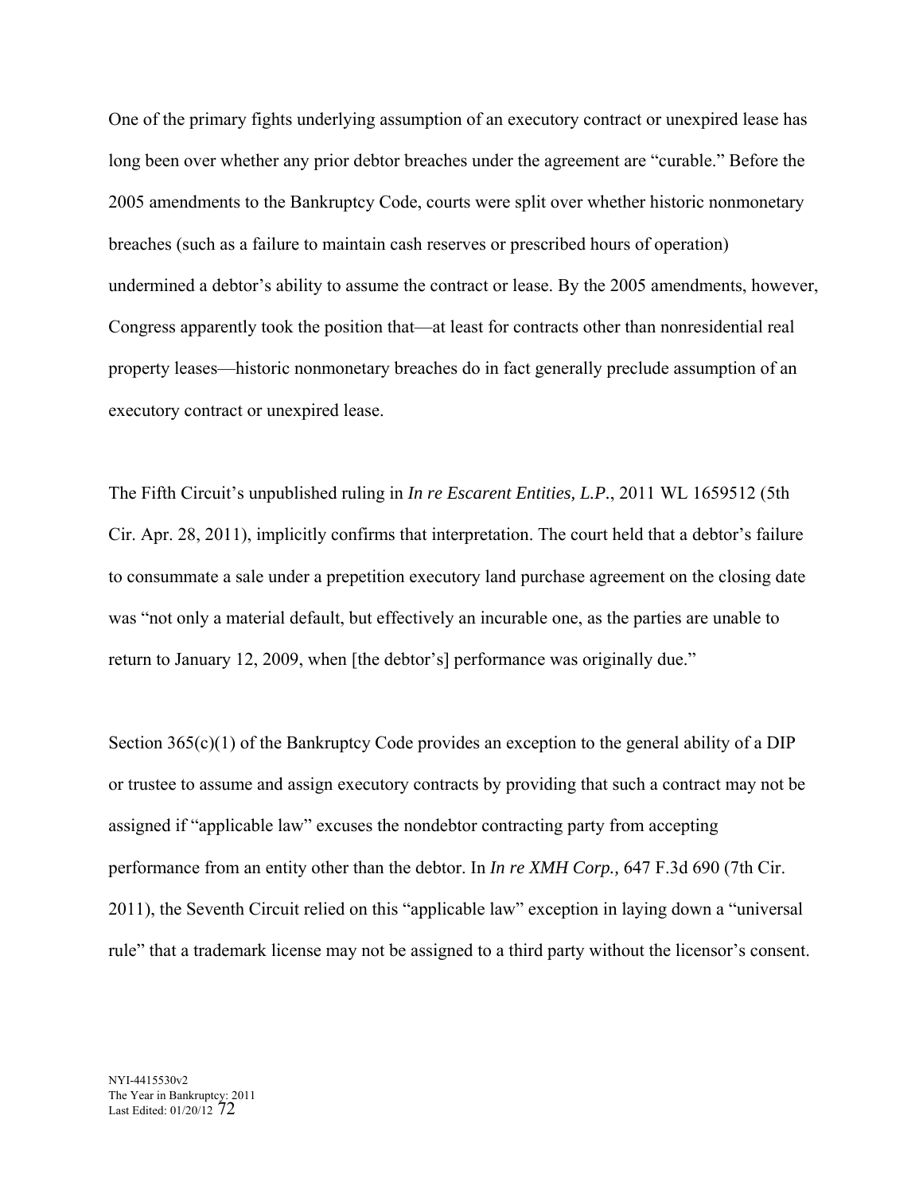One of the primary fights underlying assumption of an executory contract or unexpired lease has long been over whether any prior debtor breaches under the agreement are "curable." Before the 2005 amendments to the Bankruptcy Code, courts were split over whether historic nonmonetary breaches (such as a failure to maintain cash reserves or prescribed hours of operation) undermined a debtor's ability to assume the contract or lease. By the 2005 amendments, however, Congress apparently took the position that—at least for contracts other than nonresidential real property leases—historic nonmonetary breaches do in fact generally preclude assumption of an executory contract or unexpired lease.

The Fifth Circuit's unpublished ruling in *In re Escarent Entities, L.P.*, 2011 WL 1659512 (5th Cir. Apr. 28, 2011), implicitly confirms that interpretation. The court held that a debtor's failure to consummate a sale under a prepetition executory land purchase agreement on the closing date was "not only a material default, but effectively an incurable one, as the parties are unable to return to January 12, 2009, when [the debtor's] performance was originally due."

Section 365(c)(1) of the Bankruptcy Code provides an exception to the general ability of a DIP or trustee to assume and assign executory contracts by providing that such a contract may not be assigned if "applicable law" excuses the nondebtor contracting party from accepting performance from an entity other than the debtor. In *In re XMH Corp.,* 647 F.3d 690 (7th Cir. 2011), the Seventh Circuit relied on this "applicable law" exception in laying down a "universal rule" that a trademark license may not be assigned to a third party without the licensor's consent.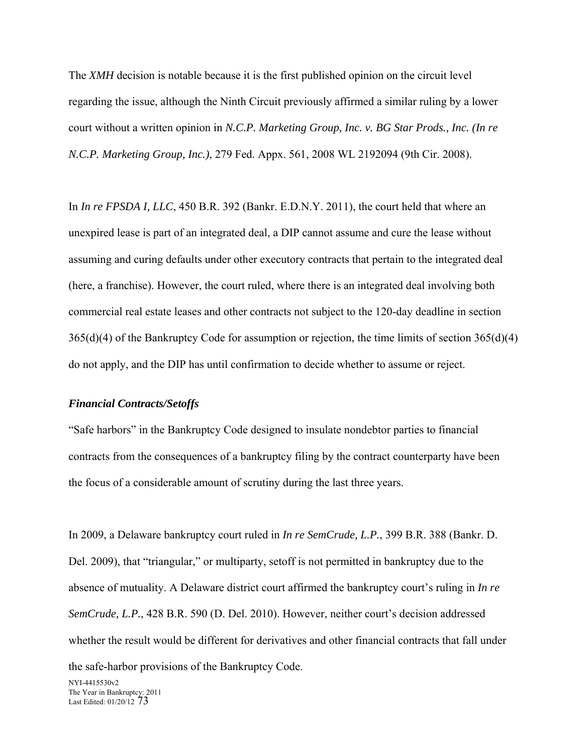The *XMH* decision is notable because it is the first published opinion on the circuit level regarding the issue, although the Ninth Circuit previously affirmed a similar ruling by a lower court without a written opinion in *N.C.P. Marketing Group, Inc. v. BG Star Prods., Inc. (In re N.C.P. Marketing Group, Inc.)*, 279 Fed. Appx. 561, 2008 WL 2192094 (9th Cir. 2008).

In *In re FPSDA I, LLC*, 450 B.R. 392 (Bankr. E.D.N.Y. 2011), the court held that where an unexpired lease is part of an integrated deal, a DIP cannot assume and cure the lease without assuming and curing defaults under other executory contracts that pertain to the integrated deal (here, a franchise). However, the court ruled, where there is an integrated deal involving both commercial real estate leases and other contracts not subject to the 120-day deadline in section 365(d)(4) of the Bankruptcy Code for assumption or rejection, the time limits of section 365(d)(4) do not apply, and the DIP has until confirmation to decide whether to assume or reject.

### *Financial Contracts/Setoffs*

"Safe harbors" in the Bankruptcy Code designed to insulate nondebtor parties to financial contracts from the consequences of a bankruptcy filing by the contract counterparty have been the focus of a considerable amount of scrutiny during the last three years.

In 2009, a Delaware bankruptcy court ruled in *In re SemCrude, L.P.*, 399 B.R. 388 (Bankr. D. Del. 2009), that "triangular," or multiparty, setoff is not permitted in bankruptcy due to the absence of mutuality. A Delaware district court affirmed the bankruptcy court's ruling in *In re SemCrude, L.P.*, 428 B.R. 590 (D. Del. 2010). However, neither court's decision addressed whether the result would be different for derivatives and other financial contracts that fall under the safe-harbor provisions of the Bankruptcy Code.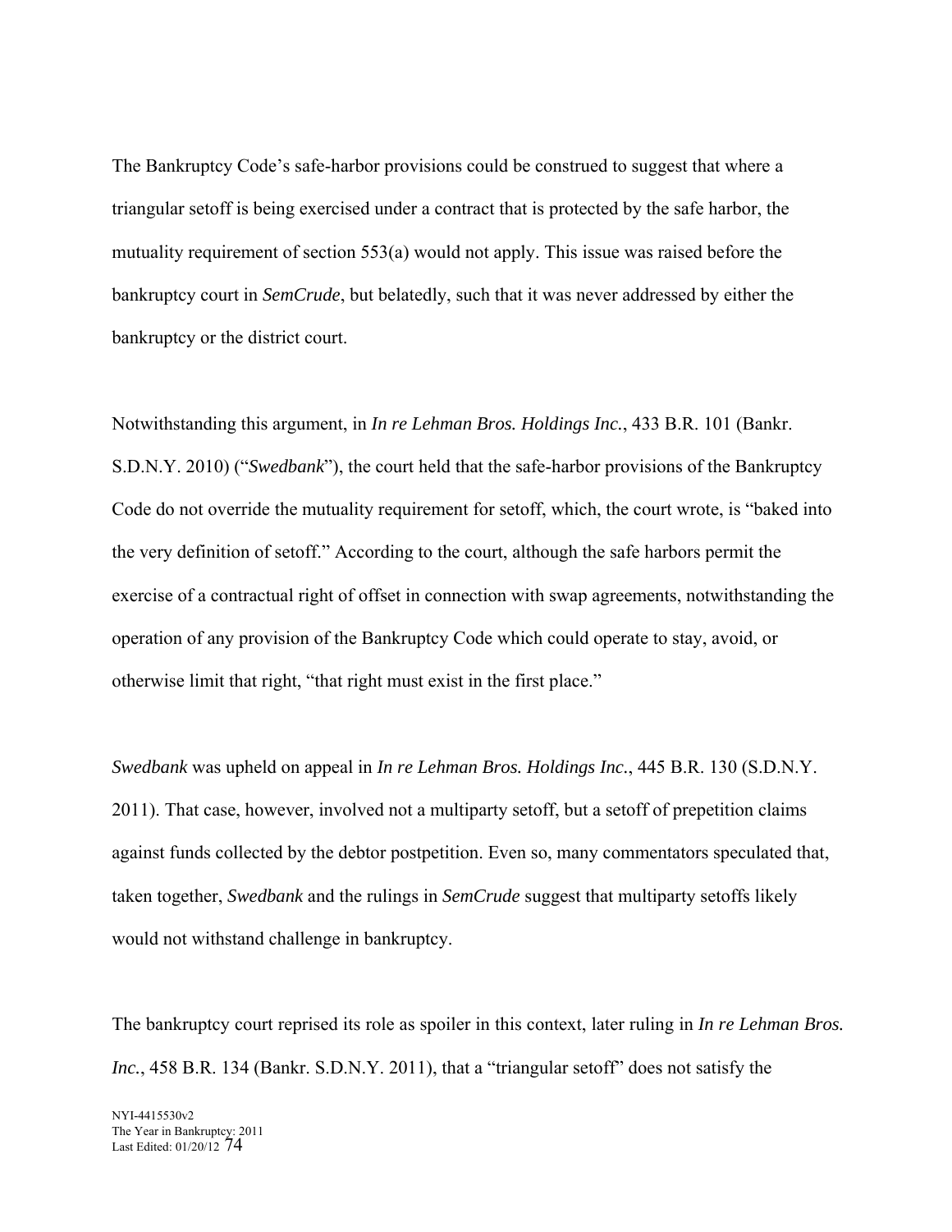The Bankruptcy Code's safe-harbor provisions could be construed to suggest that where a triangular setoff is being exercised under a contract that is protected by the safe harbor, the mutuality requirement of section 553(a) would not apply. This issue was raised before the bankruptcy court in *SemCrude*, but belatedly, such that it was never addressed by either the bankruptcy or the district court.

Notwithstanding this argument, in *In re Lehman Bros. Holdings Inc.*, 433 B.R. 101 (Bankr. S.D.N.Y. 2010) ("*Swedbank*"), the court held that the safe-harbor provisions of the Bankruptcy Code do not override the mutuality requirement for setoff, which, the court wrote, is "baked into the very definition of setoff." According to the court, although the safe harbors permit the exercise of a contractual right of offset in connection with swap agreements, notwithstanding the operation of any provision of the Bankruptcy Code which could operate to stay, avoid, or otherwise limit that right, "that right must exist in the first place."

*Swedbank* was upheld on appeal in *In re Lehman Bros. Holdings Inc.*, 445 B.R. 130 (S.D.N.Y. 2011). That case, however, involved not a multiparty setoff, but a setoff of prepetition claims against funds collected by the debtor postpetition. Even so, many commentators speculated that, taken together, *Swedbank* and the rulings in *SemCrude* suggest that multiparty setoffs likely would not withstand challenge in bankruptcy.

The bankruptcy court reprised its role as spoiler in this context, later ruling in *In re Lehman Bros. Inc.*, 458 B.R. 134 (Bankr. S.D.N.Y. 2011), that a "triangular setoff" does not satisfy the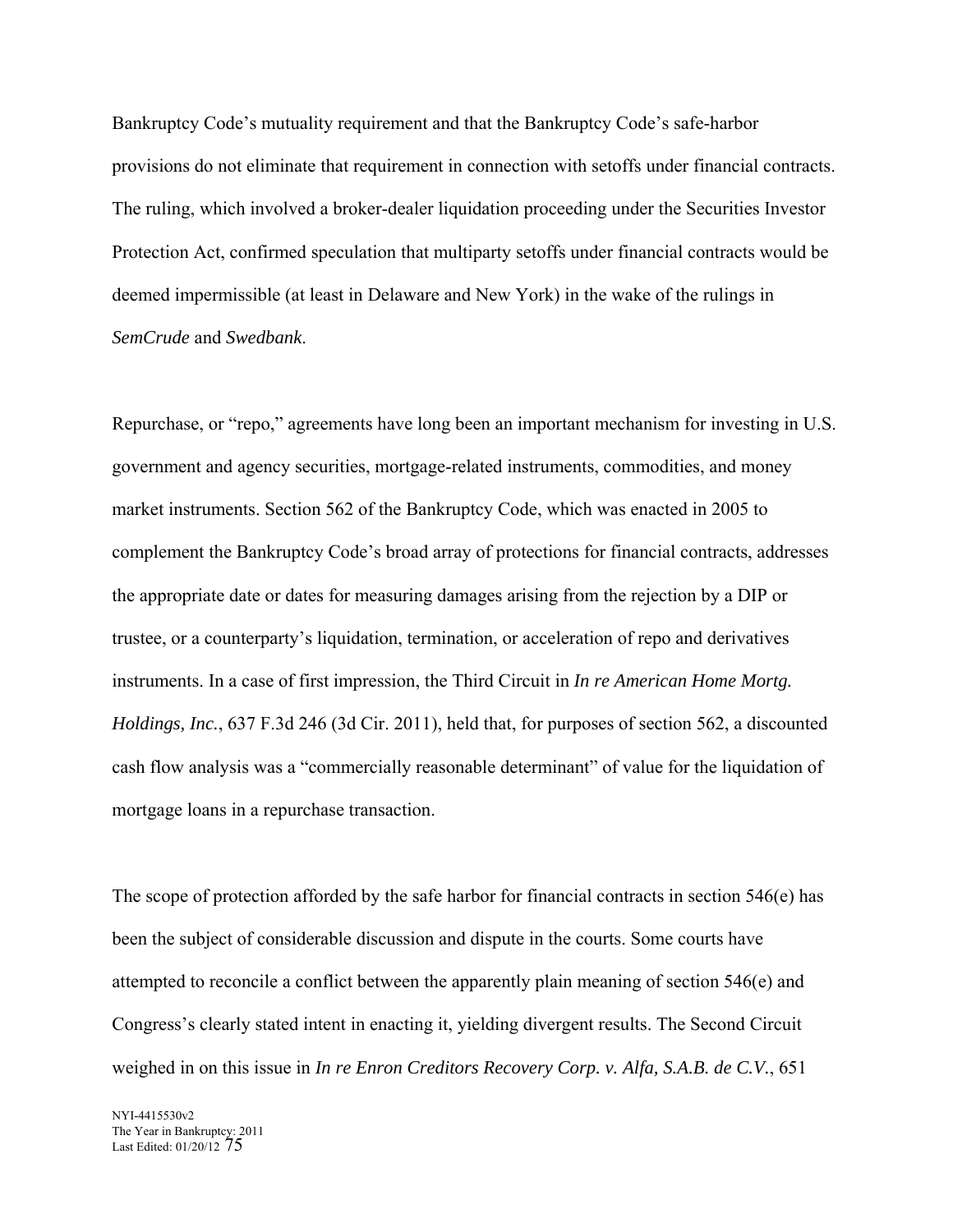Bankruptcy Code's mutuality requirement and that the Bankruptcy Code's safe-harbor provisions do not eliminate that requirement in connection with setoffs under financial contracts. The ruling, which involved a broker-dealer liquidation proceeding under the Securities Investor Protection Act, confirmed speculation that multiparty setoffs under financial contracts would be deemed impermissible (at least in Delaware and New York) in the wake of the rulings in *SemCrude* and *Swedbank*.

Repurchase, or "repo," agreements have long been an important mechanism for investing in U.S. government and agency securities, mortgage-related instruments, commodities, and money market instruments. Section 562 of the Bankruptcy Code, which was enacted in 2005 to complement the Bankruptcy Code's broad array of protections for financial contracts, addresses the appropriate date or dates for measuring damages arising from the rejection by a DIP or trustee, or a counterparty's liquidation, termination, or acceleration of repo and derivatives instruments. In a case of first impression, the Third Circuit in *In re American Home Mortg. Holdings, Inc.*, 637 F.3d 246 (3d Cir. 2011), held that, for purposes of section 562, a discounted cash flow analysis was a "commercially reasonable determinant" of value for the liquidation of mortgage loans in a repurchase transaction.

The scope of protection afforded by the safe harbor for financial contracts in section 546(e) has been the subject of considerable discussion and dispute in the courts. Some courts have attempted to reconcile a conflict between the apparently plain meaning of section 546(e) and Congress's clearly stated intent in enacting it, yielding divergent results. The Second Circuit weighed in on this issue in *In re Enron Creditors Recovery Corp. v. Alfa, S.A.B. de C.V.*, 651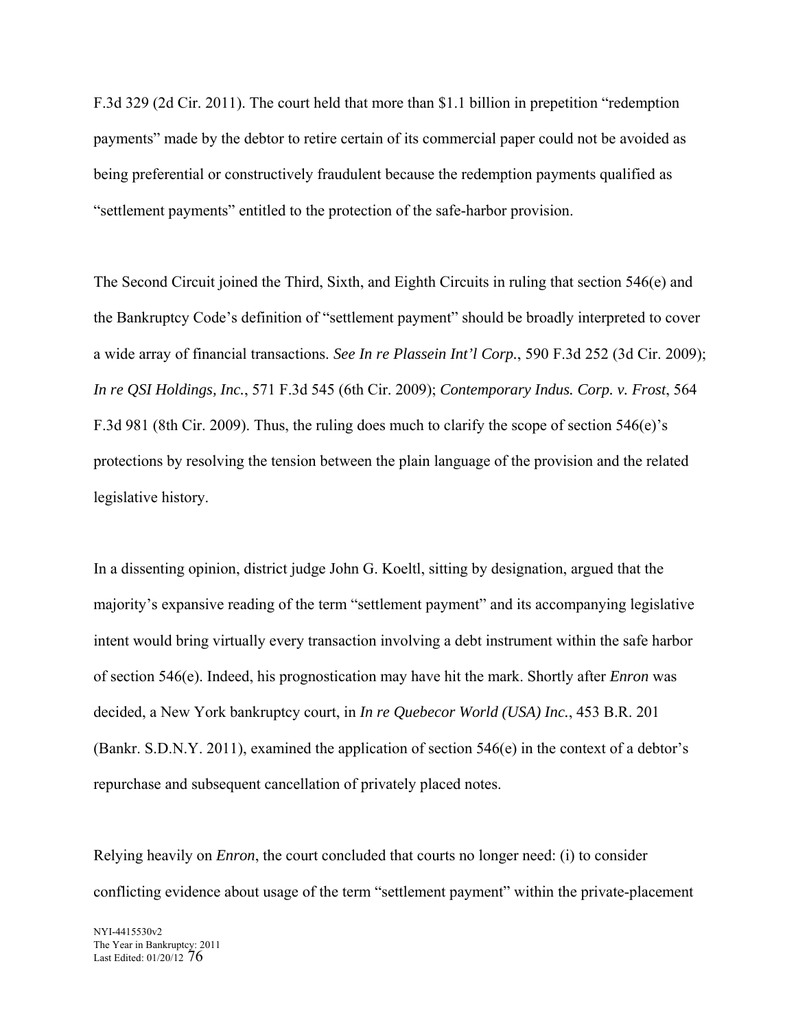F.3d 329 (2d Cir. 2011). The court held that more than $1.1 billion in prepetition "redemption payments" made by the debtor to retire certain of its commercial paper could not be avoided as being preferential or constructively fraudulent because the redemption payments qualified as "settlement payments" entitled to the protection of the safe-harbor provision.

The Second Circuit joined the Third, Sixth, and Eighth Circuits in ruling that section 546(e) and the Bankruptcy Code's definition of "settlement payment" should be broadly interpreted to cover a wide array of financial transactions. *See In re Plassein Int'l Corp.*, 590 F.3d 252 (3d Cir. 2009); *In re QSI Holdings, Inc.*, 571 F.3d 545 (6th Cir. 2009); *Contemporary Indus. Corp. v. Frost*, 564 F.3d 981 (8th Cir. 2009). Thus, the ruling does much to clarify the scope of section 546(e)'s protections by resolving the tension between the plain language of the provision and the related legislative history.

In a dissenting opinion, district judge John G. Koeltl, sitting by designation, argued that the majority's expansive reading of the term "settlement payment" and its accompanying legislative intent would bring virtually every transaction involving a debt instrument within the safe harbor of section 546(e). Indeed, his prognostication may have hit the mark. Shortly after *Enron* was decided, a New York bankruptcy court, in *In re Quebecor World (USA) Inc.*, 453 B.R. 201 (Bankr. S.D.N.Y. 2011), examined the application of section 546(e) in the context of a debtor's repurchase and subsequent cancellation of privately placed notes.

Relying heavily on *Enron*, the court concluded that courts no longer need: (i) to consider conflicting evidence about usage of the term "settlement payment" within the private-placement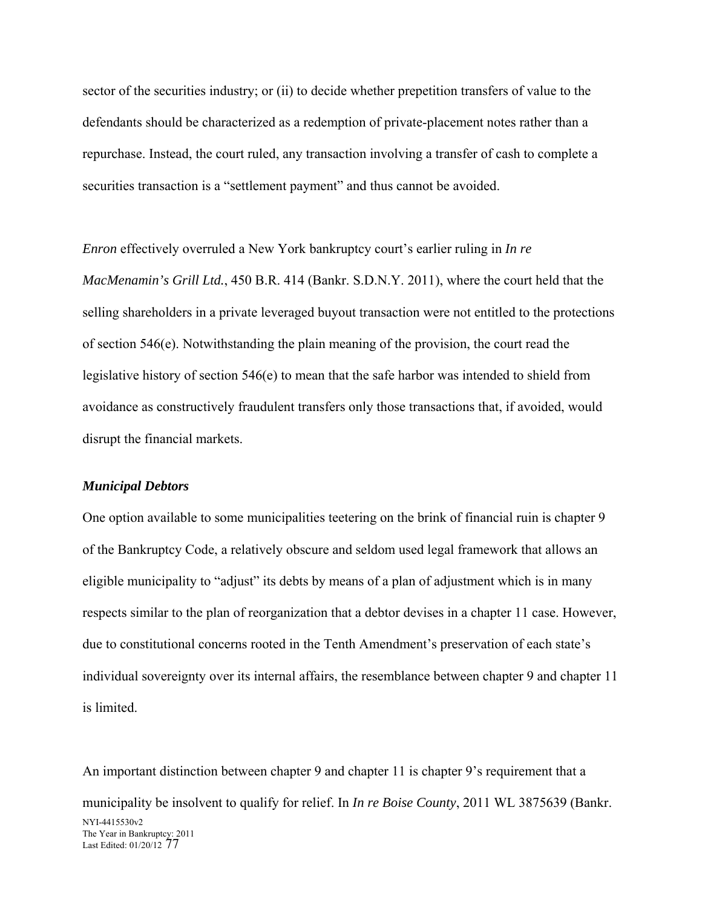sector of the securities industry; or (ii) to decide whether prepetition transfers of value to the defendants should be characterized as a redemption of private-placement notes rather than a repurchase. Instead, the court ruled, any transaction involving a transfer of cash to complete a securities transaction is a "settlement payment" and thus cannot be avoided.

*Enron* effectively overruled a New York bankruptcy court's earlier ruling in *In re MacMenamin's Grill Ltd.*, 450 B.R. 414 (Bankr. S.D.N.Y. 2011), where the court held that the selling shareholders in a private leveraged buyout transaction were not entitled to the protections of section 546(e). Notwithstanding the plain meaning of the provision, the court read the legislative history of section 546(e) to mean that the safe harbor was intended to shield from avoidance as constructively fraudulent transfers only those transactions that, if avoided, would disrupt the financial markets.

***Municipal Debtors***

One option available to some municipalities teetering on the brink of financial ruin is chapter 9 of the Bankruptcy Code, a relatively obscure and seldom used legal framework that allows an eligible municipality to "adjust" its debts by means of a plan of adjustment which is in many respects similar to the plan of reorganization that a debtor devises in a chapter 11 case. However, due to constitutional concerns rooted in the Tenth Amendment's preservation of each state's individual sovereignty over its internal affairs, the resemblance between chapter 9 and chapter 11 is limited.

An important distinction between chapter 9 and chapter 11 is chapter 9's requirement that a municipality be insolvent to qualify for relief. In *In re Boise County*, 2011 WL 3875639 (Bankr.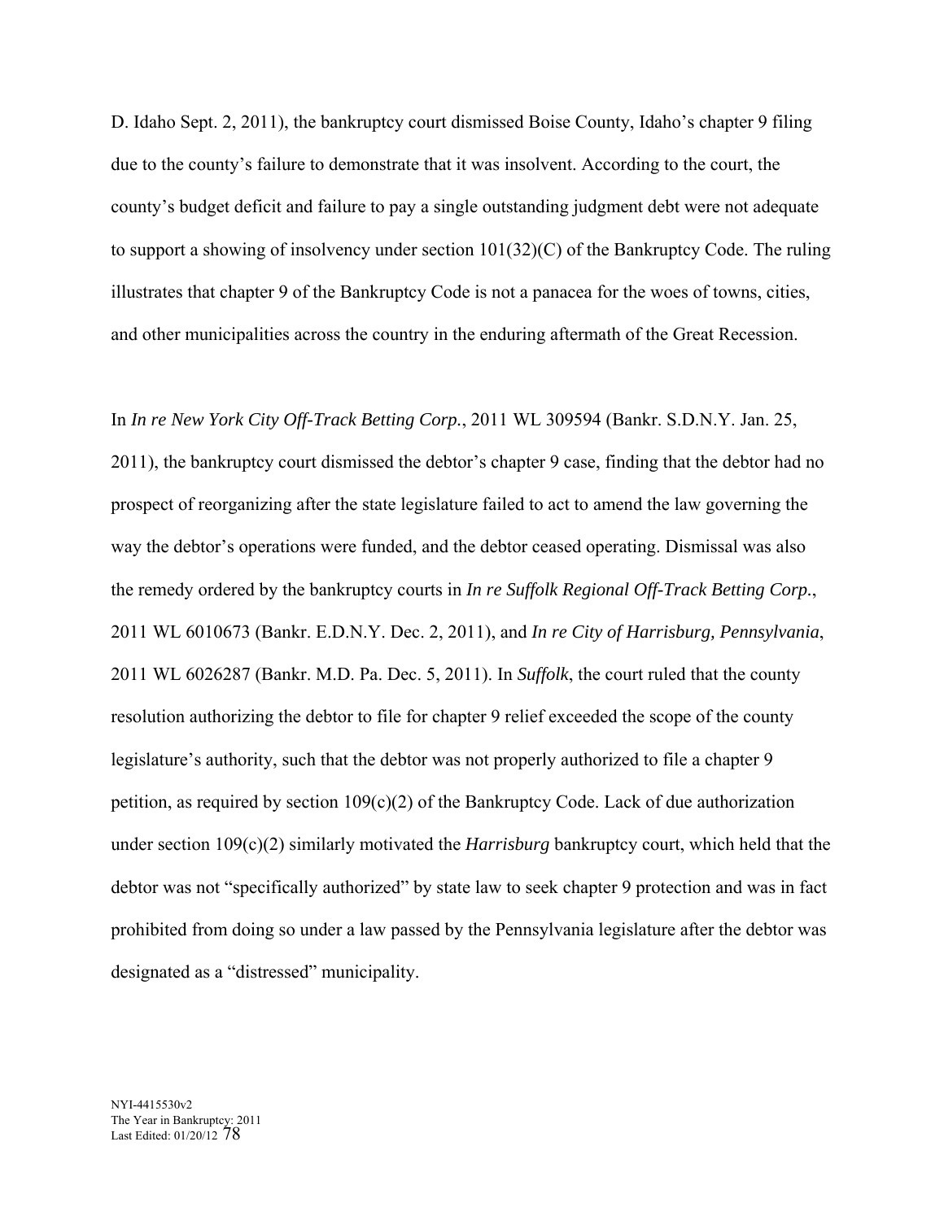D. Idaho Sept. 2, 2011), the bankruptcy court dismissed Boise County, Idaho's chapter 9 filing due to the county's failure to demonstrate that it was insolvent. According to the court, the county's budget deficit and failure to pay a single outstanding judgment debt were not adequate to support a showing of insolvency under section 101(32)(C) of the Bankruptcy Code. The ruling illustrates that chapter 9 of the Bankruptcy Code is not a panacea for the woes of towns, cities, and other municipalities across the country in the enduring aftermath of the Great Recession.

In *In re New York City Off-Track Betting Corp.*, 2011 WL 309594 (Bankr. S.D.N.Y. Jan. 25, 2011), the bankruptcy court dismissed the debtor's chapter 9 case, finding that the debtor had no prospect of reorganizing after the state legislature failed to act to amend the law governing the way the debtor's operations were funded, and the debtor ceased operating. Dismissal was also the remedy ordered by the bankruptcy courts in *In re Suffolk Regional Off-Track Betting Corp.*, 2011 WL 6010673 (Bankr. E.D.N.Y. Dec. 2, 2011), and *In re City of Harrisburg, Pennsylvania*, 2011 WL 6026287 (Bankr. M.D. Pa. Dec. 5, 2011). In *Suffolk*, the court ruled that the county resolution authorizing the debtor to file for chapter 9 relief exceeded the scope of the county legislature's authority, such that the debtor was not properly authorized to file a chapter 9 petition, as required by section 109(c)(2) of the Bankruptcy Code. Lack of due authorization under section 109(c)(2) similarly motivated the *Harrisburg* bankruptcy court, which held that the debtor was not "specifically authorized" by state law to seek chapter 9 protection and was in fact prohibited from doing so under a law passed by the Pennsylvania legislature after the debtor was designated as a "distressed" municipality.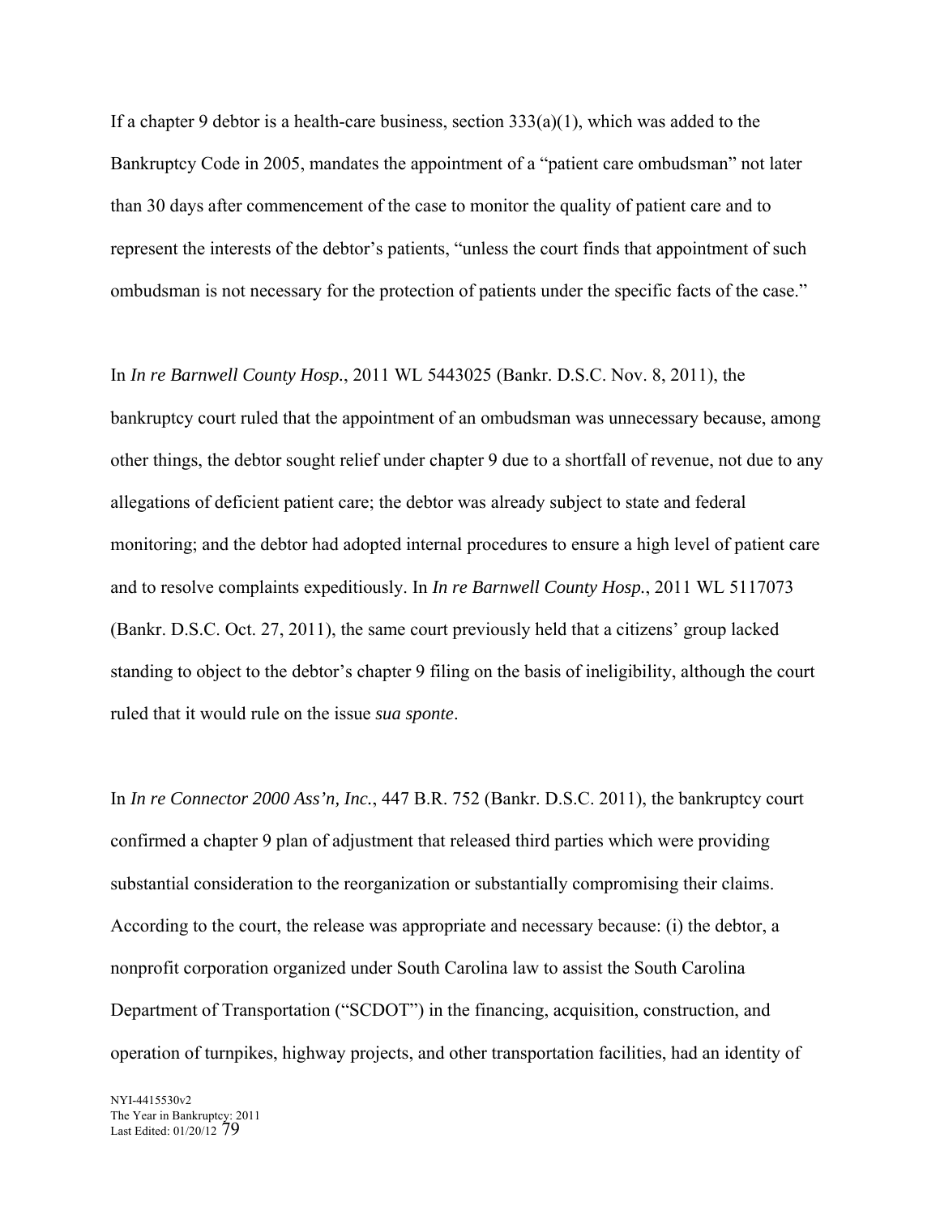If a chapter 9 debtor is a health-care business, section 333(a)(1), which was added to the Bankruptcy Code in 2005, mandates the appointment of a "patient care ombudsman" not later than 30 days after commencement of the case to monitor the quality of patient care and to represent the interests of the debtor's patients, "unless the court finds that appointment of such ombudsman is not necessary for the protection of patients under the specific facts of the case."

In *In re Barnwell County Hosp.*, 2011 WL 5443025 (Bankr. D.S.C. Nov. 8, 2011), the bankruptcy court ruled that the appointment of an ombudsman was unnecessary because, among other things, the debtor sought relief under chapter 9 due to a shortfall of revenue, not due to any allegations of deficient patient care; the debtor was already subject to state and federal monitoring; and the debtor had adopted internal procedures to ensure a high level of patient care and to resolve complaints expeditiously. In *In re Barnwell County Hosp.*, 2011 WL 5117073 (Bankr. D.S.C. Oct. 27, 2011), the same court previously held that a citizens' group lacked standing to object to the debtor's chapter 9 filing on the basis of ineligibility, although the court ruled that it would rule on the issue *sua sponte*.

In *In re Connector 2000 Ass'n, Inc.*, 447 B.R. 752 (Bankr. D.S.C. 2011), the bankruptcy court confirmed a chapter 9 plan of adjustment that released third parties which were providing substantial consideration to the reorganization or substantially compromising their claims. According to the court, the release was appropriate and necessary because: (i) the debtor, a nonprofit corporation organized under South Carolina law to assist the South Carolina Department of Transportation ("SCDOT") in the financing, acquisition, construction, and operation of turnpikes, highway projects, and other transportation facilities, had an identity of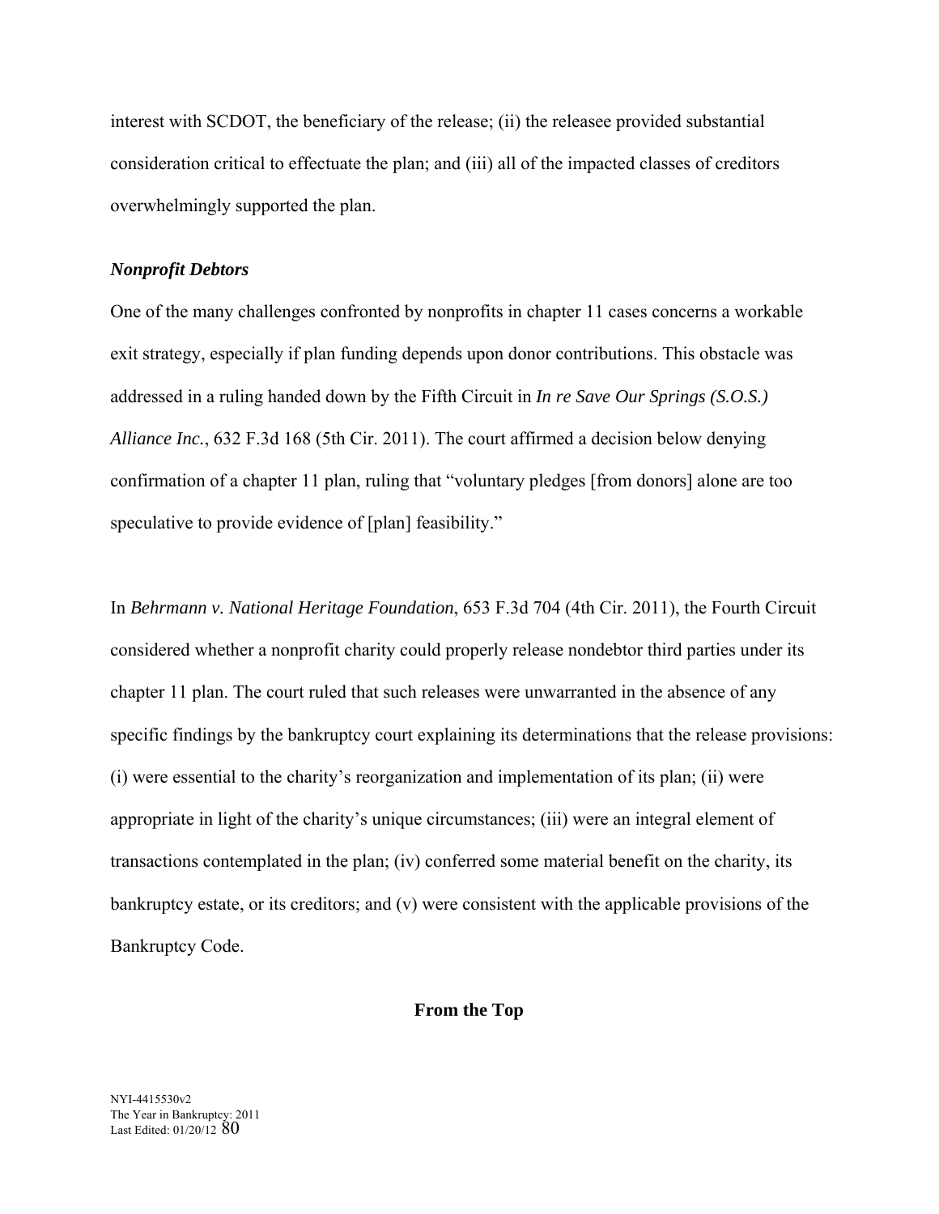interest with SCDOT, the beneficiary of the release; (ii) the releasee provided substantial consideration critical to effectuate the plan; and (iii) all of the impacted classes of creditors overwhelmingly supported the plan.

***Nonprofit Debtors***

One of the many challenges confronted by nonprofits in chapter 11 cases concerns a workable exit strategy, especially if plan funding depends upon donor contributions. This obstacle was addressed in a ruling handed down by the Fifth Circuit in *In re Save Our Springs (S.O.S.) Alliance Inc.*, 632 F.3d 168 (5th Cir. 2011). The court affirmed a decision below denying confirmation of a chapter 11 plan, ruling that "voluntary pledges [from donors] alone are too speculative to provide evidence of [plan] feasibility."

In *Behrmann v. National Heritage Foundation*, 653 F.3d 704 (4th Cir. 2011), the Fourth Circuit considered whether a nonprofit charity could properly release nondebtor third parties under its chapter 11 plan. The court ruled that such releases were unwarranted in the absence of any specific findings by the bankruptcy court explaining its determinations that the release provisions: (i) were essential to the charity's reorganization and implementation of its plan; (ii) were appropriate in light of the charity's unique circumstances; (iii) were an integral element of transactions contemplated in the plan; (iv) conferred some material benefit on the charity, its bankruptcy estate, or its creditors; and (v) were consistent with the applicable provisions of the Bankruptcy Code.

**From the Top**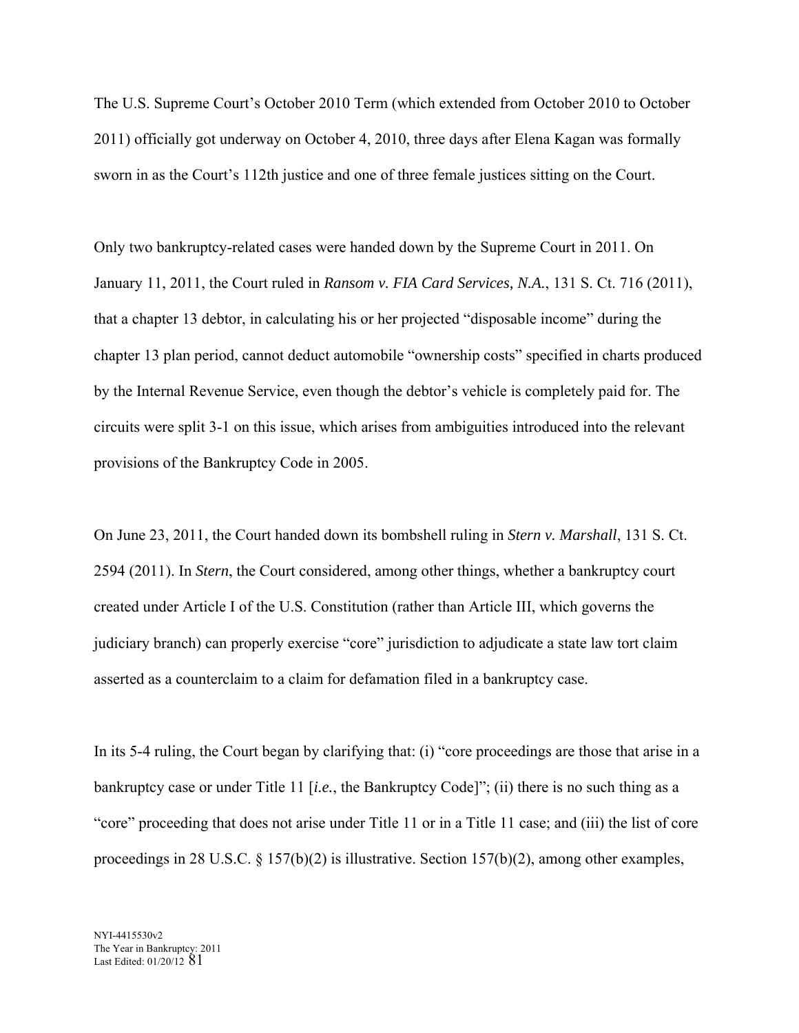The U.S. Supreme Court's October 2010 Term (which extended from October 2010 to October 2011) officially got underway on October 4, 2010, three days after Elena Kagan was formally sworn in as the Court's 112th justice and one of three female justices sitting on the Court.

Only two bankruptcy-related cases were handed down by the Supreme Court in 2011. On January 11, 2011, the Court ruled in *Ransom v. FIA Card Services, N.A.*, 131 S. Ct. 716 (2011), that a chapter 13 debtor, in calculating his or her projected "disposable income" during the chapter 13 plan period, cannot deduct automobile "ownership costs" specified in charts produced by the Internal Revenue Service, even though the debtor's vehicle is completely paid for. The circuits were split 3-1 on this issue, which arises from ambiguities introduced into the relevant provisions of the Bankruptcy Code in 2005.

On June 23, 2011, the Court handed down its bombshell ruling in *Stern v. Marshall*, 131 S. Ct. 2594 (2011). In *Stern*, the Court considered, among other things, whether a bankruptcy court created under Article I of the U.S. Constitution (rather than Article III, which governs the judiciary branch) can properly exercise "core" jurisdiction to adjudicate a state law tort claim asserted as a counterclaim to a claim for defamation filed in a bankruptcy case.

In its 5-4 ruling, the Court began by clarifying that: (i) "core proceedings are those that arise in a bankruptcy case or under Title 11 [*i.e.*, the Bankruptcy Code]"; (ii) there is no such thing as a "core" proceeding that does not arise under Title 11 or in a Title 11 case; and (iii) the list of core proceedings in 28 U.S.C. § 157(b)(2) is illustrative. Section 157(b)(2), among other examples,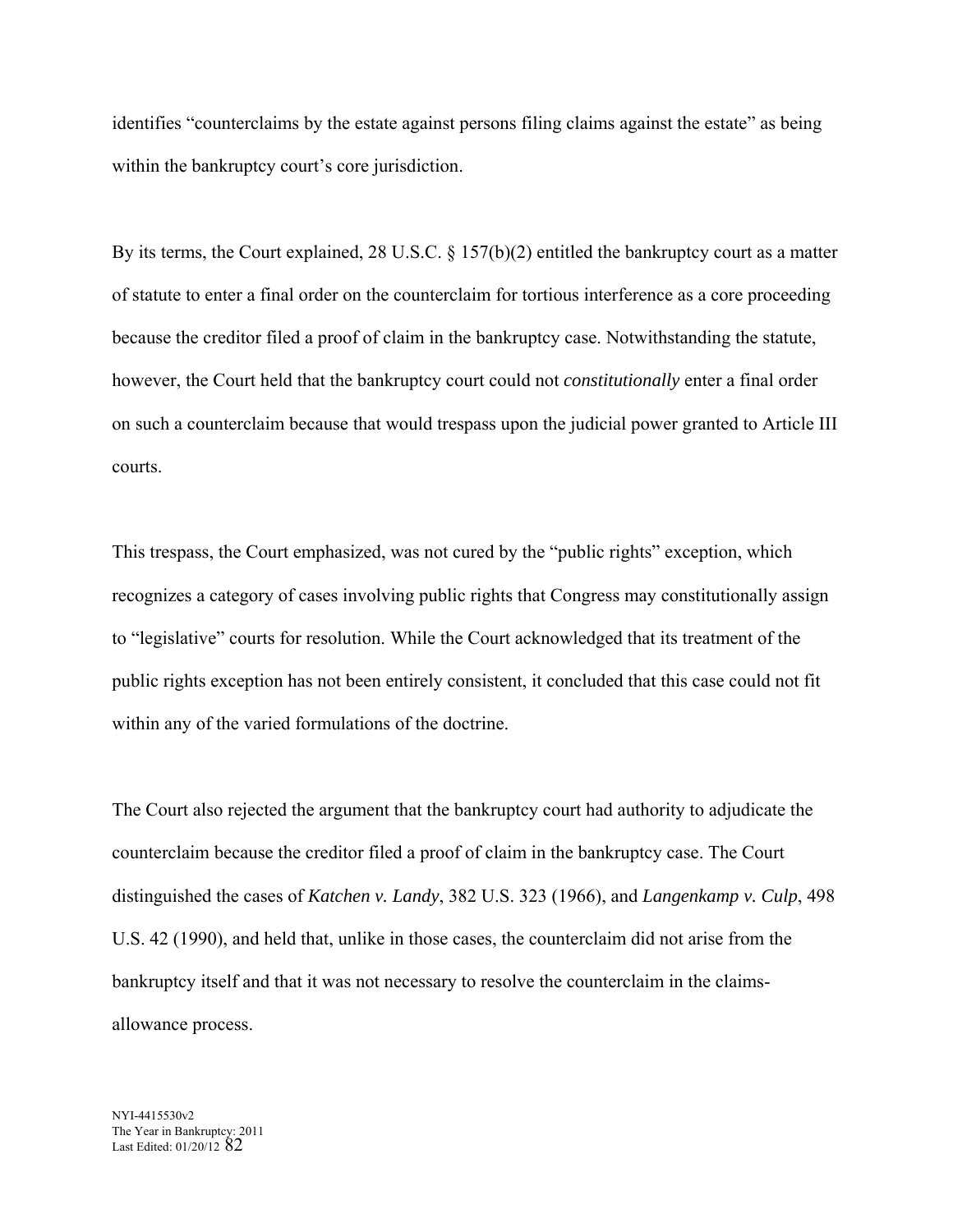identifies "counterclaims by the estate against persons filing claims against the estate" as being within the bankruptcy court's core jurisdiction.

By its terms, the Court explained, 28 U.S.C. § 157(b)(2) entitled the bankruptcy court as a matter of statute to enter a final order on the counterclaim for tortious interference as a core proceeding because the creditor filed a proof of claim in the bankruptcy case. Notwithstanding the statute, however, the Court held that the bankruptcy court could not *constitutionally* enter a final order on such a counterclaim because that would trespass upon the judicial power granted to Article III courts.

This trespass, the Court emphasized, was not cured by the "public rights" exception, which recognizes a category of cases involving public rights that Congress may constitutionally assign to "legislative" courts for resolution. While the Court acknowledged that its treatment of the public rights exception has not been entirely consistent, it concluded that this case could not fit within any of the varied formulations of the doctrine.

The Court also rejected the argument that the bankruptcy court had authority to adjudicate the counterclaim because the creditor filed a proof of claim in the bankruptcy case. The Court distinguished the cases of *Katchen v. Landy*, 382 U.S. 323 (1966), and *Langenkamp v. Culp*, 498 U.S. 42 (1990), and held that, unlike in those cases, the counterclaim did not arise from the bankruptcy itself and that it was not necessary to resolve the counterclaim in the claims-allowance process.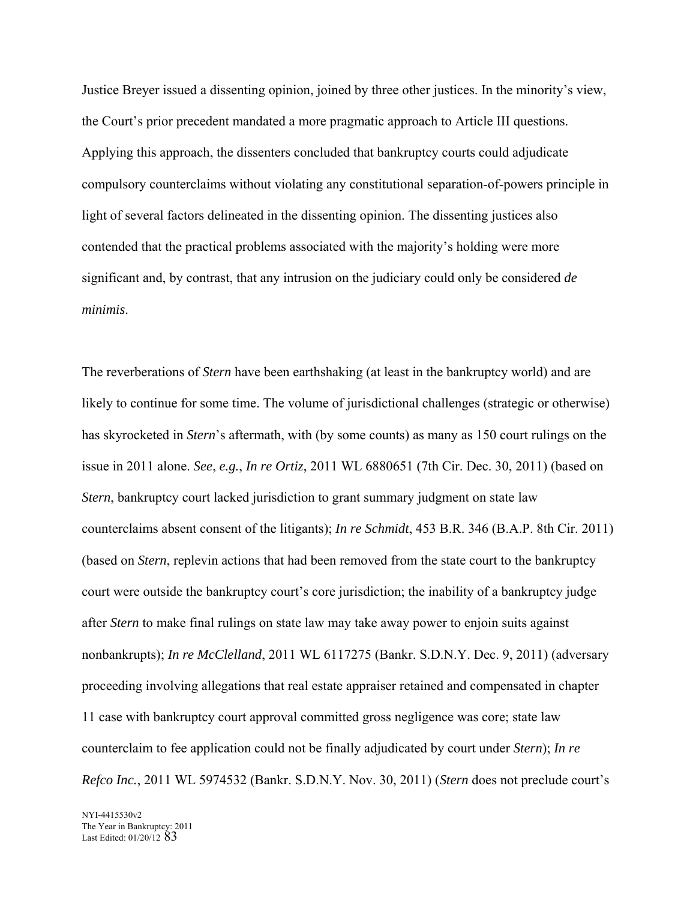Justice Breyer issued a dissenting opinion, joined by three other justices. In the minority's view, the Court's prior precedent mandated a more pragmatic approach to Article III questions. Applying this approach, the dissenters concluded that bankruptcy courts could adjudicate compulsory counterclaims without violating any constitutional separation-of-powers principle in light of several factors delineated in the dissenting opinion. The dissenting justices also contended that the practical problems associated with the majority's holding were more significant and, by contrast, that any intrusion on the judiciary could only be considered *de minimis*.

The reverberations of *Stern* have been earthshaking (at least in the bankruptcy world) and are likely to continue for some time. The volume of jurisdictional challenges (strategic or otherwise) has skyrocketed in *Stern*'s aftermath, with (by some counts) as many as 150 court rulings on the issue in 2011 alone. *See*, *e.g.*, *In re Ortiz*, 2011 WL 6880651 (7th Cir. Dec. 30, 2011) (based on *Stern*, bankruptcy court lacked jurisdiction to grant summary judgment on state law counterclaims absent consent of the litigants); *In re Schmidt*, 453 B.R. 346 (B.A.P. 8th Cir. 2011) (based on *Stern*, replevin actions that had been removed from the state court to the bankruptcy court were outside the bankruptcy court's core jurisdiction; the inability of a bankruptcy judge after *Stern* to make final rulings on state law may take away power to enjoin suits against nonbankrupts); *In re McClelland*, 2011 WL 6117275 (Bankr. S.D.N.Y. Dec. 9, 2011) (adversary proceeding involving allegations that real estate appraiser retained and compensated in chapter 11 case with bankruptcy court approval committed gross negligence was core; state law counterclaim to fee application could not be finally adjudicated by court under *Stern*); *In re Refco Inc.*, 2011 WL 5974532 (Bankr. S.D.N.Y. Nov. 30, 2011) (*Stern* does not preclude court's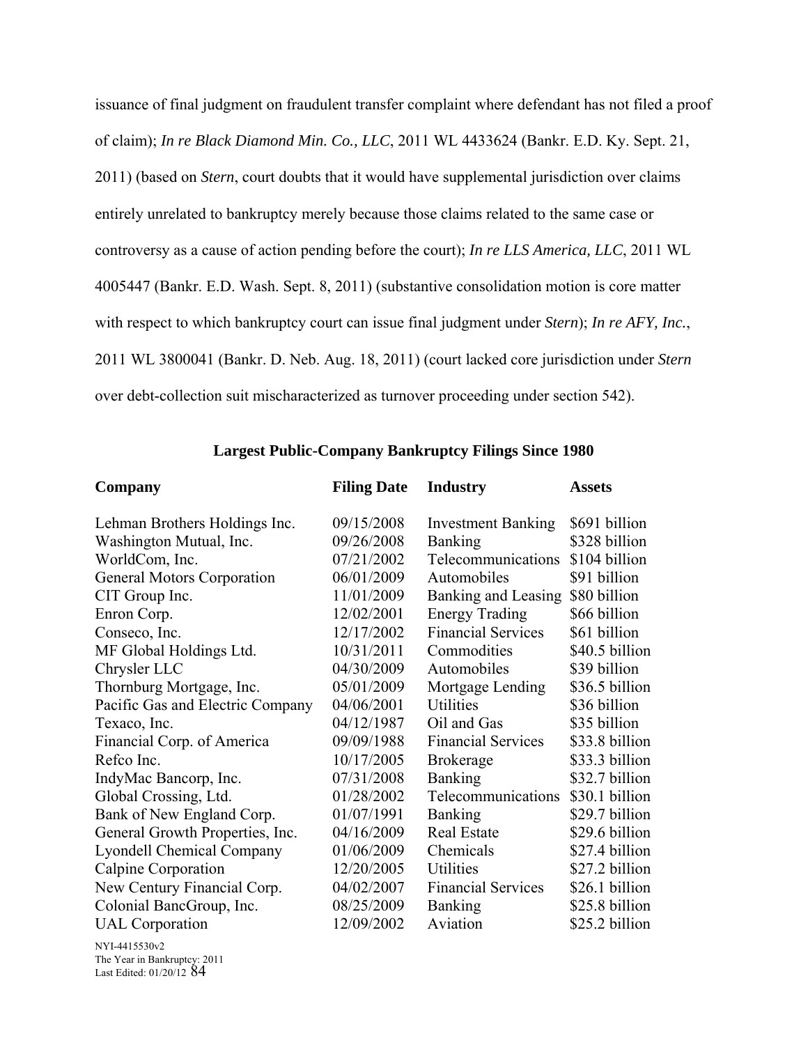issuance of final judgment on fraudulent transfer complaint where defendant has not filed a proof of claim); *In re Black Diamond Min. Co., LLC*, 2011 WL 4433624 (Bankr. E.D. Ky. Sept. 21, 2011) (based on *Stern*, court doubts that it would have supplemental jurisdiction over claims entirely unrelated to bankruptcy merely because those claims related to the same case or controversy as a cause of action pending before the court); *In re LLS America, LLC*, 2011 WL 4005447 (Bankr. E.D. Wash. Sept. 8, 2011) (substantive consolidation motion is core matter with respect to which bankruptcy court can issue final judgment under *Stern*); *In re AFY, Inc.*, 2011 WL 3800041 (Bankr. D. Neb. Aug. 18, 2011) (court lacked core jurisdiction under *Stern* over debt-collection suit mischaracterized as turnover proceeding under section 542).

**Largest Public-Company Bankruptcy Filings Since 1980**

| Company | Filing Date | Industry | Assets |
|---|---|---|---|
| Lehman Brothers Holdings Inc. | 09/15/2008 | Investment Banking | $691 billion |
| Washington Mutual, Inc. | 09/26/2008 | Banking | $328 billion |
| WorldCom, Inc. | 07/21/2002 | Telecommunications | $104 billion |
| General Motors Corporation | 06/01/2009 | Automobiles | $91 billion |
| CIT Group Inc. | 11/01/2009 | Banking and Leasing | $80 billion |
| Enron Corp. | 12/02/2001 | Energy Trading | $66 billion |
| Conseco, Inc. | 12/17/2002 | Financial Services | $61 billion |
| MF Global Holdings Ltd. | 10/31/2011 | Commodities | $40.5 billion |
| Chrysler LLC | 04/30/2009 | Automobiles | $39 billion |
| Thornburg Mortgage, Inc. | 05/01/2009 | Mortgage Lending | $36.5 billion |
| Pacific Gas and Electric Company | 04/06/2001 | Utilities | $36 billion |
| Texaco, Inc. | 04/12/1987 | Oil and Gas | $35 billion |
| Financial Corp. of America | 09/09/1988 | Financial Services | $33.8 billion |
| Refco Inc. | 10/17/2005 | Brokerage | $33.3 billion |
| IndyMac Bancorp, Inc. | 07/31/2008 | Banking | $32.7 billion |
| Global Crossing, Ltd. | 01/28/2002 | Telecommunications | $30.1 billion |
| Bank of New England Corp. | 01/07/1991 | Banking | $29.7 billion |
| General Growth Properties, Inc. | 04/16/2009 | Real Estate | $29.6 billion |
| Lyondell Chemical Company | 01/06/2009 | Chemicals | $27.4 billion |
| Calpine Corporation | 12/20/2005 | Utilities | $27.2 billion |
| New Century Financial Corp. | 04/02/2007 | Financial Services | $26.1 billion |
| Colonial BancGroup, Inc. | 08/25/2009 | Banking | $25.8 billion |
| UAL Corporation | 12/09/2002 | Aviation | $25.2 billion |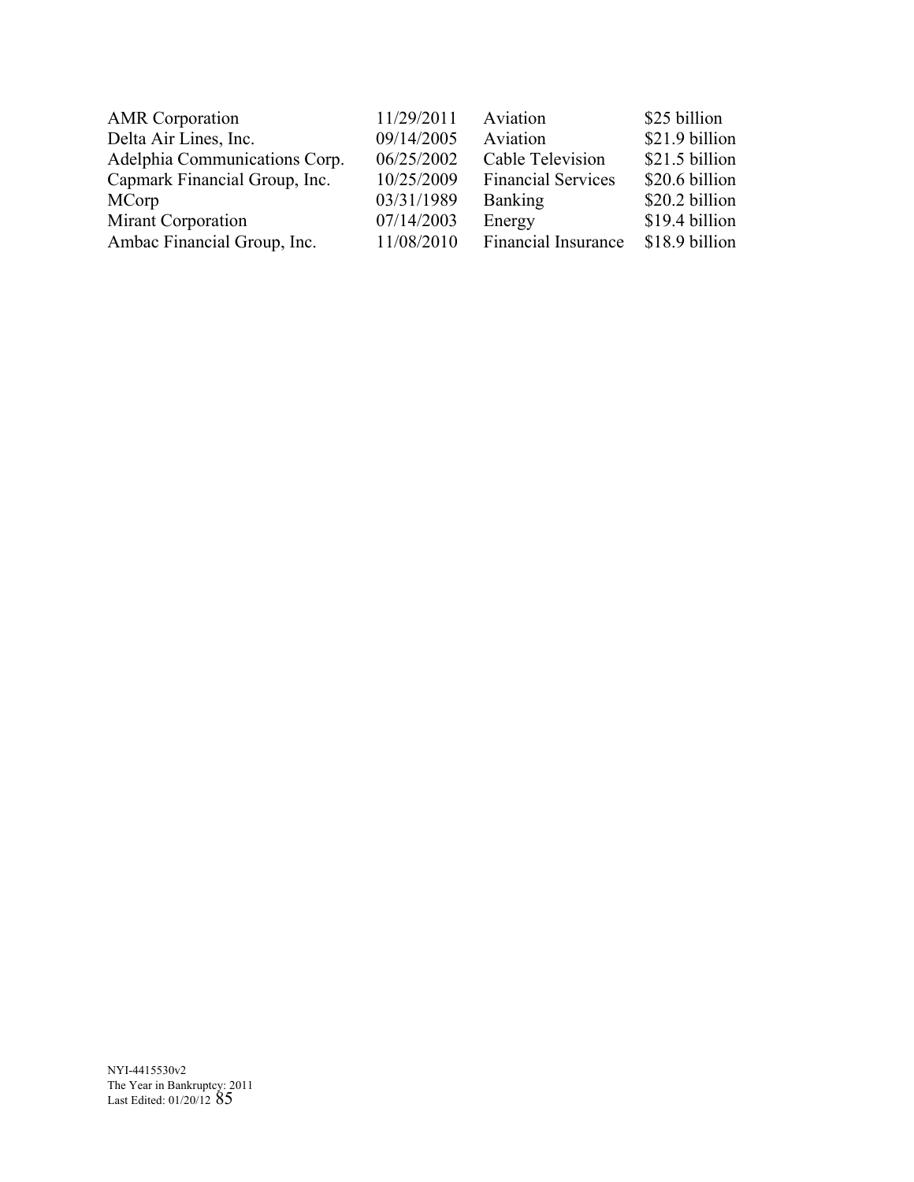| | | | |
|---|---|---|---|
| AMR Corporation | 11/29/2011 | Aviation | $25 billion |
| Delta Air Lines, Inc. | 09/14/2005 | Aviation | $21.9 billion |
| Adelphia Communications Corp. | 06/25/2002 | Cable Television | $21.5 billion |
| Capmark Financial Group, Inc. | 10/25/2009 | Financial Services | $20.6 billion |
| MCorp | 03/31/1989 | Banking | $20.2 billion |
| Mirant Corporation | 07/14/2003 | Energy | $19.4 billion |
| Ambac Financial Group, Inc. | 11/08/2010 | Financial Insurance | $18.9 billion |